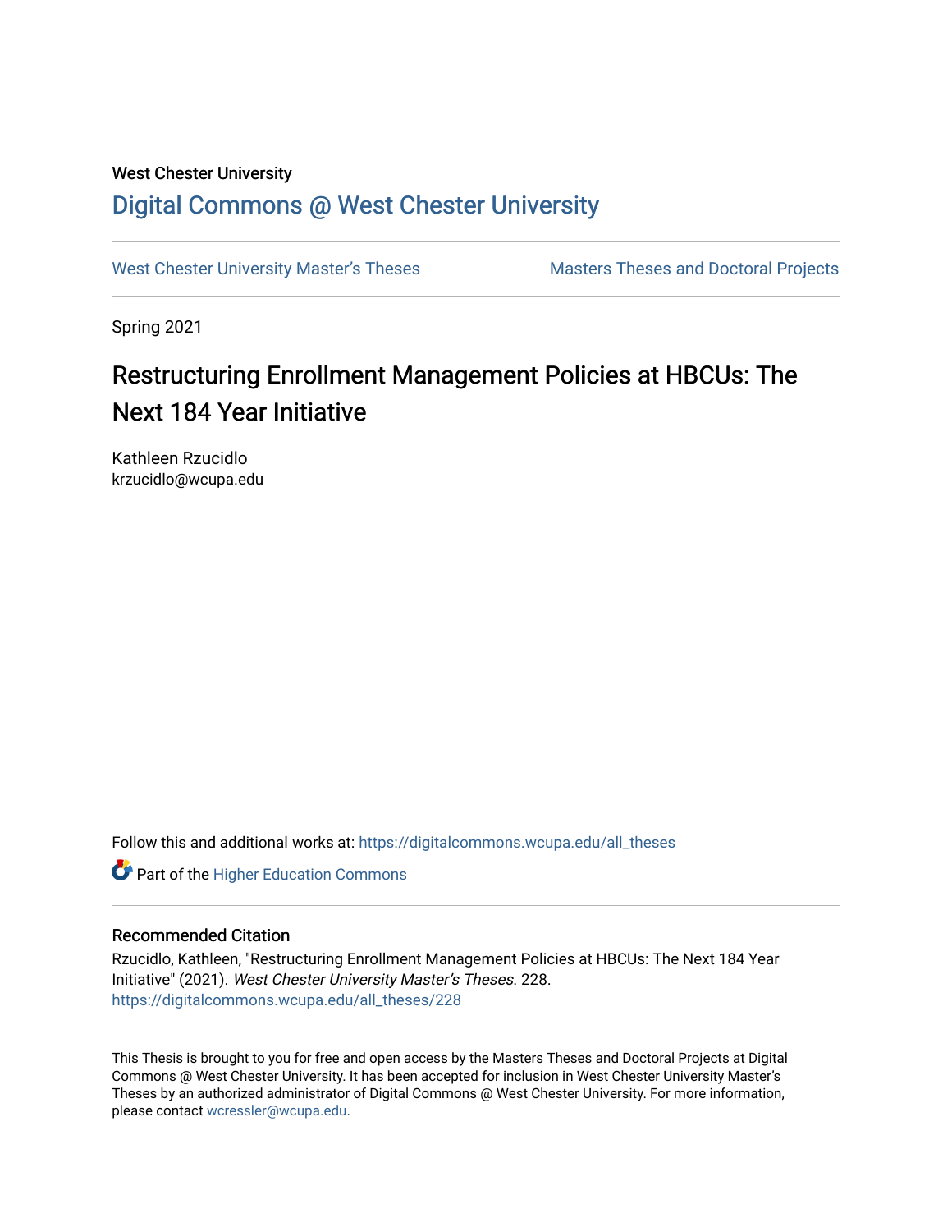West Chester University

# Digital Commons @ West Chester University

West Chester University Master's Theses — Masters Theses and Doctoral Projects

Spring 2021

## Restructuring Enrollment Management Policies at HBCUs: The Next 184 Year Initiative

Kathleen Rzucidlo
krzucidlo@wcupa.edu

Follow this and additional works at: https://digitalcommons.wcupa.edu/all_theses

Part of the Higher Education Commons

### Recommended Citation

Rzucidlo, Kathleen, "Restructuring Enrollment Management Policies at HBCUs: The Next 184 Year Initiative" (2021). *West Chester University Master's Theses*. 228.
https://digitalcommons.wcupa.edu/all_theses/228

This Thesis is brought to you for free and open access by the Masters Theses and Doctoral Projects at Digital Commons @ West Chester University. It has been accepted for inclusion in West Chester University Master's Theses by an authorized administrator of Digital Commons @ West Chester University. For more information, please contact wcressler@wcupa.edu.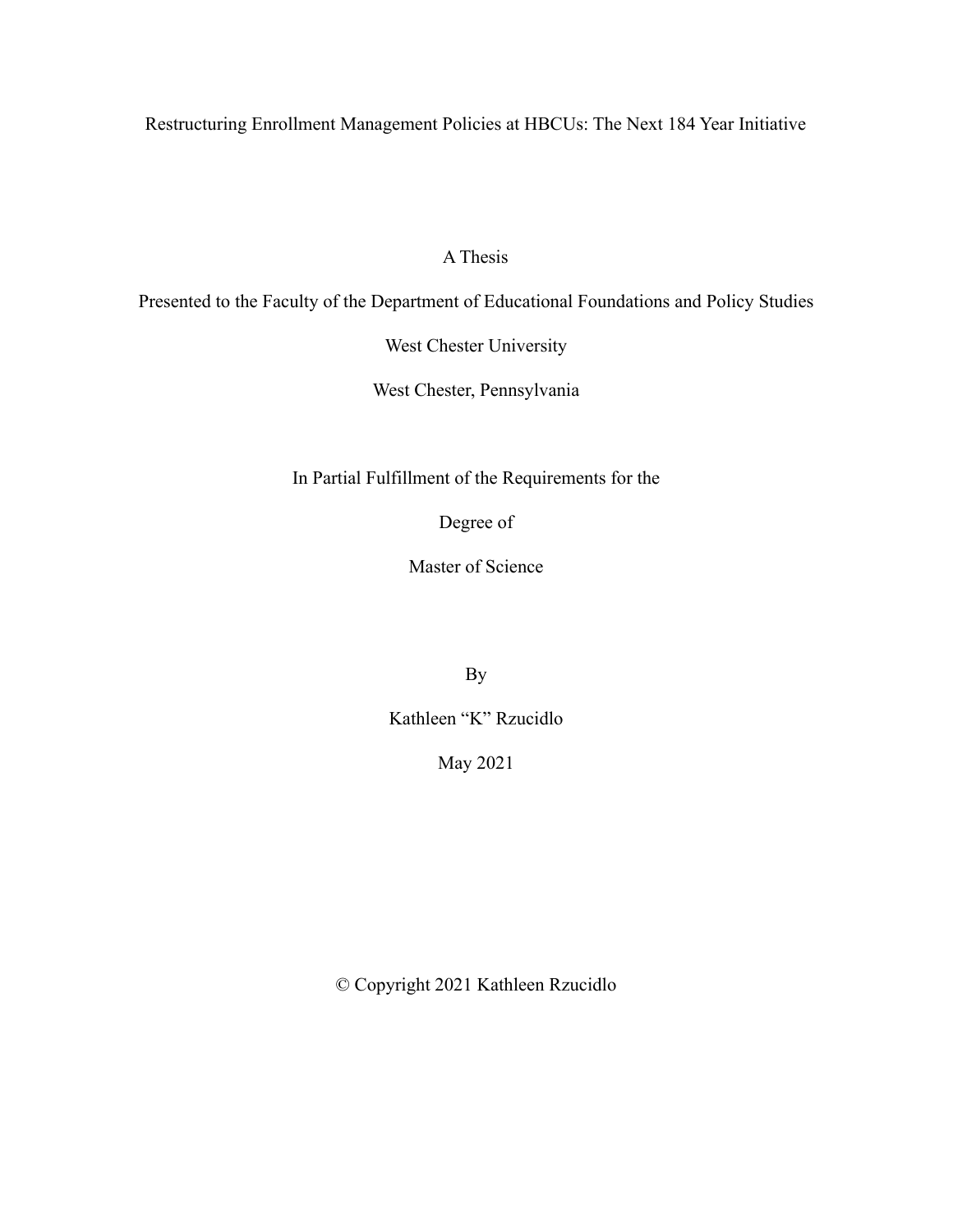# Restructuring Enrollment Management Policies at HBCUs: The Next 184 Year Initiative

A Thesis

Presented to the Faculty of the Department of Educational Foundations and Policy Studies

West Chester University

West Chester, Pennsylvania

In Partial Fulfillment of the Requirements for the

Degree of

Master of Science

By

Kathleen “K” Rzucidlo

May 2021

© Copyright 2021 Kathleen Rzucidlo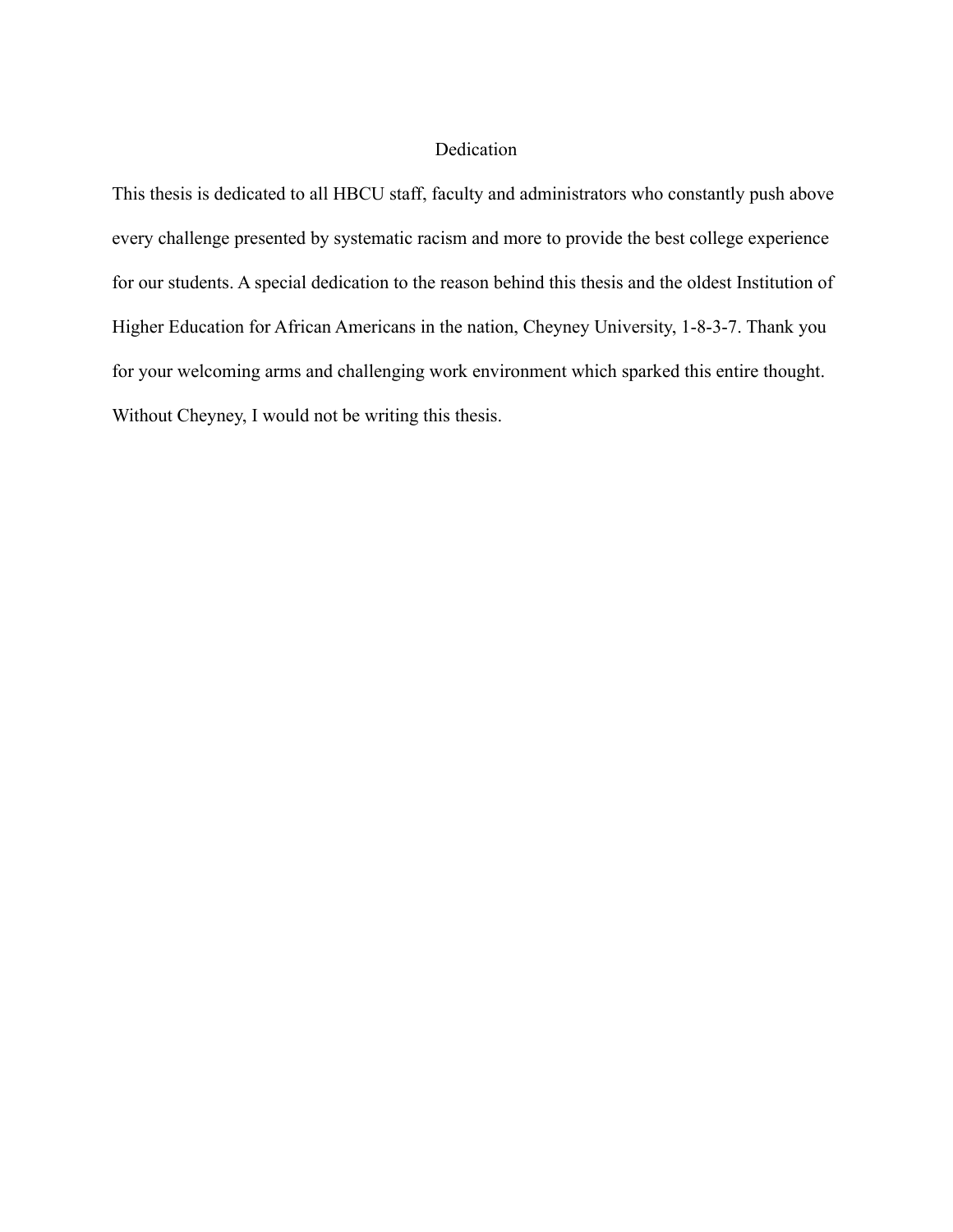# Dedication

This thesis is dedicated to all HBCU staff, faculty and administrators who constantly push above every challenge presented by systematic racism and more to provide the best college experience for our students. A special dedication to the reason behind this thesis and the oldest Institution of Higher Education for African Americans in the nation, Cheyney University, 1-8-3-7. Thank you for your welcoming arms and challenging work environment which sparked this entire thought. Without Cheyney, I would not be writing this thesis.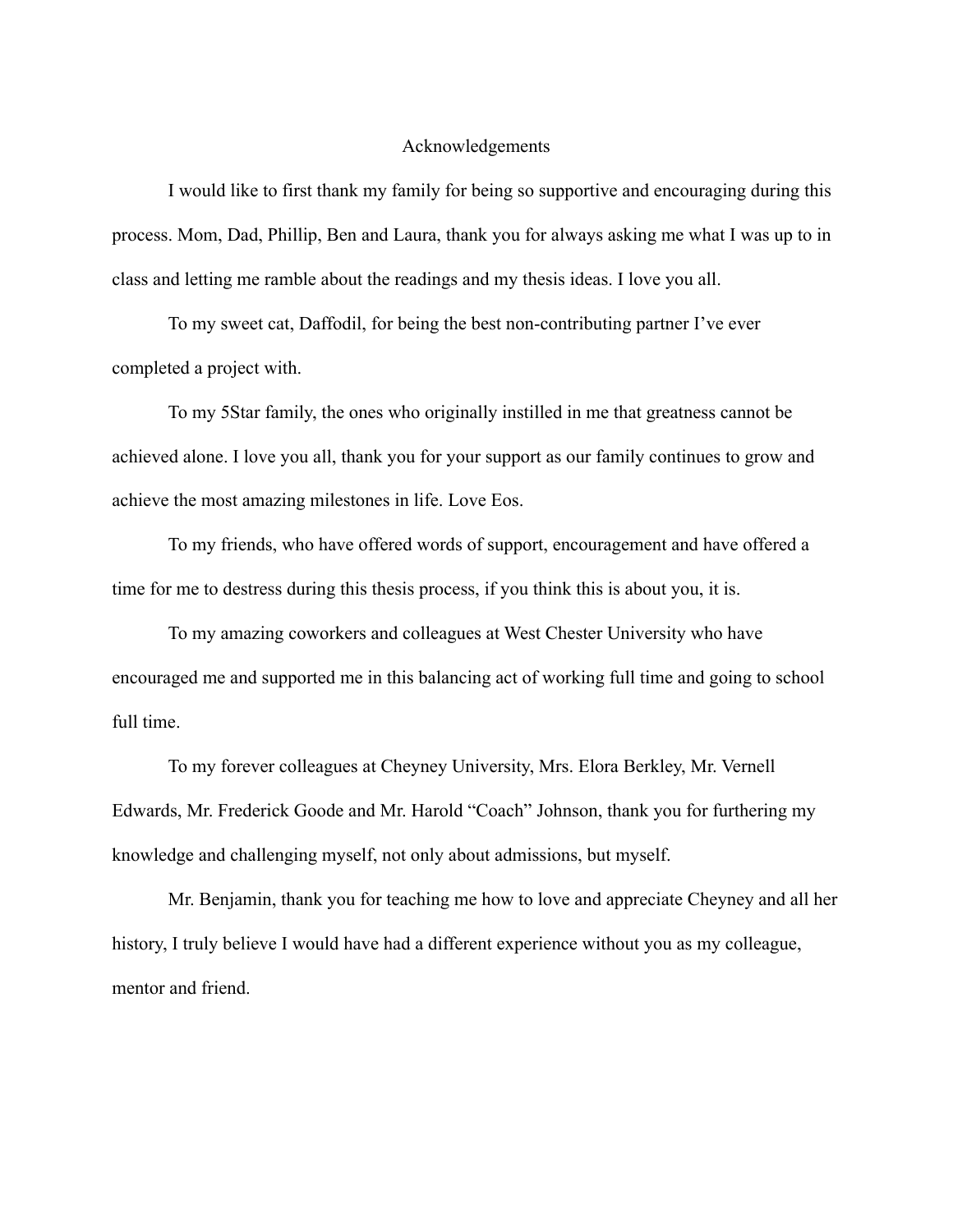# Acknowledgements

I would like to first thank my family for being so supportive and encouraging during this process. Mom, Dad, Phillip, Ben and Laura, thank you for always asking me what I was up to in class and letting me ramble about the readings and my thesis ideas. I love you all.

To my sweet cat, Daffodil, for being the best non-contributing partner I've ever completed a project with.

To my 5Star family, the ones who originally instilled in me that greatness cannot be achieved alone. I love you all, thank you for your support as our family continues to grow and achieve the most amazing milestones in life. Love Eos.

To my friends, who have offered words of support, encouragement and have offered a time for me to destress during this thesis process, if you think this is about you, it is.

To my amazing coworkers and colleagues at West Chester University who have encouraged me and supported me in this balancing act of working full time and going to school full time.

To my forever colleagues at Cheyney University, Mrs. Elora Berkley, Mr. Vernell Edwards, Mr. Frederick Goode and Mr. Harold "Coach" Johnson, thank you for furthering my knowledge and challenging myself, not only about admissions, but myself.

Mr. Benjamin, thank you for teaching me how to love and appreciate Cheyney and all her history, I truly believe I would have had a different experience without you as my colleague, mentor and friend.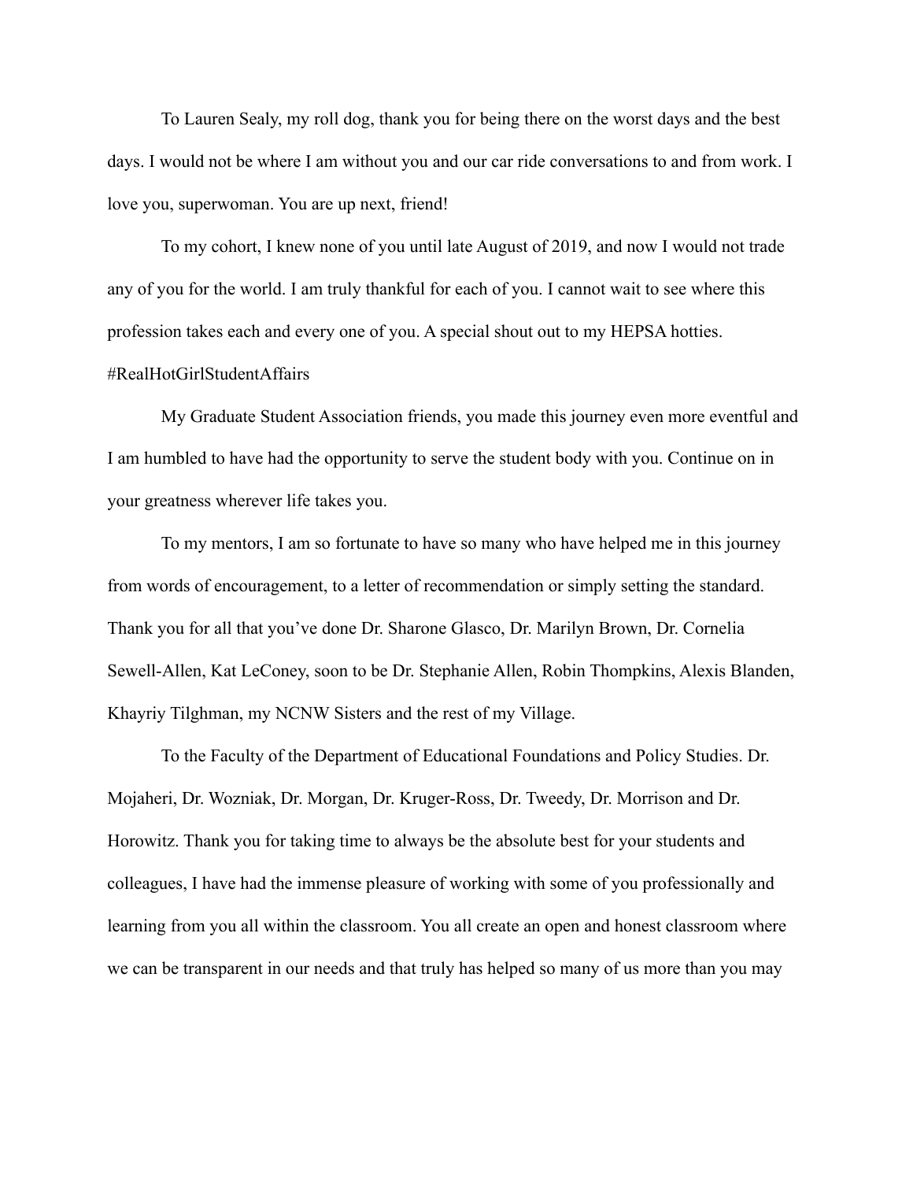To Lauren Sealy, my roll dog, thank you for being there on the worst days and the best days. I would not be where I am without you and our car ride conversations to and from work. I love you, superwoman. You are up next, friend!

To my cohort, I knew none of you until late August of 2019, and now I would not trade any of you for the world. I am truly thankful for each of you. I cannot wait to see where this profession takes each and every one of you. A special shout out to my HEPSA hotties. #RealHotGirlStudentAffairs

My Graduate Student Association friends, you made this journey even more eventful and I am humbled to have had the opportunity to serve the student body with you. Continue on in your greatness wherever life takes you.

To my mentors, I am so fortunate to have so many who have helped me in this journey from words of encouragement, to a letter of recommendation or simply setting the standard. Thank you for all that you've done Dr. Sharone Glasco, Dr. Marilyn Brown, Dr. Cornelia Sewell-Allen, Kat LeConey, soon to be Dr. Stephanie Allen, Robin Thompkins, Alexis Blanden, Khayriy Tilghman, my NCNW Sisters and the rest of my Village.

To the Faculty of the Department of Educational Foundations and Policy Studies. Dr. Mojaheri, Dr. Wozniak, Dr. Morgan, Dr. Kruger-Ross, Dr. Tweedy, Dr. Morrison and Dr. Horowitz. Thank you for taking time to always be the absolute best for your students and colleagues, I have had the immense pleasure of working with some of you professionally and learning from you all within the classroom. You all create an open and honest classroom where we can be transparent in our needs and that truly has helped so many of us more than you may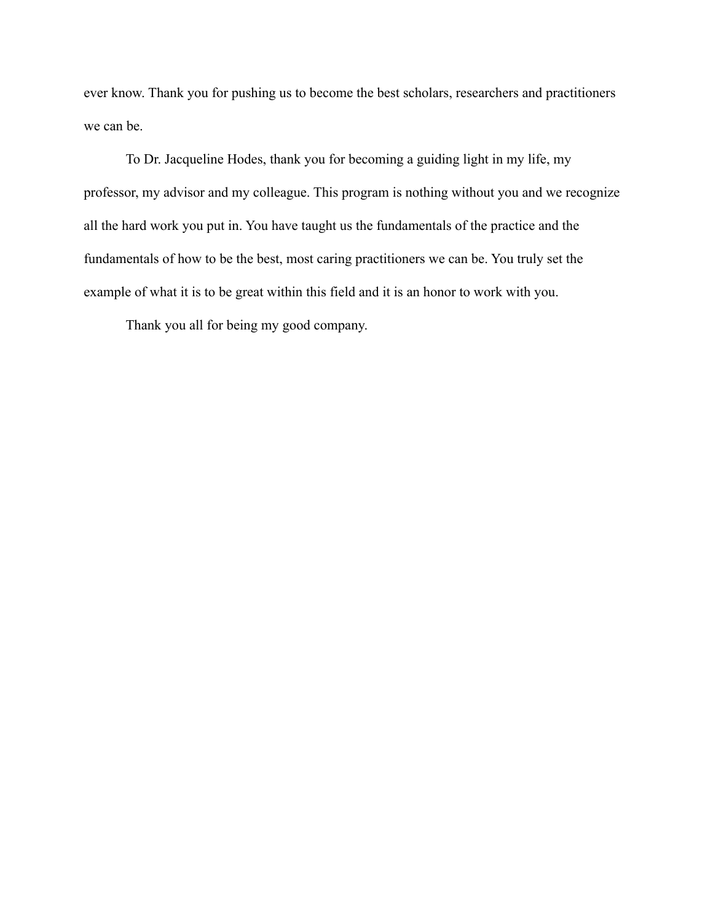ever know. Thank you for pushing us to become the best scholars, researchers and practitioners we can be.

To Dr. Jacqueline Hodes, thank you for becoming a guiding light in my life, my professor, my advisor and my colleague. This program is nothing without you and we recognize all the hard work you put in. You have taught us the fundamentals of the practice and the fundamentals of how to be the best, most caring practitioners we can be. You truly set the example of what it is to be great within this field and it is an honor to work with you.

Thank you all for being my good company.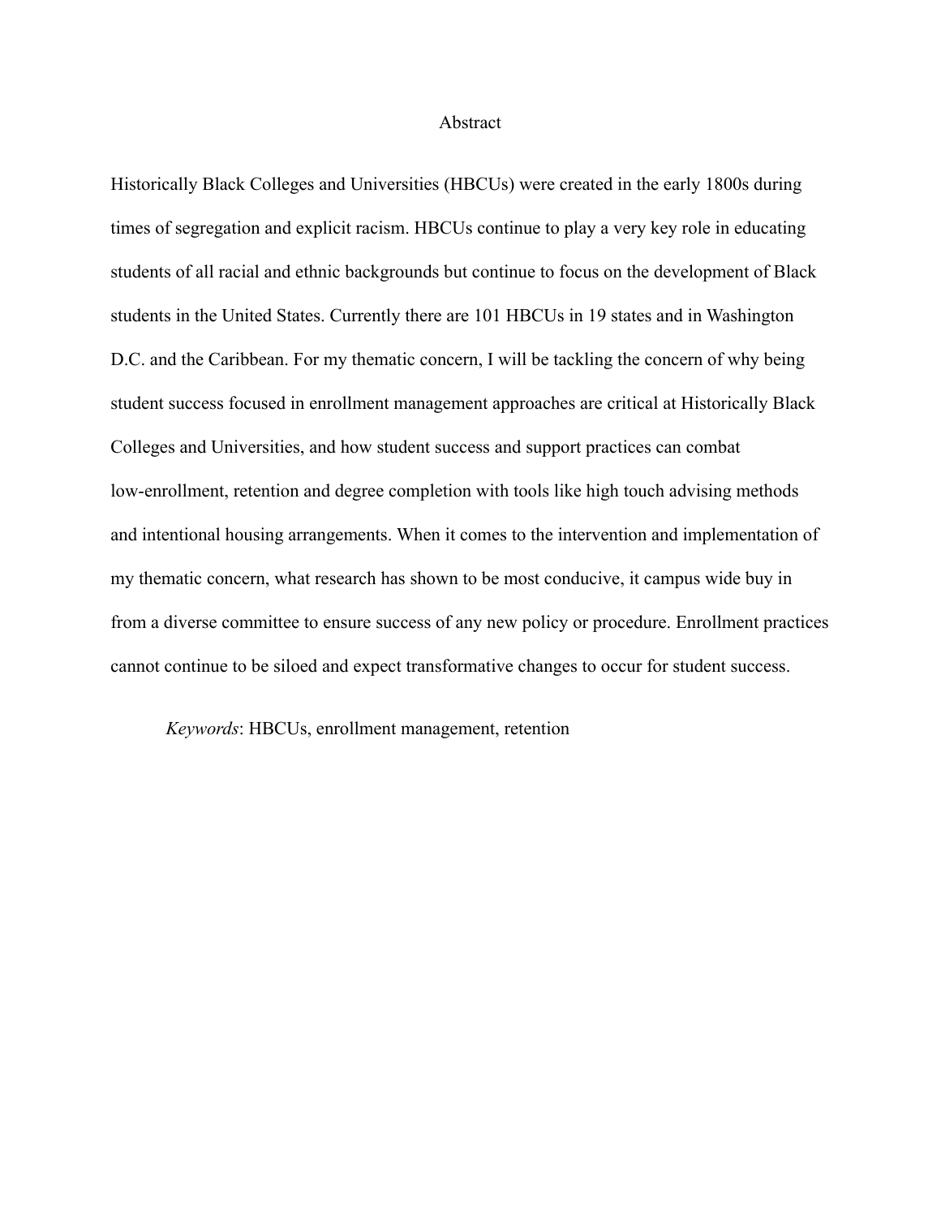# Abstract

Historically Black Colleges and Universities (HBCUs) were created in the early 1800s during times of segregation and explicit racism. HBCUs continue to play a very key role in educating students of all racial and ethnic backgrounds but continue to focus on the development of Black students in the United States. Currently there are 101 HBCUs in 19 states and in Washington D.C. and the Caribbean. For my thematic concern, I will be tackling the concern of why being student success focused in enrollment management approaches are critical at Historically Black Colleges and Universities, and how student success and support practices can combat low-enrollment, retention and degree completion with tools like high touch advising methods and intentional housing arrangements. When it comes to the intervention and implementation of my thematic concern, what research has shown to be most conducive, it campus wide buy in from a diverse committee to ensure success of any new policy or procedure. Enrollment practices cannot continue to be siloed and expect transformative changes to occur for student success.

*Keywords*: HBCUs, enrollment management, retention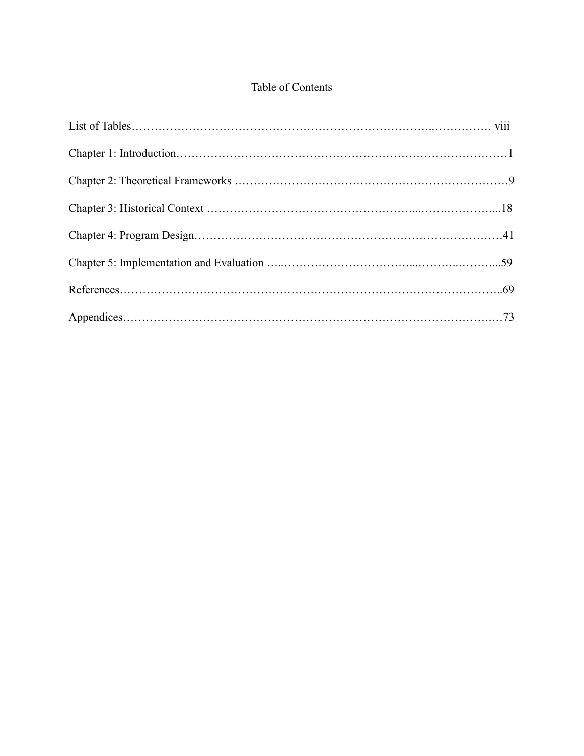# Table of Contents

List of Tables……………………………………………………………………..…………… viii

Chapter 1: Introduction……………………………………………………………………………1

Chapter 2: Theoretical Frameworks ………………………………………………………………9

Chapter 3: Historical Context ……………………………………………...…….…………...18

Chapter 4: Program Design………………………………………………………………………41

Chapter 5: Implementation and Evaluation …..……………………………...………..………...59

References…………………………………………………………………………………..69

Appendices……………………………………………………………………………….…73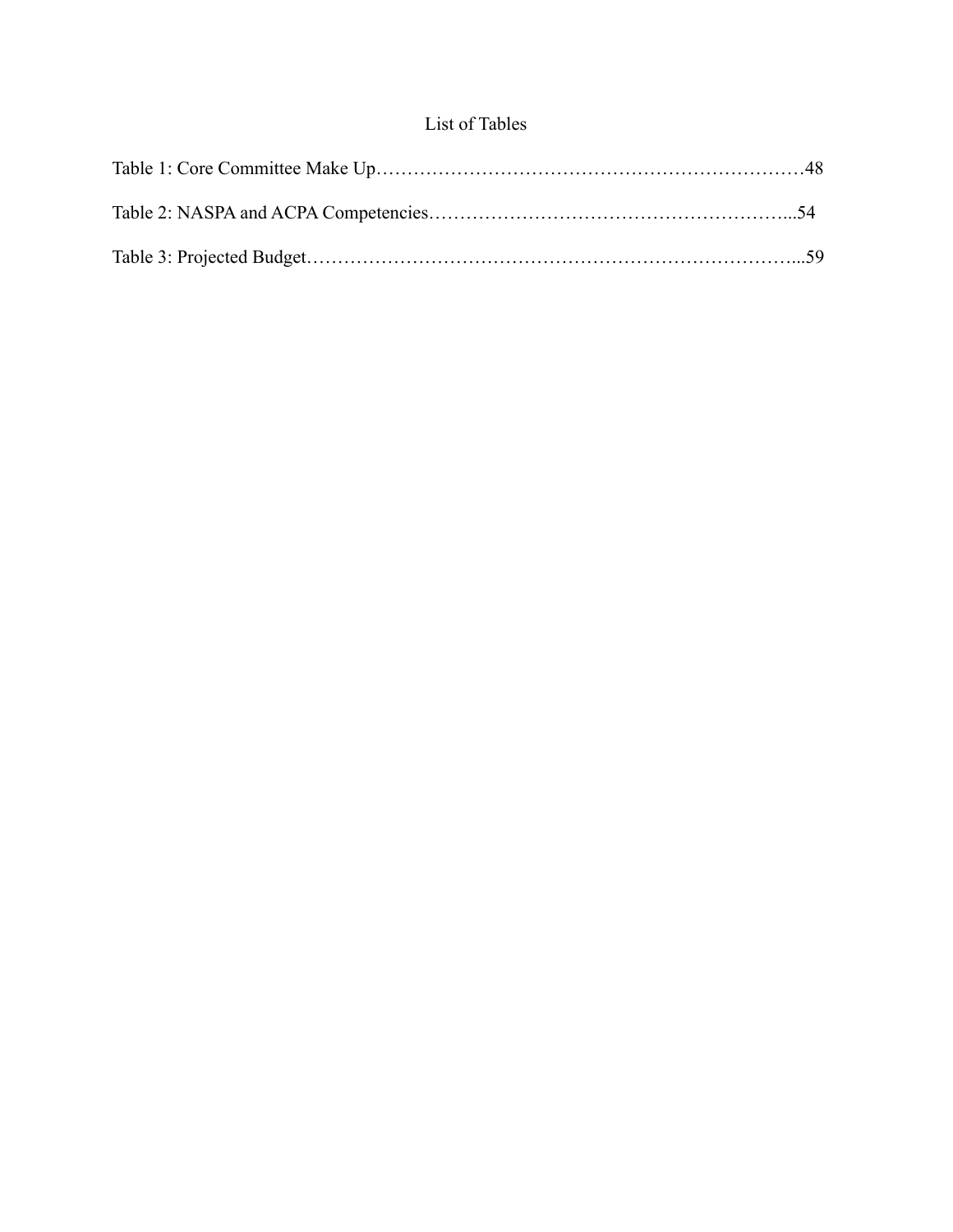# List of Tables

Table 1: Core Committee Make Up……………………………………………………………48

Table 2: NASPA and ACPA Competencies…………………………………………………...54

Table 3: Projected Budget……………………………………………………………………...59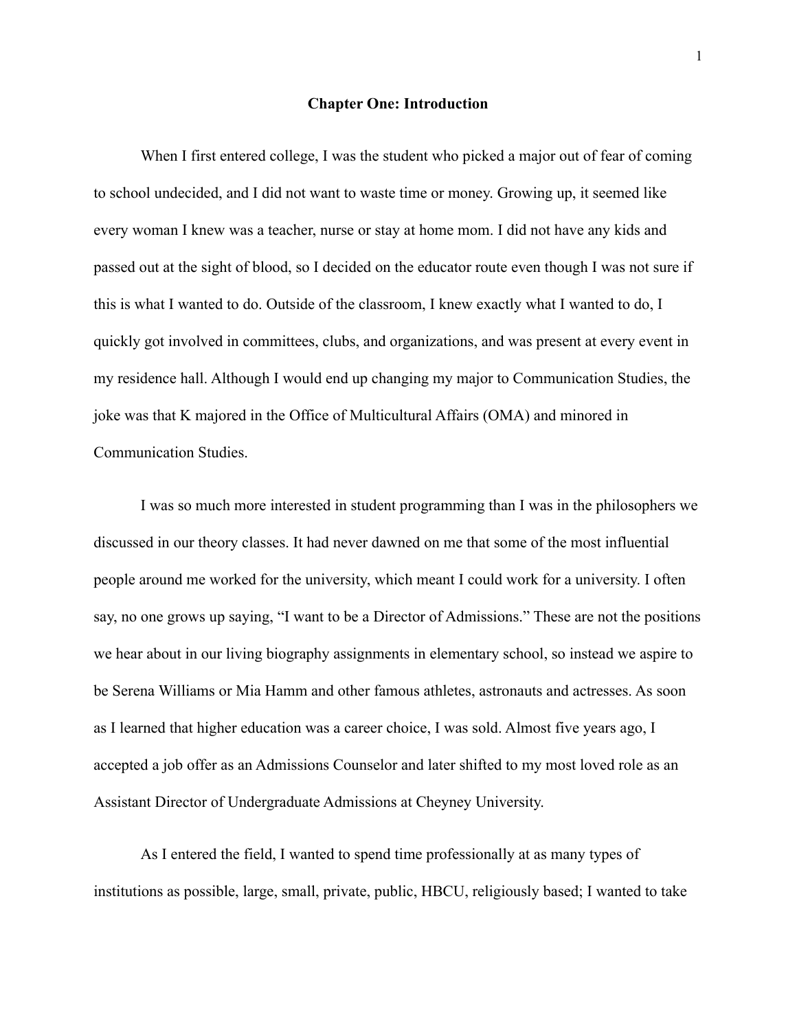# Chapter One: Introduction

When I first entered college, I was the student who picked a major out of fear of coming to school undecided, and I did not want to waste time or money. Growing up, it seemed like every woman I knew was a teacher, nurse or stay at home mom. I did not have any kids and passed out at the sight of blood, so I decided on the educator route even though I was not sure if this is what I wanted to do. Outside of the classroom, I knew exactly what I wanted to do, I quickly got involved in committees, clubs, and organizations, and was present at every event in my residence hall. Although I would end up changing my major to Communication Studies, the joke was that K majored in the Office of Multicultural Affairs (OMA) and minored in Communication Studies.

I was so much more interested in student programming than I was in the philosophers we discussed in our theory classes. It had never dawned on me that some of the most influential people around me worked for the university, which meant I could work for a university. I often say, no one grows up saying, "I want to be a Director of Admissions." These are not the positions we hear about in our living biography assignments in elementary school, so instead we aspire to be Serena Williams or Mia Hamm and other famous athletes, astronauts and actresses. As soon as I learned that higher education was a career choice, I was sold. Almost five years ago, I accepted a job offer as an Admissions Counselor and later shifted to my most loved role as an Assistant Director of Undergraduate Admissions at Cheyney University.

As I entered the field, I wanted to spend time professionally at as many types of institutions as possible, large, small, private, public, HBCU, religiously based; I wanted to take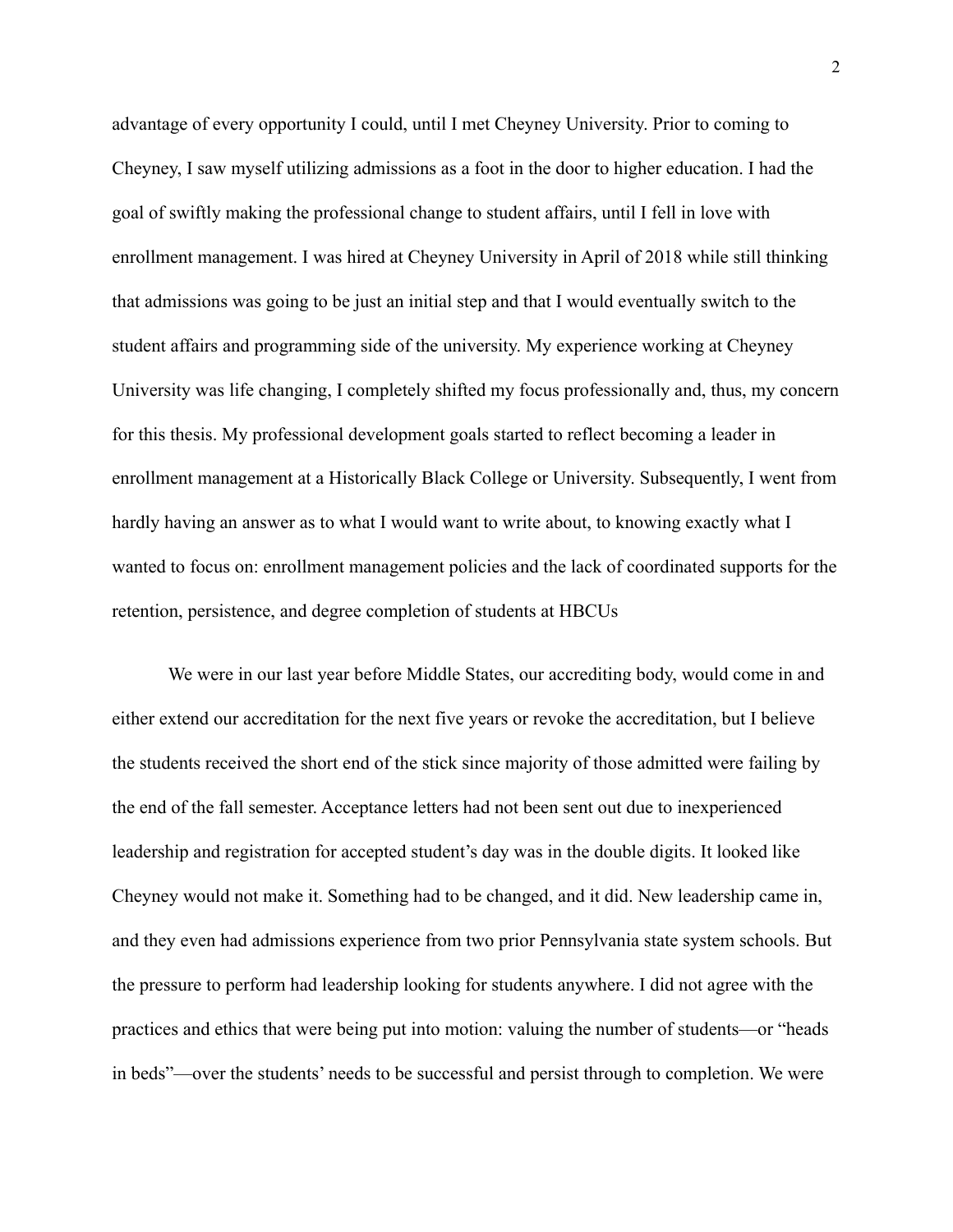advantage of every opportunity I could, until I met Cheyney University. Prior to coming to Cheyney, I saw myself utilizing admissions as a foot in the door to higher education. I had the goal of swiftly making the professional change to student affairs, until I fell in love with enrollment management. I was hired at Cheyney University in April of 2018 while still thinking that admissions was going to be just an initial step and that I would eventually switch to the student affairs and programming side of the university. My experience working at Cheyney University was life changing, I completely shifted my focus professionally and, thus, my concern for this thesis. My professional development goals started to reflect becoming a leader in enrollment management at a Historically Black College or University. Subsequently, I went from hardly having an answer as to what I would want to write about, to knowing exactly what I wanted to focus on: enrollment management policies and the lack of coordinated supports for the retention, persistence, and degree completion of students at HBCUs

We were in our last year before Middle States, our accrediting body, would come in and either extend our accreditation for the next five years or revoke the accreditation, but I believe the students received the short end of the stick since majority of those admitted were failing by the end of the fall semester. Acceptance letters had not been sent out due to inexperienced leadership and registration for accepted student's day was in the double digits. It looked like Cheyney would not make it. Something had to be changed, and it did. New leadership came in, and they even had admissions experience from two prior Pennsylvania state system schools. But the pressure to perform had leadership looking for students anywhere. I did not agree with the practices and ethics that were being put into motion: valuing the number of students—or "heads in beds"—over the students' needs to be successful and persist through to completion. We were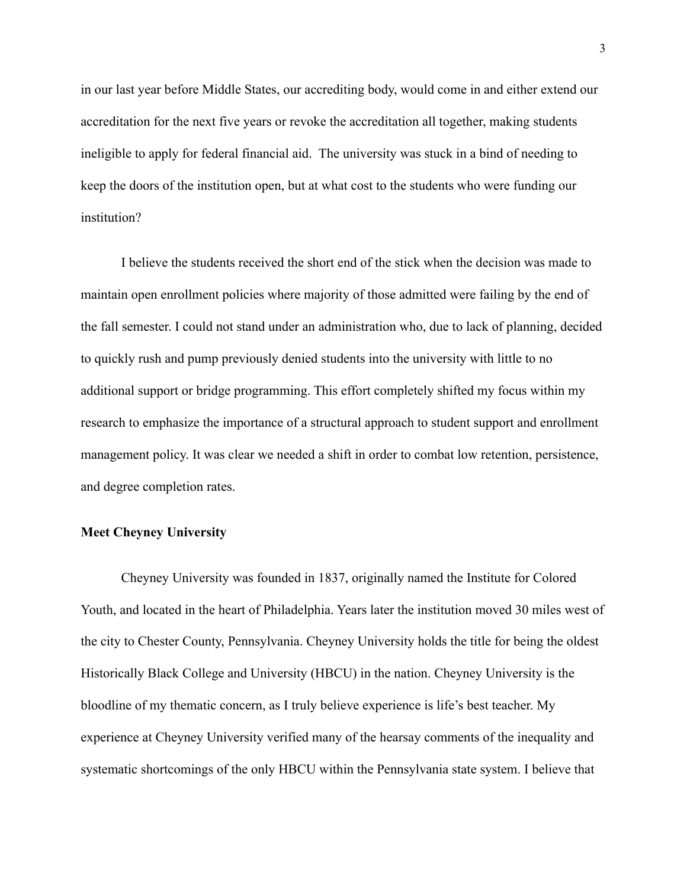in our last year before Middle States, our accrediting body, would come in and either extend our accreditation for the next five years or revoke the accreditation all together, making students ineligible to apply for federal financial aid.  The university was stuck in a bind of needing to keep the doors of the institution open, but at what cost to the students who were funding our institution?

I believe the students received the short end of the stick when the decision was made to maintain open enrollment policies where majority of those admitted were failing by the end of the fall semester. I could not stand under an administration who, due to lack of planning, decided to quickly rush and pump previously denied students into the university with little to no additional support or bridge programming. This effort completely shifted my focus within my research to emphasize the importance of a structural approach to student support and enrollment management policy. It was clear we needed a shift in order to combat low retention, persistence, and degree completion rates.

**Meet Cheyney University**

Cheyney University was founded in 1837, originally named the Institute for Colored Youth, and located in the heart of Philadelphia. Years later the institution moved 30 miles west of the city to Chester County, Pennsylvania. Cheyney University holds the title for being the oldest Historically Black College and University (HBCU) in the nation. Cheyney University is the bloodline of my thematic concern, as I truly believe experience is life's best teacher. My experience at Cheyney University verified many of the hearsay comments of the inequality and systematic shortcomings of the only HBCU within the Pennsylvania state system. I believe that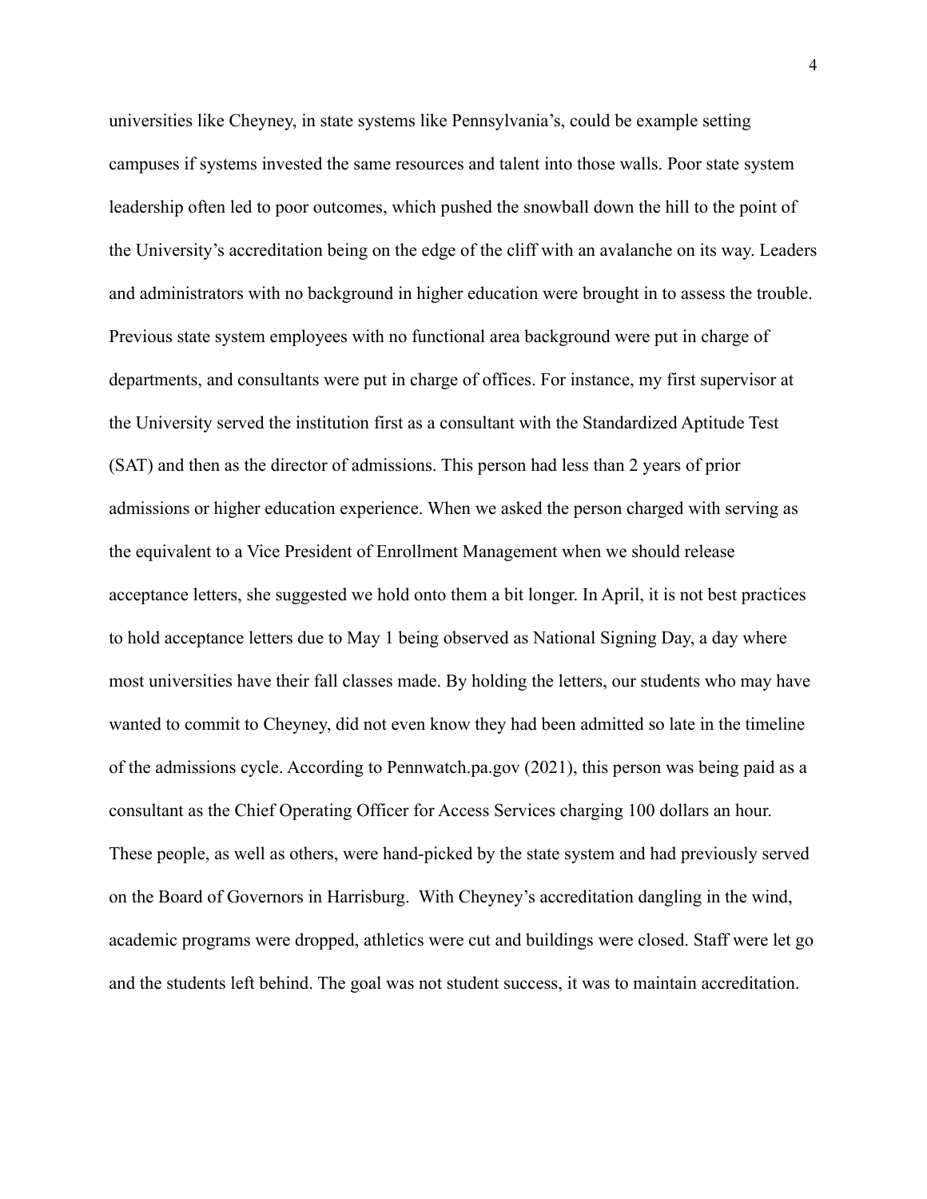universities like Cheyney, in state systems like Pennsylvania's, could be example setting campuses if systems invested the same resources and talent into those walls. Poor state system leadership often led to poor outcomes, which pushed the snowball down the hill to the point of the University's accreditation being on the edge of the cliff with an avalanche on its way. Leaders and administrators with no background in higher education were brought in to assess the trouble. Previous state system employees with no functional area background were put in charge of departments, and consultants were put in charge of offices. For instance, my first supervisor at the University served the institution first as a consultant with the Standardized Aptitude Test (SAT) and then as the director of admissions. This person had less than 2 years of prior admissions or higher education experience. When we asked the person charged with serving as the equivalent to a Vice President of Enrollment Management when we should release acceptance letters, she suggested we hold onto them a bit longer. In April, it is not best practices to hold acceptance letters due to May 1 being observed as National Signing Day, a day where most universities have their fall classes made. By holding the letters, our students who may have wanted to commit to Cheyney, did not even know they had been admitted so late in the timeline of the admissions cycle. According to Pennwatch.pa.gov (2021), this person was being paid as a consultant as the Chief Operating Officer for Access Services charging 100 dollars an hour. These people, as well as others, were hand-picked by the state system and had previously served on the Board of Governors in Harrisburg. With Cheyney's accreditation dangling in the wind, academic programs were dropped, athletics were cut and buildings were closed. Staff were let go and the students left behind. The goal was not student success, it was to maintain accreditation.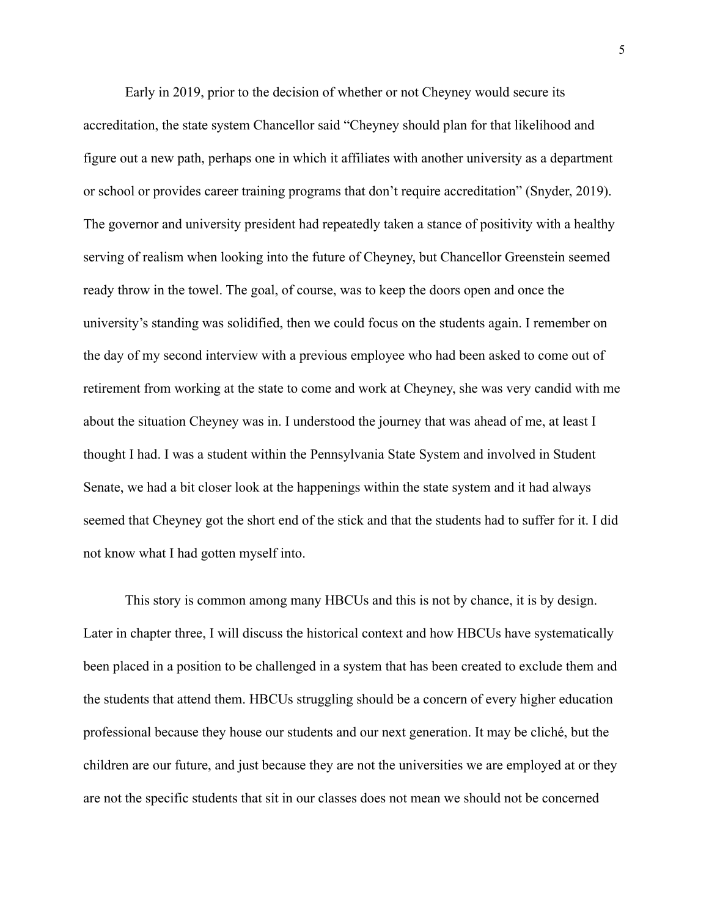Early in 2019, prior to the decision of whether or not Cheyney would secure its accreditation, the state system Chancellor said "Cheyney should plan for that likelihood and figure out a new path, perhaps one in which it affiliates with another university as a department or school or provides career training programs that don't require accreditation" (Snyder, 2019). The governor and university president had repeatedly taken a stance of positivity with a healthy serving of realism when looking into the future of Cheyney, but Chancellor Greenstein seemed ready throw in the towel. The goal, of course, was to keep the doors open and once the university's standing was solidified, then we could focus on the students again. I remember on the day of my second interview with a previous employee who had been asked to come out of retirement from working at the state to come and work at Cheyney, she was very candid with me about the situation Cheyney was in. I understood the journey that was ahead of me, at least I thought I had. I was a student within the Pennsylvania State System and involved in Student Senate, we had a bit closer look at the happenings within the state system and it had always seemed that Cheyney got the short end of the stick and that the students had to suffer for it. I did not know what I had gotten myself into.

This story is common among many HBCUs and this is not by chance, it is by design. Later in chapter three, I will discuss the historical context and how HBCUs have systematically been placed in a position to be challenged in a system that has been created to exclude them and the students that attend them. HBCUs struggling should be a concern of every higher education professional because they house our students and our next generation. It may be cliché, but the children are our future, and just because they are not the universities we are employed at or they are not the specific students that sit in our classes does not mean we should not be concerned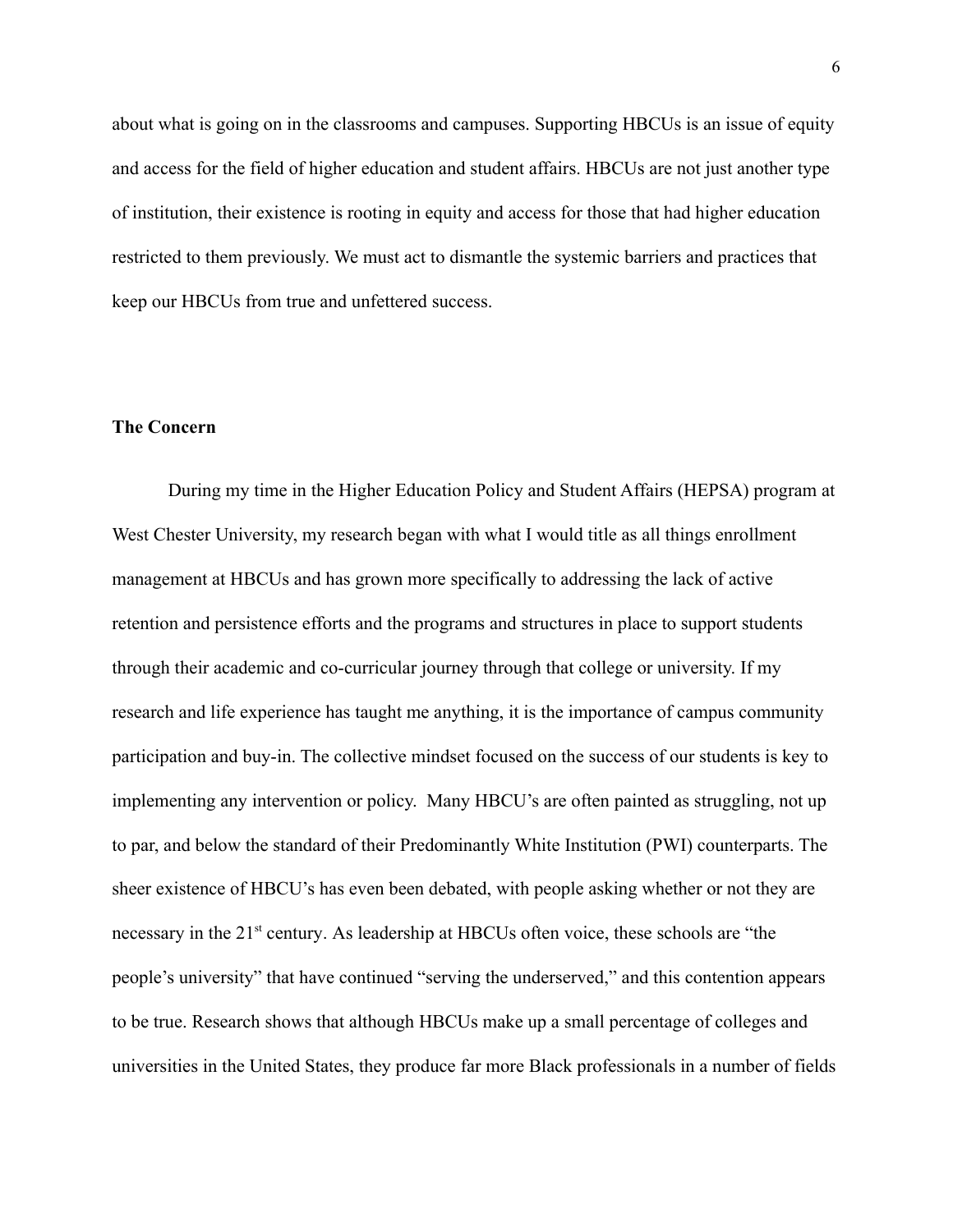about what is going on in the classrooms and campuses. Supporting HBCUs is an issue of equity and access for the field of higher education and student affairs. HBCUs are not just another type of institution, their existence is rooting in equity and access for those that had higher education restricted to them previously. We must act to dismantle the systemic barriers and practices that keep our HBCUs from true and unfettered success.

**The Concern**

During my time in the Higher Education Policy and Student Affairs (HEPSA) program at West Chester University, my research began with what I would title as all things enrollment management at HBCUs and has grown more specifically to addressing the lack of active retention and persistence efforts and the programs and structures in place to support students through their academic and co-curricular journey through that college or university. If my research and life experience has taught me anything, it is the importance of campus community participation and buy-in. The collective mindset focused on the success of our students is key to implementing any intervention or policy. Many HBCU's are often painted as struggling, not up to par, and below the standard of their Predominantly White Institution (PWI) counterparts. The sheer existence of HBCU's has even been debated, with people asking whether or not they are necessary in the 21st century. As leadership at HBCUs often voice, these schools are "the people's university" that have continued "serving the underserved," and this contention appears to be true. Research shows that although HBCUs make up a small percentage of colleges and universities in the United States, they produce far more Black professionals in a number of fields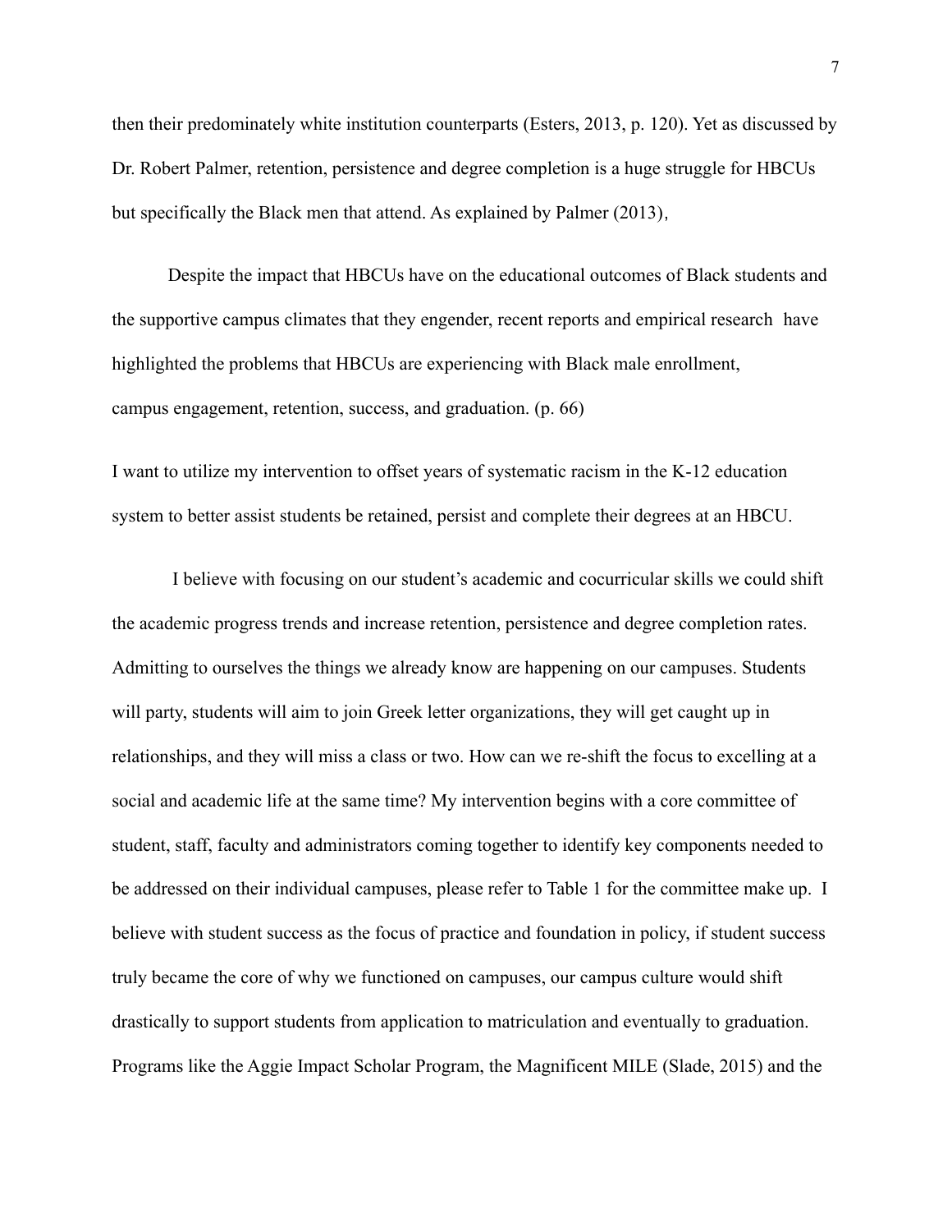then their predominately white institution counterparts (Esters, 2013, p. 120). Yet as discussed by Dr. Robert Palmer, retention, persistence and degree completion is a huge struggle for HBCUs but specifically the Black men that attend. As explained by Palmer (2013),

> Despite the impact that HBCUs have on the educational outcomes of Black students and the supportive campus climates that they engender, recent reports and empirical research have highlighted the problems that HBCUs are experiencing with Black male enrollment, campus engagement, retention, success, and graduation. (p. 66)

I want to utilize my intervention to offset years of systematic racism in the K-12 education system to better assist students be retained, persist and complete their degrees at an HBCU.

I believe with focusing on our student's academic and cocurricular skills we could shift the academic progress trends and increase retention, persistence and degree completion rates. Admitting to ourselves the things we already know are happening on our campuses. Students will party, students will aim to join Greek letter organizations, they will get caught up in relationships, and they will miss a class or two. How can we re-shift the focus to excelling at a social and academic life at the same time? My intervention begins with a core committee of student, staff, faculty and administrators coming together to identify key components needed to be addressed on their individual campuses, please refer to Table 1 for the committee make up. I believe with student success as the focus of practice and foundation in policy, if student success truly became the core of why we functioned on campuses, our campus culture would shift drastically to support students from application to matriculation and eventually to graduation. Programs like the Aggie Impact Scholar Program, the Magnificent MILE (Slade, 2015) and the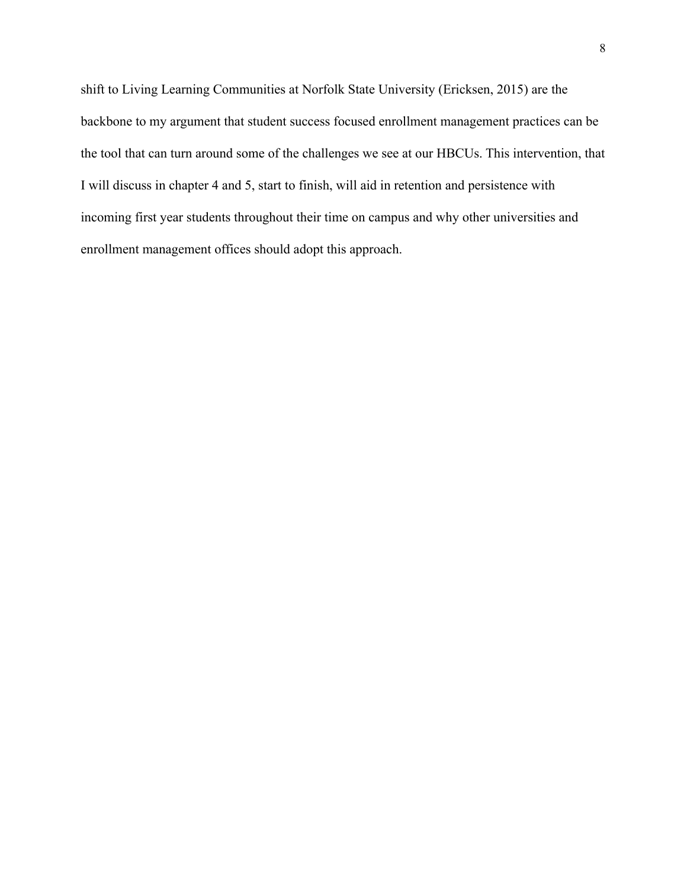shift to Living Learning Communities at Norfolk State University (Ericksen, 2015) are the backbone to my argument that student success focused enrollment management practices can be the tool that can turn around some of the challenges we see at our HBCUs. This intervention, that I will discuss in chapter 4 and 5, start to finish, will aid in retention and persistence with incoming first year students throughout their time on campus and why other universities and enrollment management offices should adopt this approach.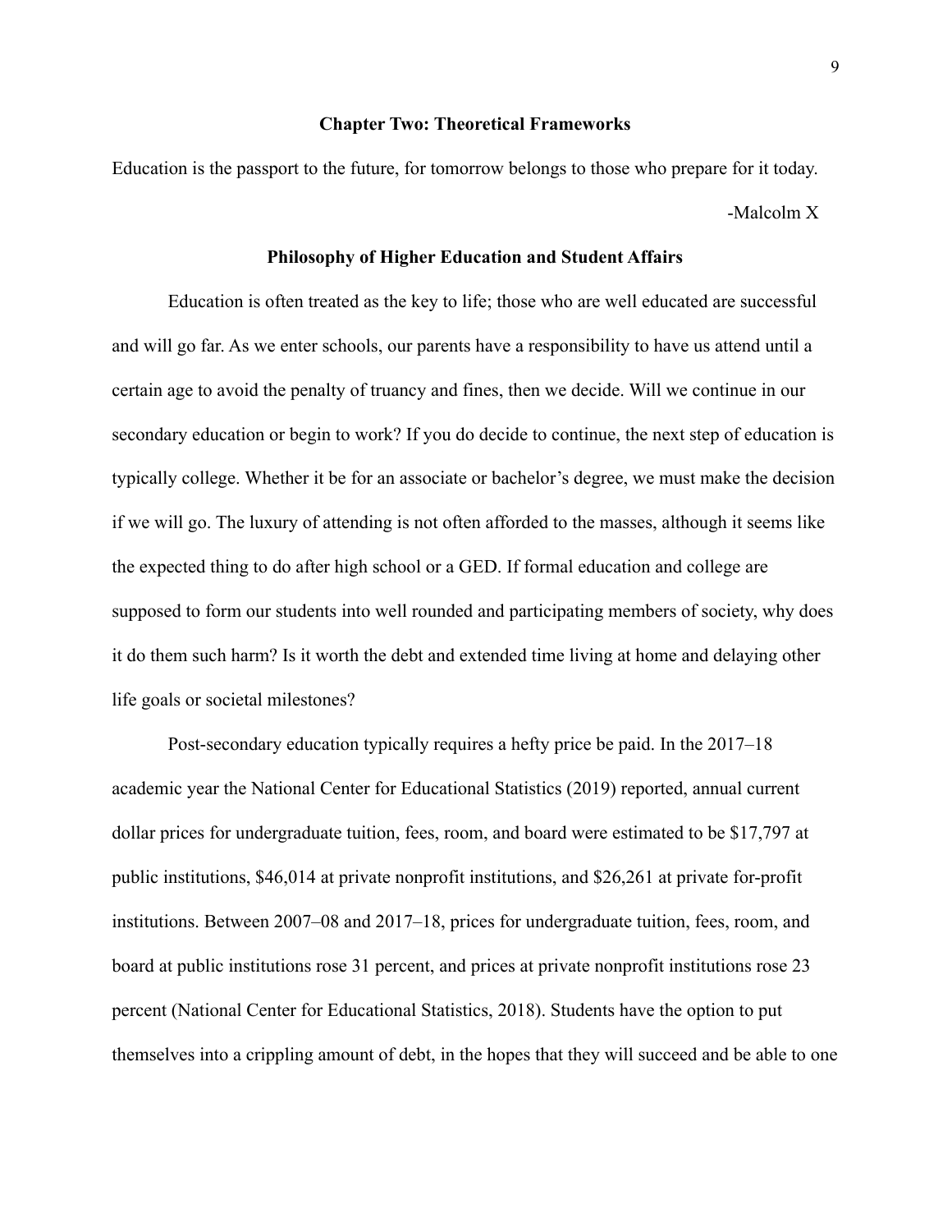## Chapter Two: Theoretical Frameworks

Education is the passport to the future, for tomorrow belongs to those who prepare for it today.

-Malcolm X

### Philosophy of Higher Education and Student Affairs

Education is often treated as the key to life; those who are well educated are successful and will go far. As we enter schools, our parents have a responsibility to have us attend until a certain age to avoid the penalty of truancy and fines, then we decide. Will we continue in our secondary education or begin to work? If you do decide to continue, the next step of education is typically college. Whether it be for an associate or bachelor's degree, we must make the decision if we will go. The luxury of attending is not often afforded to the masses, although it seems like the expected thing to do after high school or a GED. If formal education and college are supposed to form our students into well rounded and participating members of society, why does it do them such harm? Is it worth the debt and extended time living at home and delaying other life goals or societal milestones?

Post-secondary education typically requires a hefty price be paid. In the 2017–18 academic year the National Center for Educational Statistics (2019) reported, annual current dollar prices for undergraduate tuition, fees, room, and board were estimated to be $17,797 at public institutions, $46,014 at private nonprofit institutions, and $26,261 at private for-profit institutions. Between 2007–08 and 2017–18, prices for undergraduate tuition, fees, room, and board at public institutions rose 31 percent, and prices at private nonprofit institutions rose 23 percent (National Center for Educational Statistics, 2018). Students have the option to put themselves into a crippling amount of debt, in the hopes that they will succeed and be able to one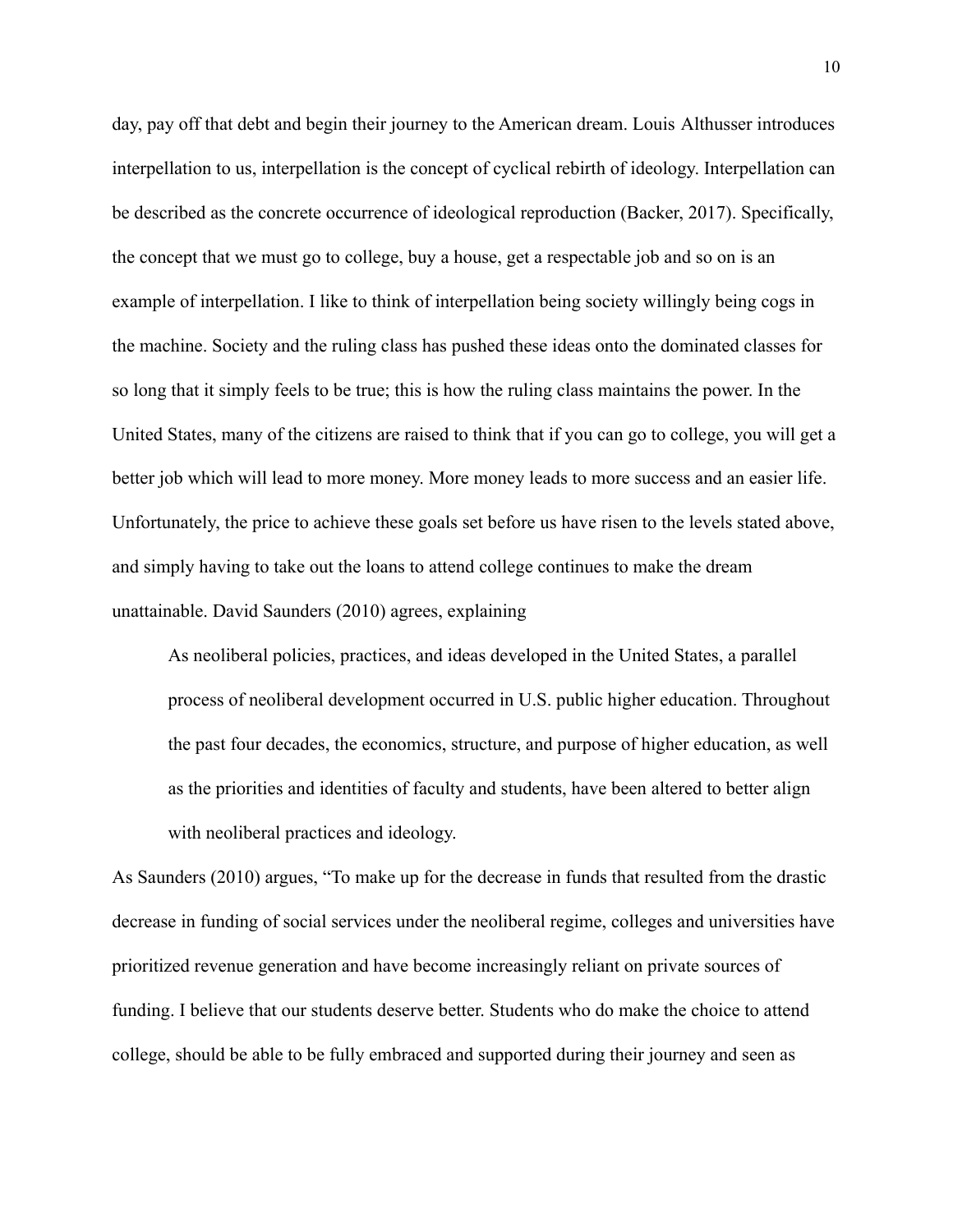day, pay off that debt and begin their journey to the American dream. Louis Althusser introduces interpellation to us, interpellation is the concept of cyclical rebirth of ideology. Interpellation can be described as the concrete occurrence of ideological reproduction (Backer, 2017). Specifically, the concept that we must go to college, buy a house, get a respectable job and so on is an example of interpellation. I like to think of interpellation being society willingly being cogs in the machine. Society and the ruling class has pushed these ideas onto the dominated classes for so long that it simply feels to be true; this is how the ruling class maintains the power. In the United States, many of the citizens are raised to think that if you can go to college, you will get a better job which will lead to more money. More money leads to more success and an easier life. Unfortunately, the price to achieve these goals set before us have risen to the levels stated above, and simply having to take out the loans to attend college continues to make the dream unattainable. David Saunders (2010) agrees, explaining

> As neoliberal policies, practices, and ideas developed in the United States, a parallel process of neoliberal development occurred in U.S. public higher education. Throughout the past four decades, the economics, structure, and purpose of higher education, as well as the priorities and identities of faculty and students, have been altered to better align with neoliberal practices and ideology.

As Saunders (2010) argues, "To make up for the decrease in funds that resulted from the drastic decrease in funding of social services under the neoliberal regime, colleges and universities have prioritized revenue generation and have become increasingly reliant on private sources of funding. I believe that our students deserve better. Students who do make the choice to attend college, should be able to be fully embraced and supported during their journey and seen as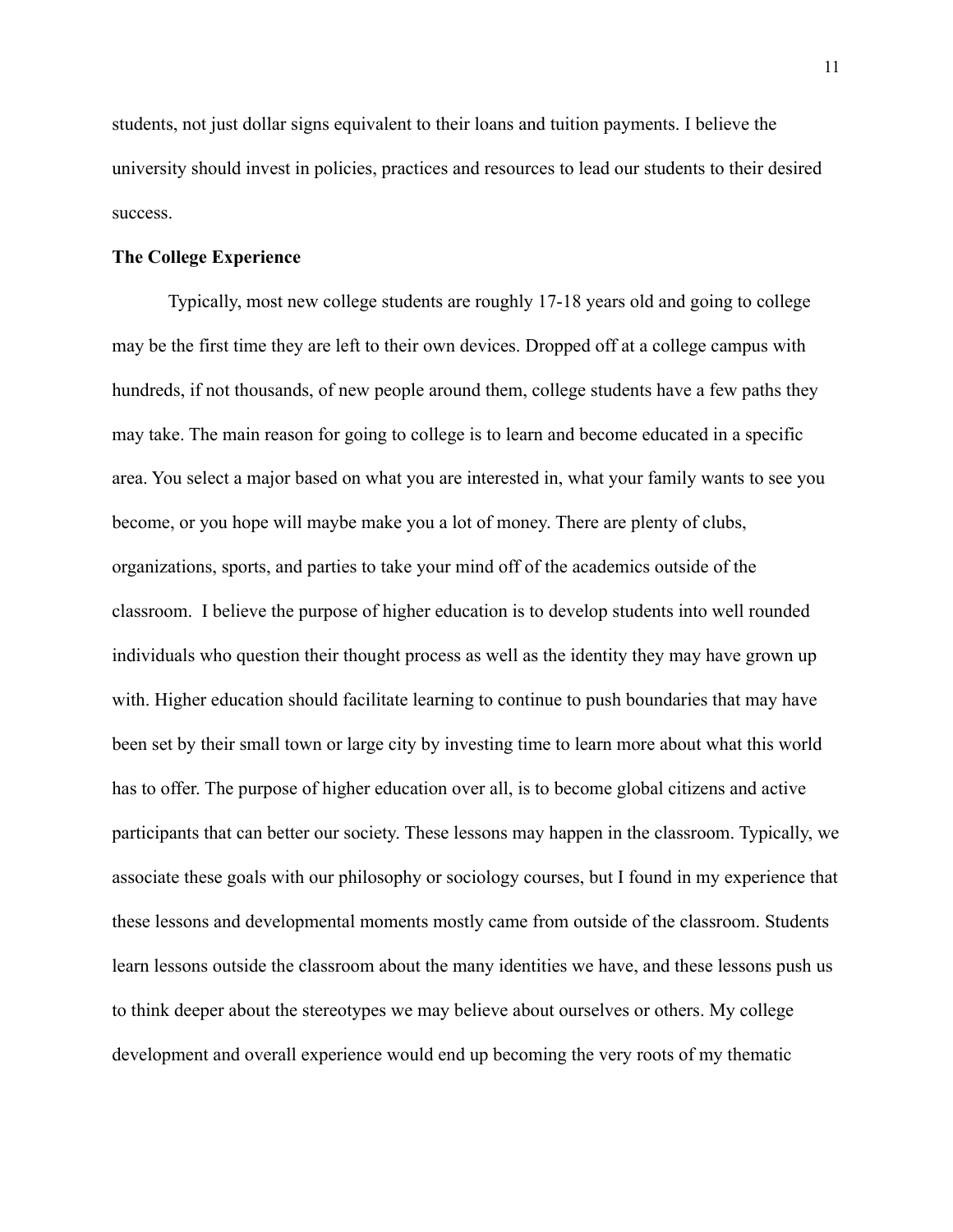students, not just dollar signs equivalent to their loans and tuition payments. I believe the university should invest in policies, practices and resources to lead our students to their desired success.

**The College Experience**

Typically, most new college students are roughly 17-18 years old and going to college may be the first time they are left to their own devices. Dropped off at a college campus with hundreds, if not thousands, of new people around them, college students have a few paths they may take. The main reason for going to college is to learn and become educated in a specific area. You select a major based on what you are interested in, what your family wants to see you become, or you hope will maybe make you a lot of money. There are plenty of clubs, organizations, sports, and parties to take your mind off of the academics outside of the classroom. I believe the purpose of higher education is to develop students into well rounded individuals who question their thought process as well as the identity they may have grown up with. Higher education should facilitate learning to continue to push boundaries that may have been set by their small town or large city by investing time to learn more about what this world has to offer. The purpose of higher education over all, is to become global citizens and active participants that can better our society. These lessons may happen in the classroom. Typically, we associate these goals with our philosophy or sociology courses, but I found in my experience that these lessons and developmental moments mostly came from outside of the classroom. Students learn lessons outside the classroom about the many identities we have, and these lessons push us to think deeper about the stereotypes we may believe about ourselves or others. My college development and overall experience would end up becoming the very roots of my thematic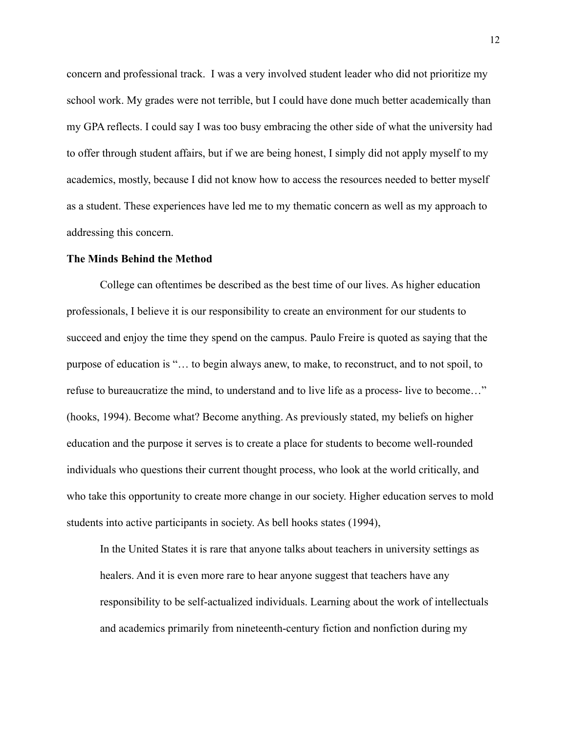concern and professional track.  I was a very involved student leader who did not prioritize my school work. My grades were not terrible, but I could have done much better academically than my GPA reflects. I could say I was too busy embracing the other side of what the university had to offer through student affairs, but if we are being honest, I simply did not apply myself to my academics, mostly, because I did not know how to access the resources needed to better myself as a student. These experiences have led me to my thematic concern as well as my approach to addressing this concern.

**The Minds Behind the Method**

College can oftentimes be described as the best time of our lives. As higher education professionals, I believe it is our responsibility to create an environment for our students to succeed and enjoy the time they spend on the campus. Paulo Freire is quoted as saying that the purpose of education is "… to begin always anew, to make, to reconstruct, and to not spoil, to refuse to bureaucratize the mind, to understand and to live life as a process- live to become…" (hooks, 1994). Become what? Become anything. As previously stated, my beliefs on higher education and the purpose it serves is to create a place for students to become well-rounded individuals who questions their current thought process, who look at the world critically, and who take this opportunity to create more change in our society. Higher education serves to mold students into active participants in society. As bell hooks states (1994),

> In the United States it is rare that anyone talks about teachers in university settings as healers. And it is even more rare to hear anyone suggest that teachers have any responsibility to be self-actualized individuals. Learning about the work of intellectuals and academics primarily from nineteenth-century fiction and nonfiction during my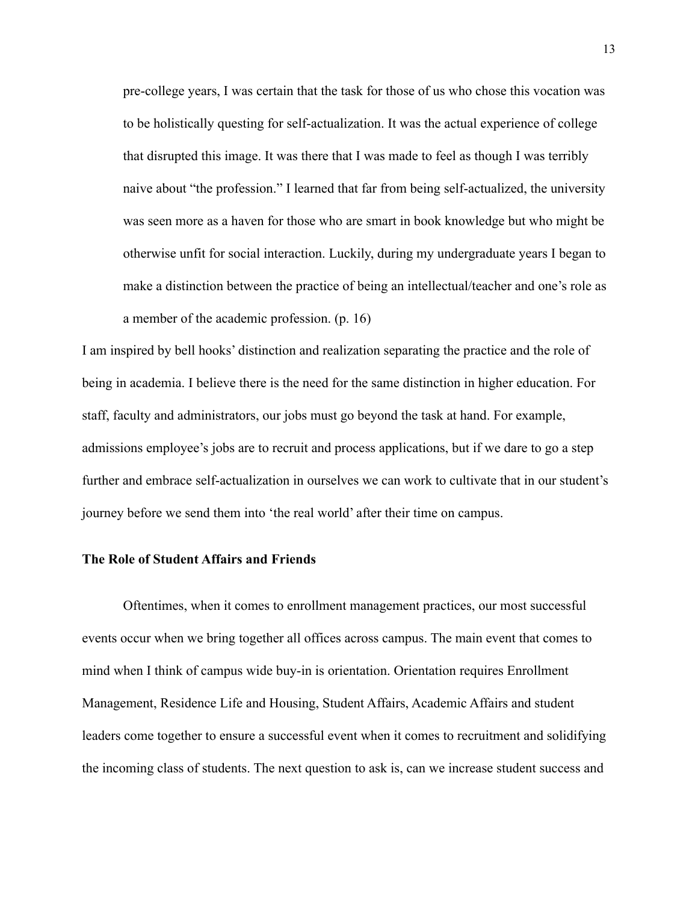> pre-college years, I was certain that the task for those of us who chose this vocation was to be holistically questing for self-actualization. It was the actual experience of college that disrupted this image. It was there that I was made to feel as though I was terribly naive about “the profession.” I learned that far from being self-actualized, the university was seen more as a haven for those who are smart in book knowledge but who might be otherwise unfit for social interaction. Luckily, during my undergraduate years I began to make a distinction between the practice of being an intellectual/teacher and one’s role as a member of the academic profession. (p. 16)

I am inspired by bell hooks’ distinction and realization separating the practice and the role of being in academia. I believe there is the need for the same distinction in higher education. For staff, faculty and administrators, our jobs must go beyond the task at hand. For example, admissions employee’s jobs are to recruit and process applications, but if we dare to go a step further and embrace self-actualization in ourselves we can work to cultivate that in our student’s journey before we send them into ‘the real world’ after their time on campus.

**The Role of Student Affairs and Friends**

Oftentimes, when it comes to enrollment management practices, our most successful events occur when we bring together all offices across campus. The main event that comes to mind when I think of campus wide buy-in is orientation. Orientation requires Enrollment Management, Residence Life and Housing, Student Affairs, Academic Affairs and student leaders come together to ensure a successful event when it comes to recruitment and solidifying the incoming class of students. The next question to ask is, can we increase student success and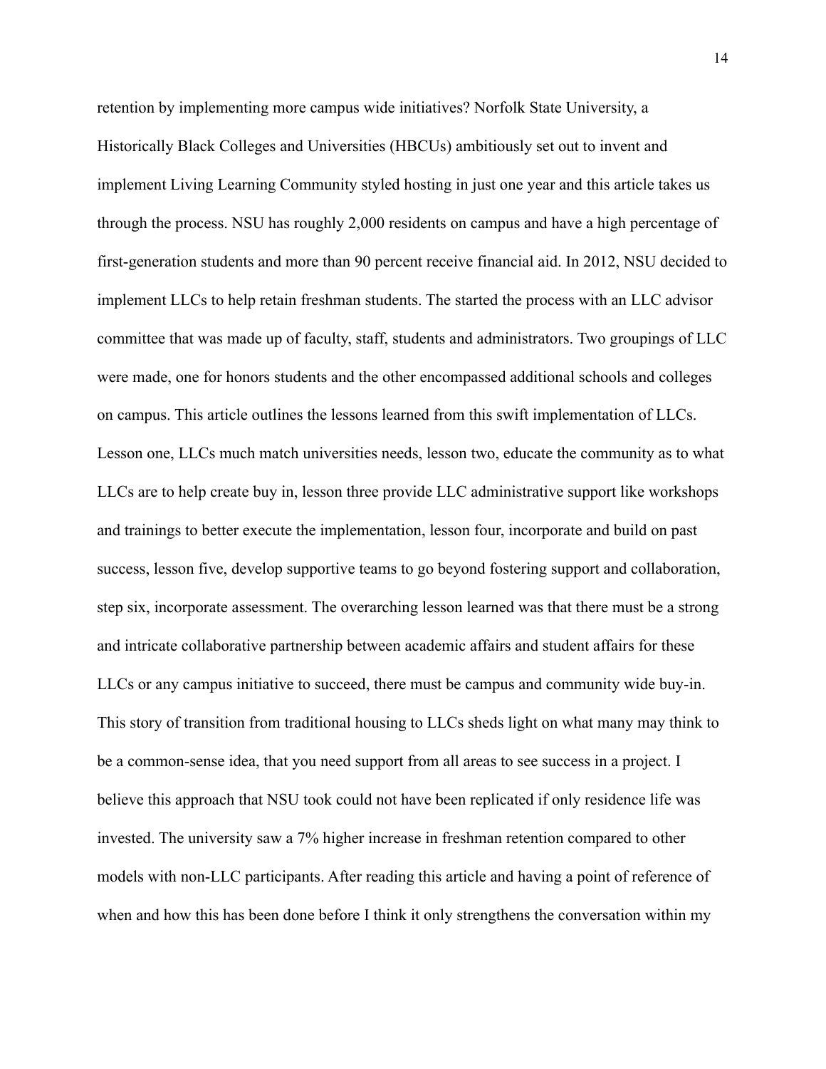retention by implementing more campus wide initiatives? Norfolk State University, a Historically Black Colleges and Universities (HBCUs) ambitiously set out to invent and implement Living Learning Community styled hosting in just one year and this article takes us through the process. NSU has roughly 2,000 residents on campus and have a high percentage of first-generation students and more than 90 percent receive financial aid. In 2012, NSU decided to implement LLCs to help retain freshman students. The started the process with an LLC advisor committee that was made up of faculty, staff, students and administrators. Two groupings of LLC were made, one for honors students and the other encompassed additional schools and colleges on campus. This article outlines the lessons learned from this swift implementation of LLCs. Lesson one, LLCs much match universities needs, lesson two, educate the community as to what LLCs are to help create buy in, lesson three provide LLC administrative support like workshops and trainings to better execute the implementation, lesson four, incorporate and build on past success, lesson five, develop supportive teams to go beyond fostering support and collaboration, step six, incorporate assessment. The overarching lesson learned was that there must be a strong and intricate collaborative partnership between academic affairs and student affairs for these LLCs or any campus initiative to succeed, there must be campus and community wide buy-in. This story of transition from traditional housing to LLCs sheds light on what many may think to be a common-sense idea, that you need support from all areas to see success in a project. I believe this approach that NSU took could not have been replicated if only residence life was invested. The university saw a 7% higher increase in freshman retention compared to other models with non-LLC participants. After reading this article and having a point of reference of when and how this has been done before I think it only strengthens the conversation within my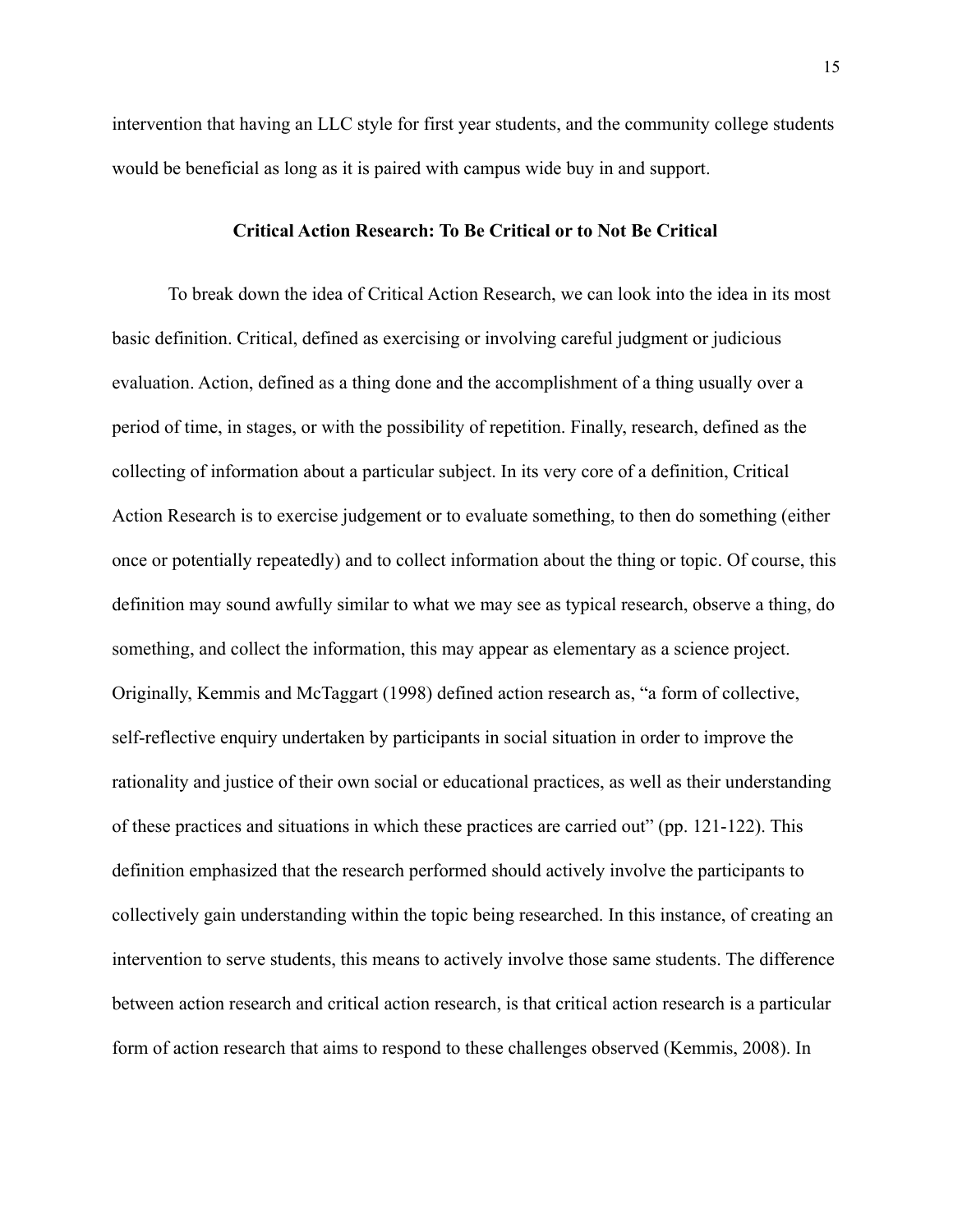intervention that having an LLC style for first year students, and the community college students would be beneficial as long as it is paired with campus wide buy in and support.

## Critical Action Research: To Be Critical or to Not Be Critical

To break down the idea of Critical Action Research, we can look into the idea in its most basic definition. Critical, defined as exercising or involving careful judgment or judicious evaluation. Action, defined as a thing done and the accomplishment of a thing usually over a period of time, in stages, or with the possibility of repetition. Finally, research, defined as the collecting of information about a particular subject. In its very core of a definition, Critical Action Research is to exercise judgement or to evaluate something, to then do something (either once or potentially repeatedly) and to collect information about the thing or topic. Of course, this definition may sound awfully similar to what we may see as typical research, observe a thing, do something, and collect the information, this may appear as elementary as a science project. Originally, Kemmis and McTaggart (1998) defined action research as, "a form of collective, self-reflective enquiry undertaken by participants in social situation in order to improve the rationality and justice of their own social or educational practices, as well as their understanding of these practices and situations in which these practices are carried out" (pp. 121-122). This definition emphasized that the research performed should actively involve the participants to collectively gain understanding within the topic being researched. In this instance, of creating an intervention to serve students, this means to actively involve those same students. The difference between action research and critical action research, is that critical action research is a particular form of action research that aims to respond to these challenges observed (Kemmis, 2008). In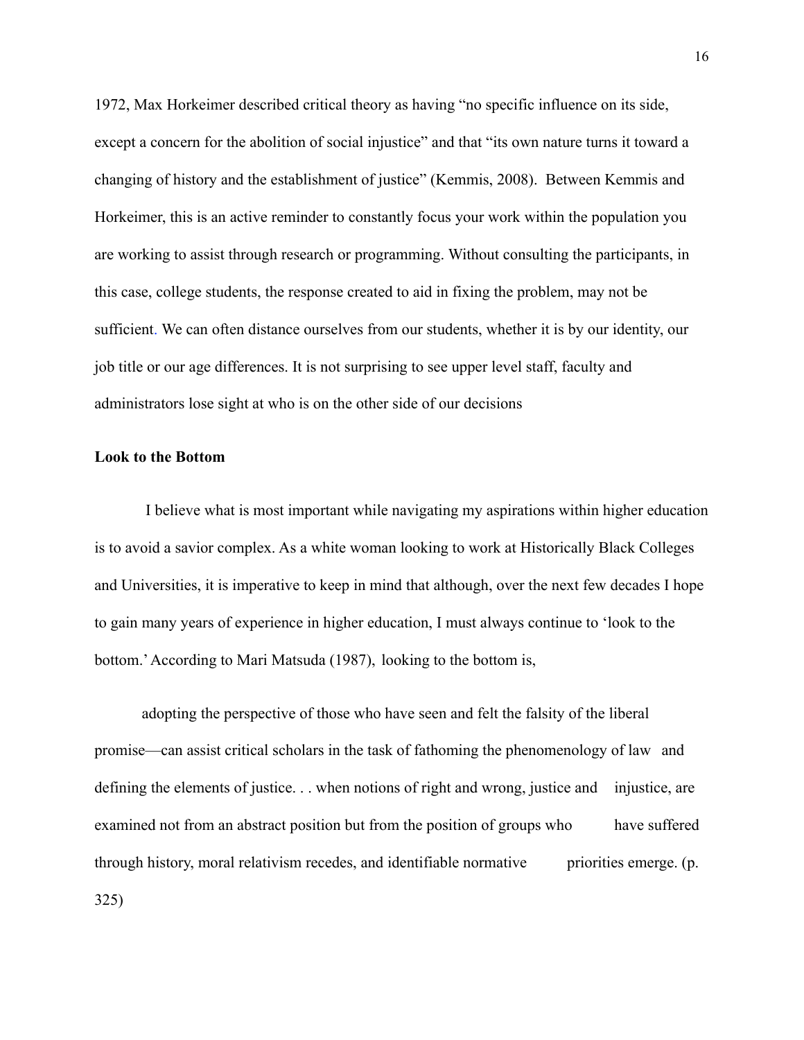1972, Max Horkeimer described critical theory as having "no specific influence on its side, except a concern for the abolition of social injustice" and that "its own nature turns it toward a changing of history and the establishment of justice" (Kemmis, 2008). Between Kemmis and Horkeimer, this is an active reminder to constantly focus your work within the population you are working to assist through research or programming. Without consulting the participants, in this case, college students, the response created to aid in fixing the problem, may not be sufficient. We can often distance ourselves from our students, whether it is by our identity, our job title or our age differences. It is not surprising to see upper level staff, faculty and administrators lose sight at who is on the other side of our decisions

**Look to the Bottom**

I believe what is most important while navigating my aspirations within higher education is to avoid a savior complex. As a white woman looking to work at Historically Black Colleges and Universities, it is imperative to keep in mind that although, over the next few decades I hope to gain many years of experience in higher education, I must always continue to 'look to the bottom.' According to Mari Matsuda (1987), looking to the bottom is,

> adopting the perspective of those who have seen and felt the falsity of the liberal promise—can assist critical scholars in the task of fathoming the phenomenology of law and defining the elements of justice. . . when notions of right and wrong, justice and injustice, are examined not from an abstract position but from the position of groups who have suffered through history, moral relativism recedes, and identifiable normative priorities emerge. (p. 325)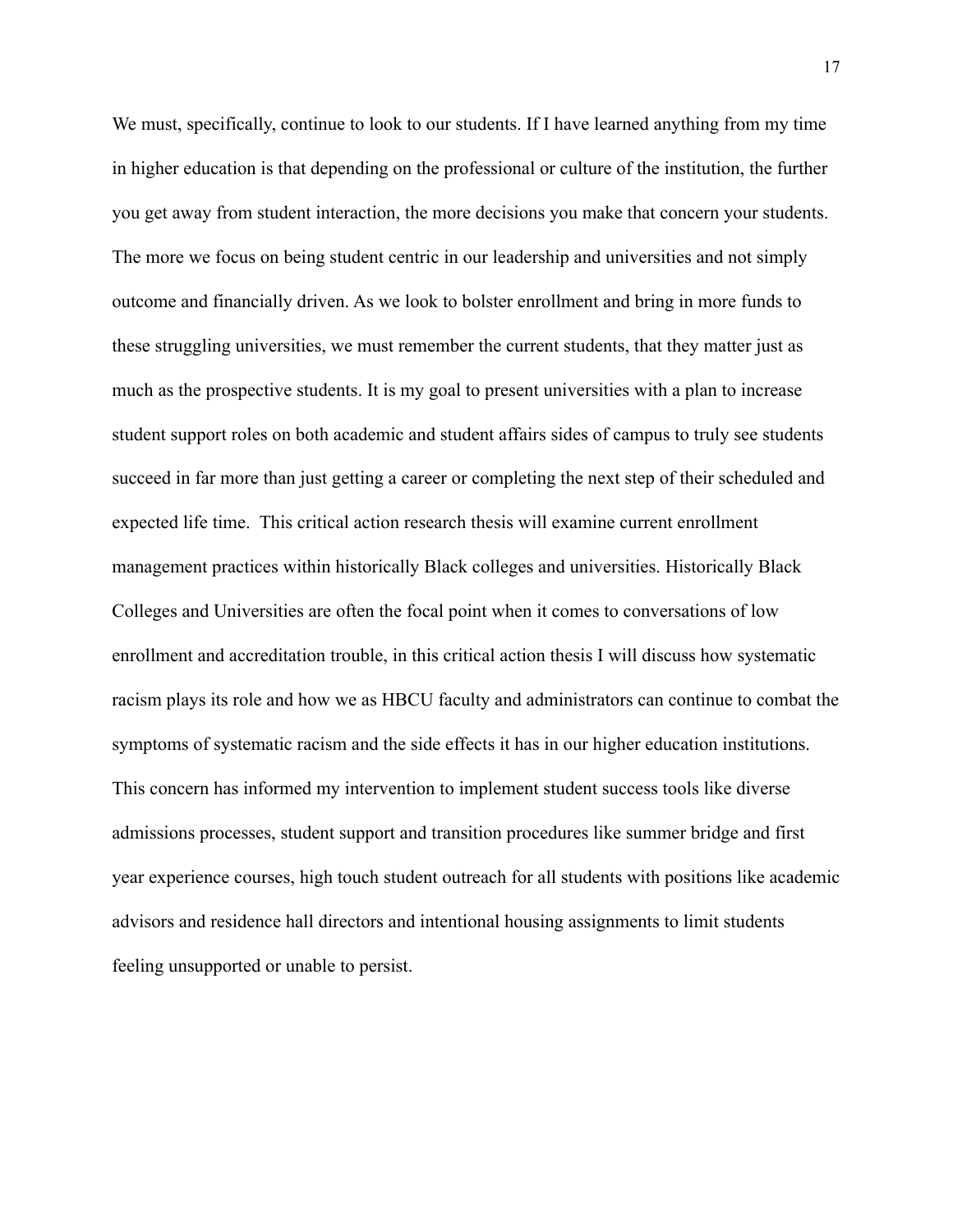We must, specifically, continue to look to our students. If I have learned anything from my time in higher education is that depending on the professional or culture of the institution, the further you get away from student interaction, the more decisions you make that concern your students. The more we focus on being student centric in our leadership and universities and not simply outcome and financially driven. As we look to bolster enrollment and bring in more funds to these struggling universities, we must remember the current students, that they matter just as much as the prospective students. It is my goal to present universities with a plan to increase student support roles on both academic and student affairs sides of campus to truly see students succeed in far more than just getting a career or completing the next step of their scheduled and expected life time.  This critical action research thesis will examine current enrollment management practices within historically Black colleges and universities. Historically Black Colleges and Universities are often the focal point when it comes to conversations of low enrollment and accreditation trouble, in this critical action thesis I will discuss how systematic racism plays its role and how we as HBCU faculty and administrators can continue to combat the symptoms of systematic racism and the side effects it has in our higher education institutions. This concern has informed my intervention to implement student success tools like diverse admissions processes, student support and transition procedures like summer bridge and first year experience courses, high touch student outreach for all students with positions like academic advisors and residence hall directors and intentional housing assignments to limit students feeling unsupported or unable to persist.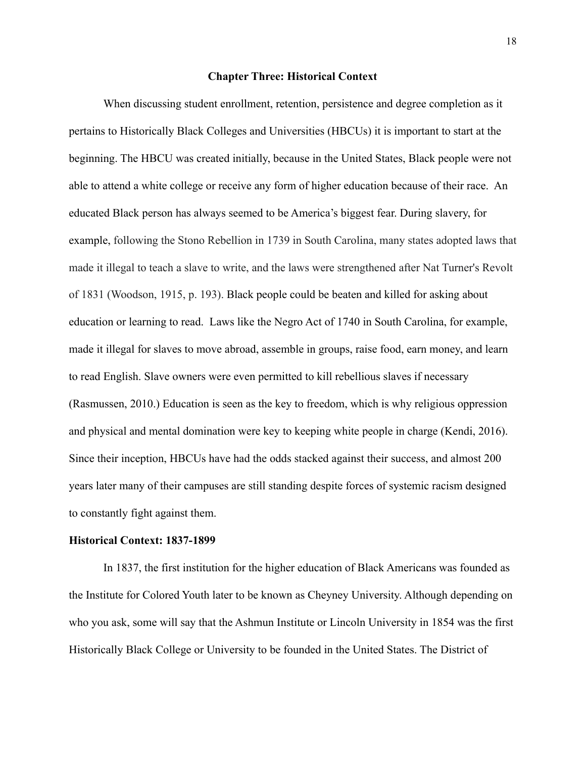## Chapter Three: Historical Context

When discussing student enrollment, retention, persistence and degree completion as it pertains to Historically Black Colleges and Universities (HBCUs) it is important to start at the beginning. The HBCU was created initially, because in the United States, Black people were not able to attend a white college or receive any form of higher education because of their race. An educated Black person has always seemed to be America's biggest fear. During slavery, for example, following the Stono Rebellion in 1739 in South Carolina, many states adopted laws that made it illegal to teach a slave to write, and the laws were strengthened after Nat Turner's Revolt of 1831 (Woodson, 1915, p. 193). Black people could be beaten and killed for asking about education or learning to read. Laws like the Negro Act of 1740 in South Carolina, for example, made it illegal for slaves to move abroad, assemble in groups, raise food, earn money, and learn to read English. Slave owners were even permitted to kill rebellious slaves if necessary (Rasmussen, 2010.) Education is seen as the key to freedom, which is why religious oppression and physical and mental domination were key to keeping white people in charge (Kendi, 2016). Since their inception, HBCUs have had the odds stacked against their success, and almost 200 years later many of their campuses are still standing despite forces of systemic racism designed to constantly fight against them.

### Historical Context: 1837-1899

In 1837, the first institution for the higher education of Black Americans was founded as the Institute for Colored Youth later to be known as Cheyney University. Although depending on who you ask, some will say that the Ashmun Institute or Lincoln University in 1854 was the first Historically Black College or University to be founded in the United States. The District of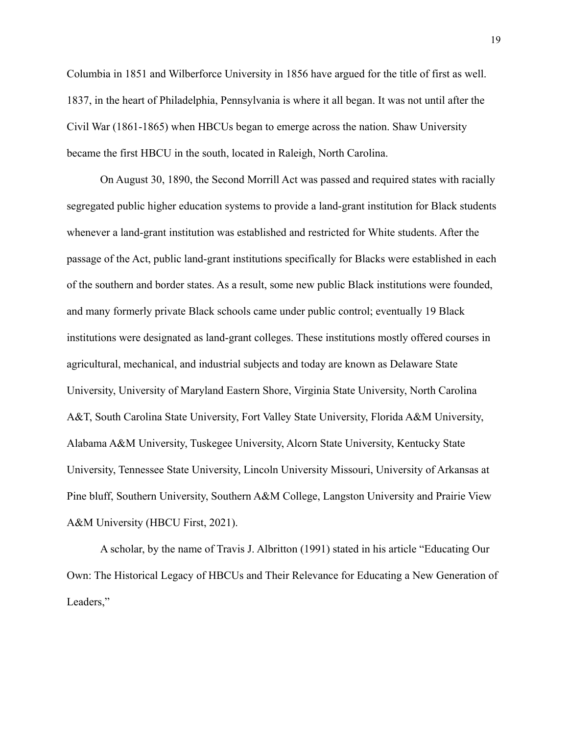Columbia in 1851 and Wilberforce University in 1856 have argued for the title of first as well. 1837, in the heart of Philadelphia, Pennsylvania is where it all began. It was not until after the Civil War (1861-1865) when HBCUs began to emerge across the nation. Shaw University became the first HBCU in the south, located in Raleigh, North Carolina.

On August 30, 1890, the Second Morrill Act was passed and required states with racially segregated public higher education systems to provide a land-grant institution for Black students whenever a land-grant institution was established and restricted for White students. After the passage of the Act, public land-grant institutions specifically for Blacks were established in each of the southern and border states. As a result, some new public Black institutions were founded, and many formerly private Black schools came under public control; eventually 19 Black institutions were designated as land-grant colleges. These institutions mostly offered courses in agricultural, mechanical, and industrial subjects and today are known as Delaware State University, University of Maryland Eastern Shore, Virginia State University, North Carolina A&T, South Carolina State University, Fort Valley State University, Florida A&M University, Alabama A&M University, Tuskegee University, Alcorn State University, Kentucky State University, Tennessee State University, Lincoln University Missouri, University of Arkansas at Pine bluff, Southern University, Southern A&M College, Langston University and Prairie View A&M University (HBCU First, 2021).

A scholar, by the name of Travis J. Albritton (1991) stated in his article "Educating Our Own: The Historical Legacy of HBCUs and Their Relevance for Educating a New Generation of Leaders,"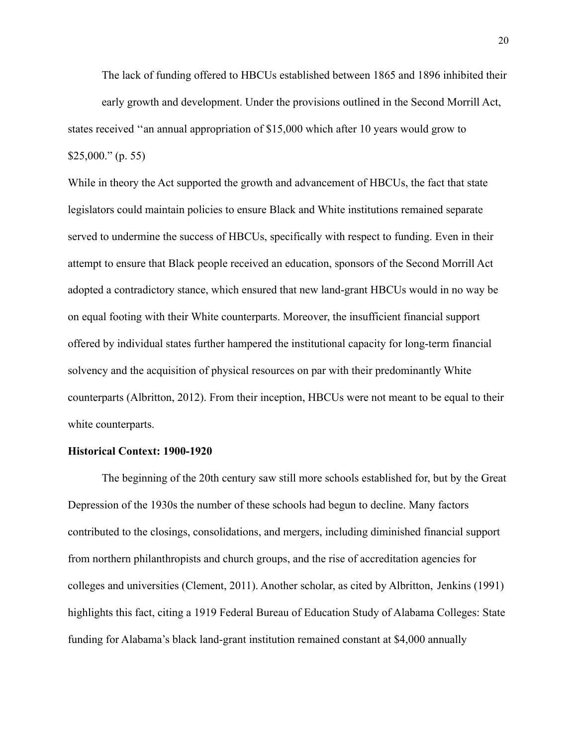The lack of funding offered to HBCUs established between 1865 and 1896 inhibited their early growth and development. Under the provisions outlined in the Second Morrill Act, states received "an annual appropriation of $15,000 which after 10 years would grow to $25,000." (p. 55)

While in theory the Act supported the growth and advancement of HBCUs, the fact that state legislators could maintain policies to ensure Black and White institutions remained separate served to undermine the success of HBCUs, specifically with respect to funding. Even in their attempt to ensure that Black people received an education, sponsors of the Second Morrill Act adopted a contradictory stance, which ensured that new land-grant HBCUs would in no way be on equal footing with their White counterparts. Moreover, the insufficient financial support offered by individual states further hampered the institutional capacity for long-term financial solvency and the acquisition of physical resources on par with their predominantly White counterparts (Albritton, 2012). From their inception, HBCUs were not meant to be equal to their white counterparts.

**Historical Context: 1900-1920**

The beginning of the 20th century saw still more schools established for, but by the Great Depression of the 1930s the number of these schools had begun to decline. Many factors contributed to the closings, consolidations, and mergers, including diminished financial support from northern philanthropists and church groups, and the rise of accreditation agencies for colleges and universities (Clement, 2011). Another scholar, as cited by Albritton, Jenkins (1991) highlights this fact, citing a 1919 Federal Bureau of Education Study of Alabama Colleges: State funding for Alabama's black land-grant institution remained constant at $4,000 annually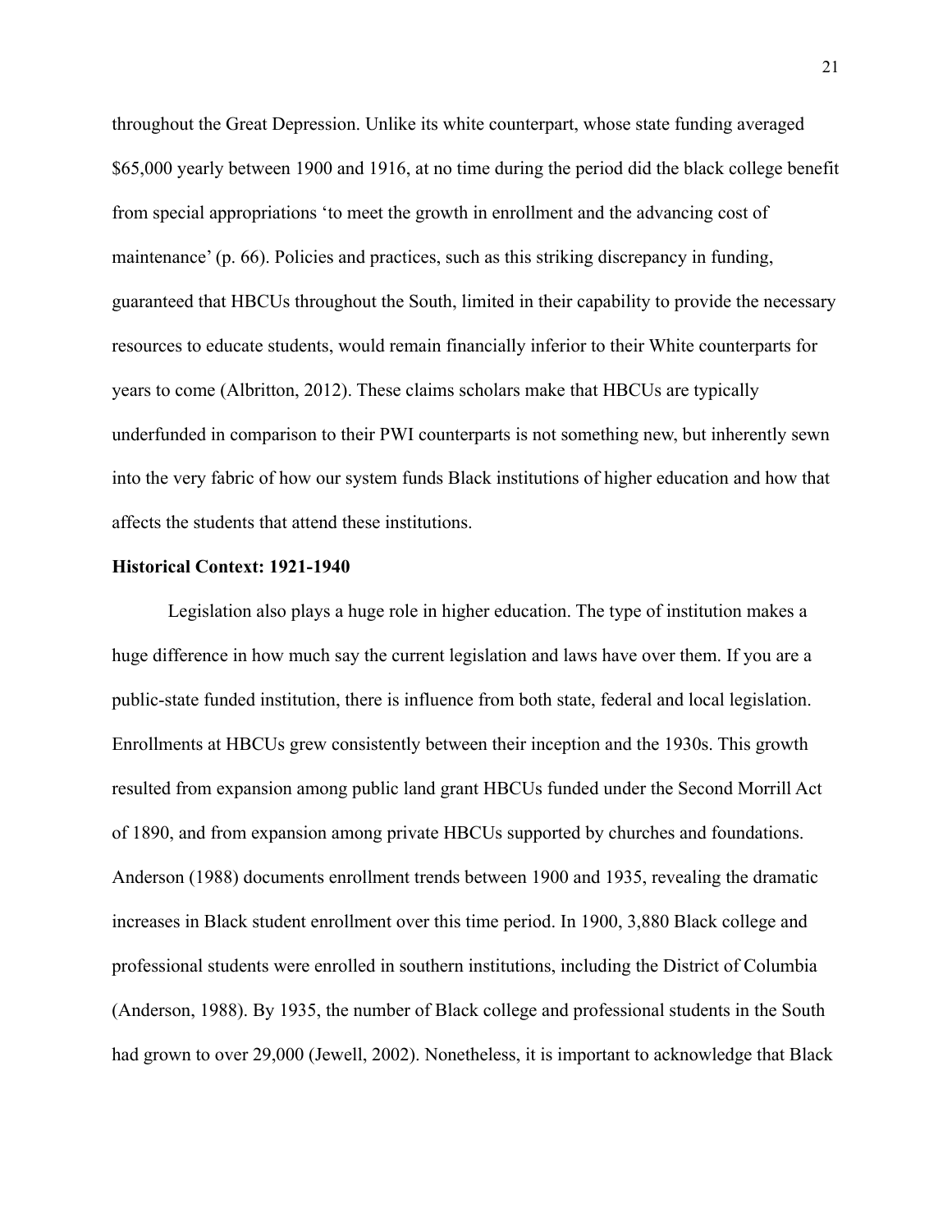throughout the Great Depression. Unlike its white counterpart, whose state funding averaged $65,000 yearly between 1900 and 1916, at no time during the period did the black college benefit from special appropriations 'to meet the growth in enrollment and the advancing cost of maintenance' (p. 66). Policies and practices, such as this striking discrepancy in funding, guaranteed that HBCUs throughout the South, limited in their capability to provide the necessary resources to educate students, would remain financially inferior to their White counterparts for years to come (Albritton, 2012). These claims scholars make that HBCUs are typically underfunded in comparison to their PWI counterparts is not something new, but inherently sewn into the very fabric of how our system funds Black institutions of higher education and how that affects the students that attend these institutions.

### Historical Context: 1921-1940

Legislation also plays a huge role in higher education. The type of institution makes a huge difference in how much say the current legislation and laws have over them. If you are a public-state funded institution, there is influence from both state, federal and local legislation. Enrollments at HBCUs grew consistently between their inception and the 1930s. This growth resulted from expansion among public land grant HBCUs funded under the Second Morrill Act of 1890, and from expansion among private HBCUs supported by churches and foundations. Anderson (1988) documents enrollment trends between 1900 and 1935, revealing the dramatic increases in Black student enrollment over this time period. In 1900, 3,880 Black college and professional students were enrolled in southern institutions, including the District of Columbia (Anderson, 1988). By 1935, the number of Black college and professional students in the South had grown to over 29,000 (Jewell, 2002). Nonetheless, it is important to acknowledge that Black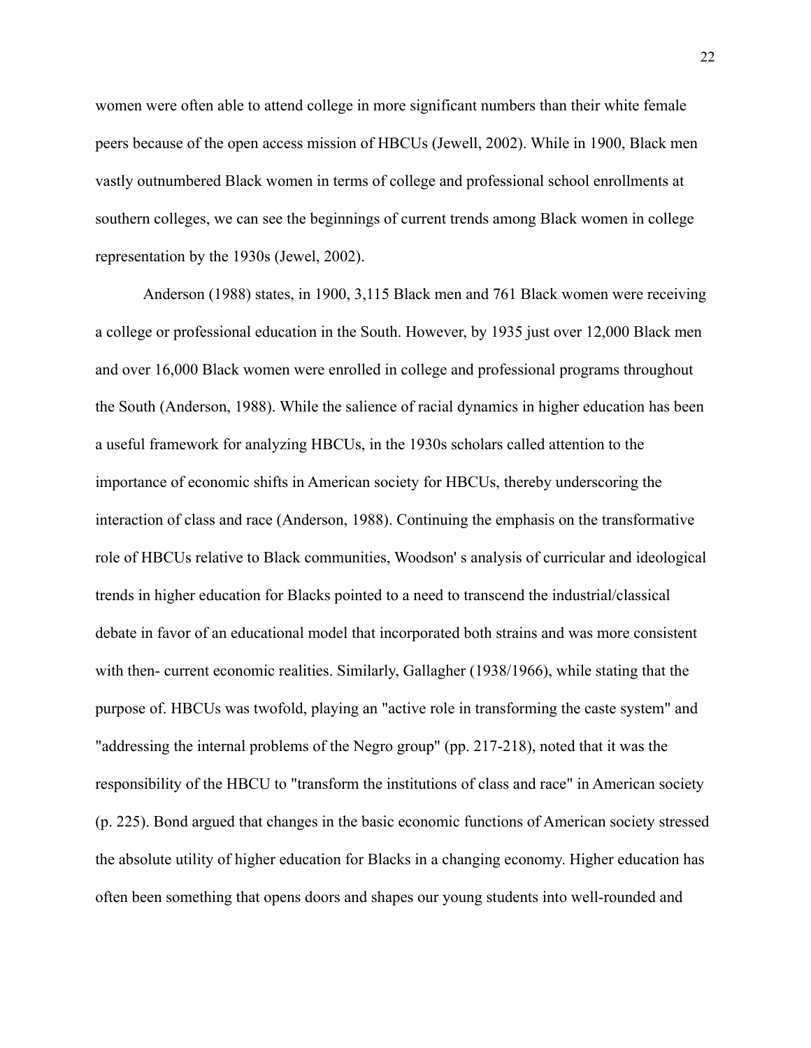women were often able to attend college in more significant numbers than their white female peers because of the open access mission of HBCUs (Jewell, 2002). While in 1900, Black men vastly outnumbered Black women in terms of college and professional school enrollments at southern colleges, we can see the beginnings of current trends among Black women in college representation by the 1930s (Jewel, 2002).

Anderson (1988) states, in 1900, 3,115 Black men and 761 Black women were receiving a college or professional education in the South. However, by 1935 just over 12,000 Black men and over 16,000 Black women were enrolled in college and professional programs throughout the South (Anderson, 1988). While the salience of racial dynamics in higher education has been a useful framework for analyzing HBCUs, in the 1930s scholars called attention to the importance of economic shifts in American society for HBCUs, thereby underscoring the interaction of class and race (Anderson, 1988). Continuing the emphasis on the transformative role of HBCUs relative to Black communities, Woodson' s analysis of curricular and ideological trends in higher education for Blacks pointed to a need to transcend the industrial/classical debate in favor of an educational model that incorporated both strains and was more consistent with then- current economic realities. Similarly, Gallagher (1938/1966), while stating that the purpose of. HBCUs was twofold, playing an "active role in transforming the caste system" and "addressing the internal problems of the Negro group" (pp. 217-218), noted that it was the responsibility of the HBCU to "transform the institutions of class and race" in American society (p. 225). Bond argued that changes in the basic economic functions of American society stressed the absolute utility of higher education for Blacks in a changing economy. Higher education has often been something that opens doors and shapes our young students into well-rounded and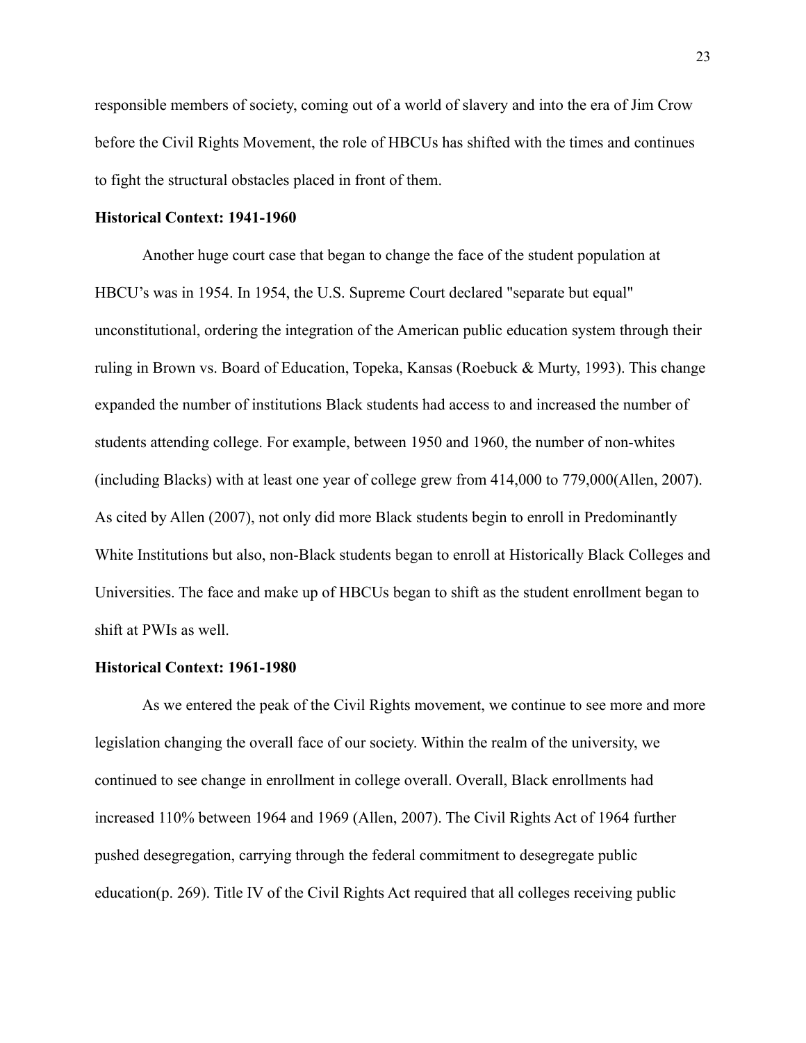responsible members of society, coming out of a world of slavery and into the era of Jim Crow before the Civil Rights Movement, the role of HBCUs has shifted with the times and continues to fight the structural obstacles placed in front of them.

**Historical Context: 1941-1960**

Another huge court case that began to change the face of the student population at HBCU's was in 1954. In 1954, the U.S. Supreme Court declared "separate but equal" unconstitutional, ordering the integration of the American public education system through their ruling in Brown vs. Board of Education, Topeka, Kansas (Roebuck & Murty, 1993). This change expanded the number of institutions Black students had access to and increased the number of students attending college. For example, between 1950 and 1960, the number of non-whites (including Blacks) with at least one year of college grew from 414,000 to 779,000(Allen, 2007). As cited by Allen (2007), not only did more Black students begin to enroll in Predominantly White Institutions but also, non-Black students began to enroll at Historically Black Colleges and Universities. The face and make up of HBCUs began to shift as the student enrollment began to shift at PWIs as well.

**Historical Context: 1961-1980**

As we entered the peak of the Civil Rights movement, we continue to see more and more legislation changing the overall face of our society. Within the realm of the university, we continued to see change in enrollment in college overall. Overall, Black enrollments had increased 110% between 1964 and 1969 (Allen, 2007). The Civil Rights Act of 1964 further pushed desegregation, carrying through the federal commitment to desegregate public education(p. 269). Title IV of the Civil Rights Act required that all colleges receiving public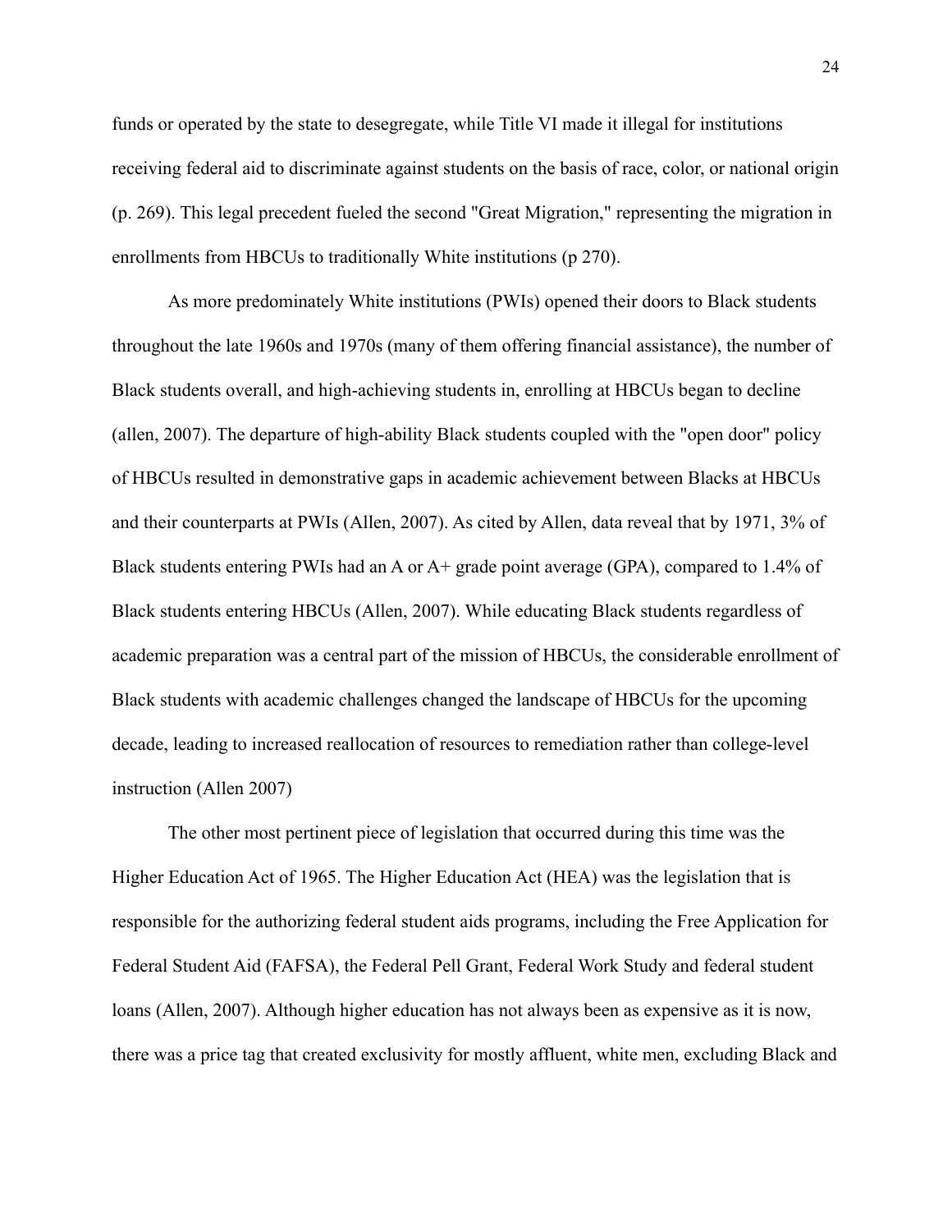funds or operated by the state to desegregate, while Title VI made it illegal for institutions receiving federal aid to discriminate against students on the basis of race, color, or national origin (p. 269). This legal precedent fueled the second "Great Migration," representing the migration in enrollments from HBCUs to traditionally White institutions (p 270).

As more predominately White institutions (PWIs) opened their doors to Black students throughout the late 1960s and 1970s (many of them offering financial assistance), the number of Black students overall, and high-achieving students in, enrolling at HBCUs began to decline (allen, 2007). The departure of high-ability Black students coupled with the "open door" policy of HBCUs resulted in demonstrative gaps in academic achievement between Blacks at HBCUs and their counterparts at PWIs (Allen, 2007). As cited by Allen, data reveal that by 1971, 3% of Black students entering PWIs had an A or A+ grade point average (GPA), compared to 1.4% of Black students entering HBCUs (Allen, 2007). While educating Black students regardless of academic preparation was a central part of the mission of HBCUs, the considerable enrollment of Black students with academic challenges changed the landscape of HBCUs for the upcoming decade, leading to increased reallocation of resources to remediation rather than college-level instruction (Allen 2007)

The other most pertinent piece of legislation that occurred during this time was the Higher Education Act of 1965. The Higher Education Act (HEA) was the legislation that is responsible for the authorizing federal student aids programs, including the Free Application for Federal Student Aid (FAFSA), the Federal Pell Grant, Federal Work Study and federal student loans (Allen, 2007). Although higher education has not always been as expensive as it is now, there was a price tag that created exclusivity for mostly affluent, white men, excluding Black and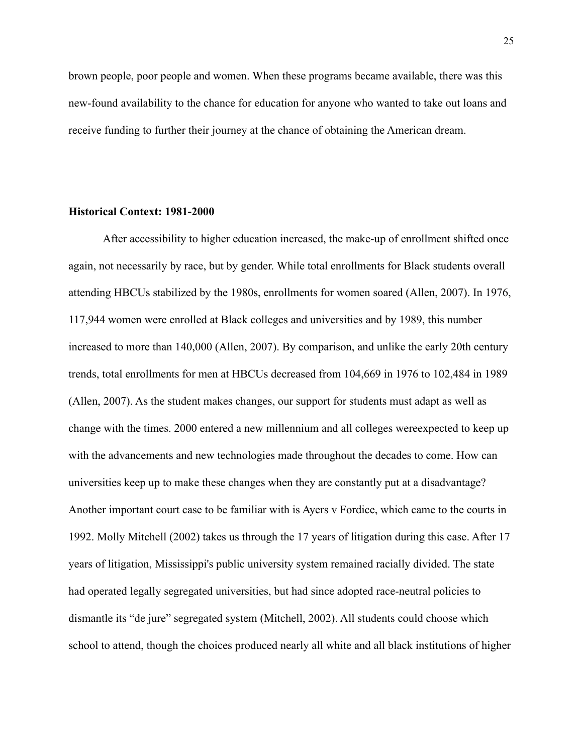brown people, poor people and women. When these programs became available, there was this new-found availability to the chance for education for anyone who wanted to take out loans and receive funding to further their journey at the chance of obtaining the American dream.

**Historical Context: 1981-2000**

After accessibility to higher education increased, the make-up of enrollment shifted once again, not necessarily by race, but by gender. While total enrollments for Black students overall attending HBCUs stabilized by the 1980s, enrollments for women soared (Allen, 2007). In 1976, 117,944 women were enrolled at Black colleges and universities and by 1989, this number increased to more than 140,000 (Allen, 2007). By comparison, and unlike the early 20th century trends, total enrollments for men at HBCUs decreased from 104,669 in 1976 to 102,484 in 1989 (Allen, 2007). As the student makes changes, our support for students must adapt as well as change with the times. 2000 entered a new millennium and all colleges wereexpected to keep up with the advancements and new technologies made throughout the decades to come. How can universities keep up to make these changes when they are constantly put at a disadvantage? Another important court case to be familiar with is Ayers v Fordice, which came to the courts in 1992. Molly Mitchell (2002) takes us through the 17 years of litigation during this case. After 17 years of litigation, Mississippi's public university system remained racially divided. The state had operated legally segregated universities, but had since adopted race-neutral policies to dismantle its "de jure" segregated system (Mitchell, 2002). All students could choose which school to attend, though the choices produced nearly all white and all black institutions of higher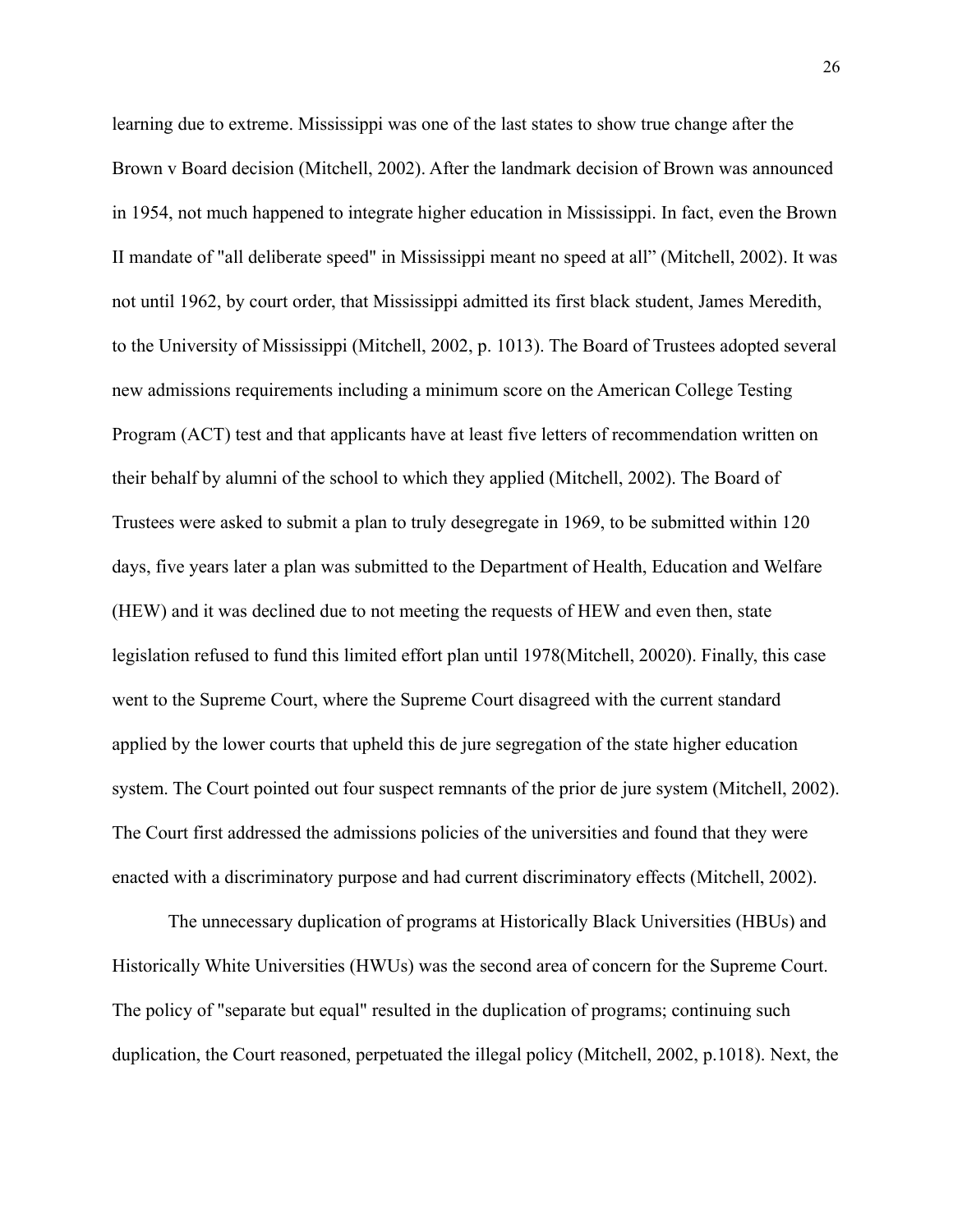learning due to extreme. Mississippi was one of the last states to show true change after the Brown v Board decision (Mitchell, 2002). After the landmark decision of Brown was announced in 1954, not much happened to integrate higher education in Mississippi. In fact, even the Brown II mandate of "all deliberate speed" in Mississippi meant no speed at all" (Mitchell, 2002). It was not until 1962, by court order, that Mississippi admitted its first black student, James Meredith, to the University of Mississippi (Mitchell, 2002, p. 1013). The Board of Trustees adopted several new admissions requirements including a minimum score on the American College Testing Program (ACT) test and that applicants have at least five letters of recommendation written on their behalf by alumni of the school to which they applied (Mitchell, 2002). The Board of Trustees were asked to submit a plan to truly desegregate in 1969, to be submitted within 120 days, five years later a plan was submitted to the Department of Health, Education and Welfare (HEW) and it was declined due to not meeting the requests of HEW and even then, state legislation refused to fund this limited effort plan until 1978(Mitchell, 20020). Finally, this case went to the Supreme Court, where the Supreme Court disagreed with the current standard applied by the lower courts that upheld this de jure segregation of the state higher education system. The Court pointed out four suspect remnants of the prior de jure system (Mitchell, 2002). The Court first addressed the admissions policies of the universities and found that they were enacted with a discriminatory purpose and had current discriminatory effects (Mitchell, 2002).

The unnecessary duplication of programs at Historically Black Universities (HBUs) and Historically White Universities (HWUs) was the second area of concern for the Supreme Court. The policy of "separate but equal" resulted in the duplication of programs; continuing such duplication, the Court reasoned, perpetuated the illegal policy (Mitchell, 2002, p.1018). Next, the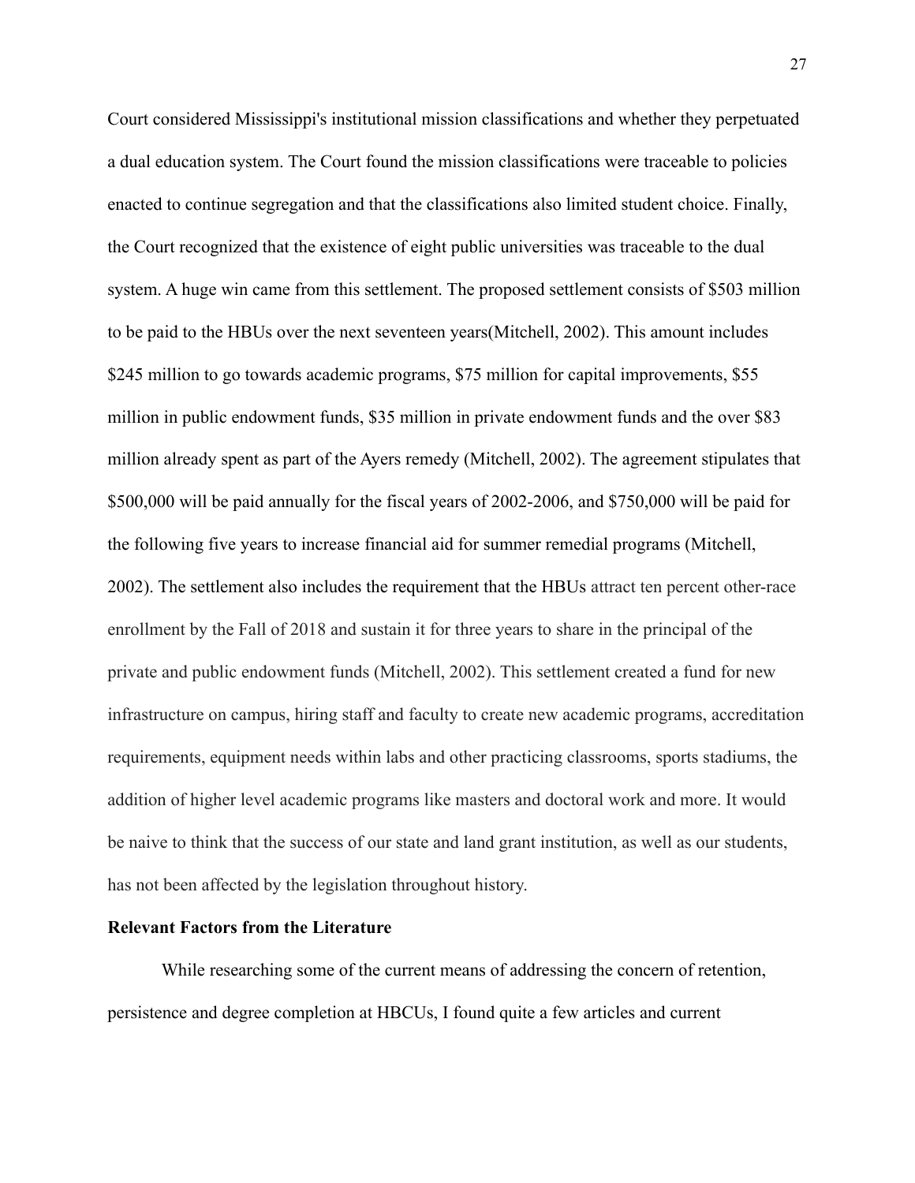Court considered Mississippi's institutional mission classifications and whether they perpetuated a dual education system. The Court found the mission classifications were traceable to policies enacted to continue segregation and that the classifications also limited student choice. Finally, the Court recognized that the existence of eight public universities was traceable to the dual system. A huge win came from this settlement. The proposed settlement consists of $503 million to be paid to the HBUs over the next seventeen years(Mitchell, 2002). This amount includes $245 million to go towards academic programs, $75 million for capital improvements, $55 million in public endowment funds, $35 million in private endowment funds and the over $83 million already spent as part of the Ayers remedy (Mitchell, 2002). The agreement stipulates that $500,000 will be paid annually for the fiscal years of 2002-2006, and $750,000 will be paid for the following five years to increase financial aid for summer remedial programs (Mitchell, 2002). The settlement also includes the requirement that the HBUs attract ten percent other-race enrollment by the Fall of 2018 and sustain it for three years to share in the principal of the private and public endowment funds (Mitchell, 2002). This settlement created a fund for new infrastructure on campus, hiring staff and faculty to create new academic programs, accreditation requirements, equipment needs within labs and other practicing classrooms, sports stadiums, the addition of higher level academic programs like masters and doctoral work and more. It would be naive to think that the success of our state and land grant institution, as well as our students, has not been affected by the legislation throughout history.

**Relevant Factors from the Literature**

While researching some of the current means of addressing the concern of retention, persistence and degree completion at HBCUs, I found quite a few articles and current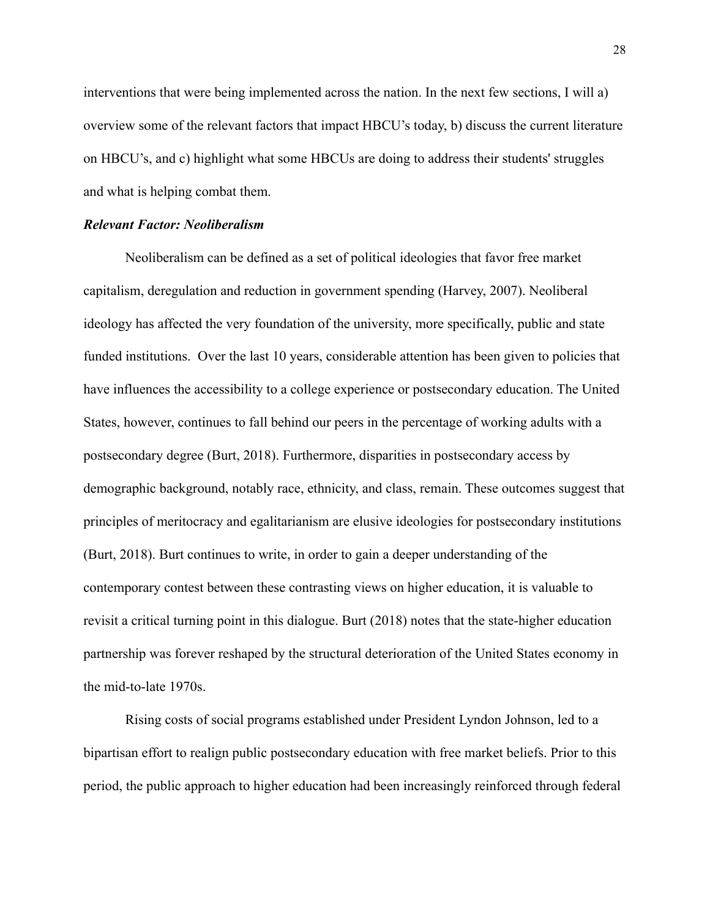interventions that were being implemented across the nation. In the next few sections, I will a) overview some of the relevant factors that impact HBCU's today, b) discuss the current literature on HBCU's, and c) highlight what some HBCUs are doing to address their students' struggles and what is helping combat them.

### ***Relevant Factor: Neoliberalism***

Neoliberalism can be defined as a set of political ideologies that favor free market capitalism, deregulation and reduction in government spending (Harvey, 2007). Neoliberal ideology has affected the very foundation of the university, more specifically, public and state funded institutions. Over the last 10 years, considerable attention has been given to policies that have influences the accessibility to a college experience or postsecondary education. The United States, however, continues to fall behind our peers in the percentage of working adults with a postsecondary degree (Burt, 2018). Furthermore, disparities in postsecondary access by demographic background, notably race, ethnicity, and class, remain. These outcomes suggest that principles of meritocracy and egalitarianism are elusive ideologies for postsecondary institutions (Burt, 2018). Burt continues to write, in order to gain a deeper understanding of the contemporary contest between these contrasting views on higher education, it is valuable to revisit a critical turning point in this dialogue. Burt (2018) notes that the state-higher education partnership was forever reshaped by the structural deterioration of the United States economy in the mid-to-late 1970s.

Rising costs of social programs established under President Lyndon Johnson, led to a bipartisan effort to realign public postsecondary education with free market beliefs. Prior to this period, the public approach to higher education had been increasingly reinforced through federal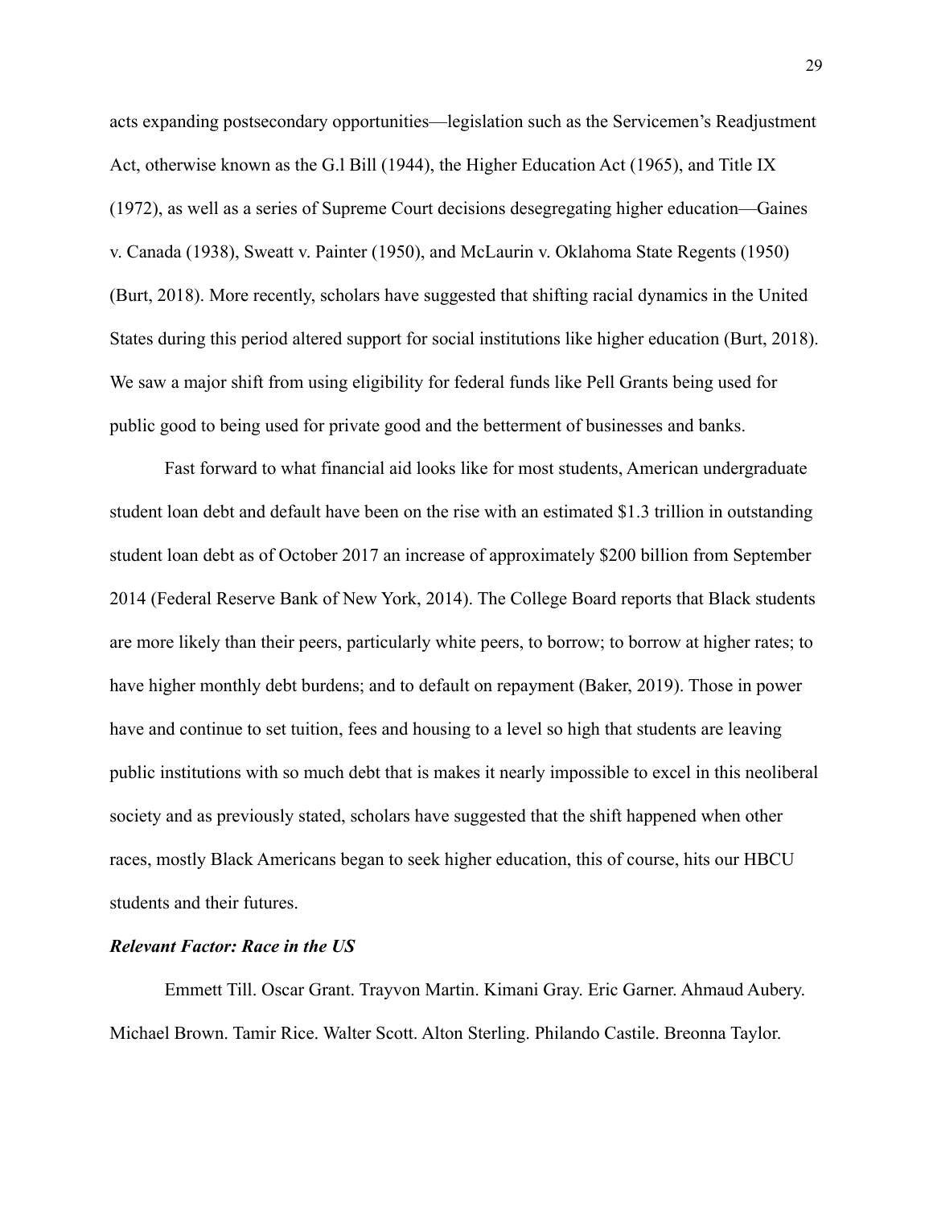acts expanding postsecondary opportunities—legislation such as the Servicemen's Readjustment Act, otherwise known as the G.l Bill (1944), the Higher Education Act (1965), and Title IX (1972), as well as a series of Supreme Court decisions desegregating higher education—Gaines v. Canada (1938), Sweatt v. Painter (1950), and McLaurin v. Oklahoma State Regents (1950) (Burt, 2018). More recently, scholars have suggested that shifting racial dynamics in the United States during this period altered support for social institutions like higher education (Burt, 2018). We saw a major shift from using eligibility for federal funds like Pell Grants being used for public good to being used for private good and the betterment of businesses and banks.

Fast forward to what financial aid looks like for most students, American undergraduate student loan debt and default have been on the rise with an estimated $1.3 trillion in outstanding student loan debt as of October 2017 an increase of approximately $200 billion from September 2014 (Federal Reserve Bank of New York, 2014). The College Board reports that Black students are more likely than their peers, particularly white peers, to borrow; to borrow at higher rates; to have higher monthly debt burdens; and to default on repayment (Baker, 2019). Those in power have and continue to set tuition, fees and housing to a level so high that students are leaving public institutions with so much debt that is makes it nearly impossible to excel in this neoliberal society and as previously stated, scholars have suggested that the shift happened when other races, mostly Black Americans began to seek higher education, this of course, hits our HBCU students and their futures.

***Relevant Factor: Race in the US***

Emmett Till. Oscar Grant. Trayvon Martin. Kimani Gray. Eric Garner. Ahmaud Aubery. Michael Brown. Tamir Rice. Walter Scott. Alton Sterling. Philando Castile. Breonna Taylor.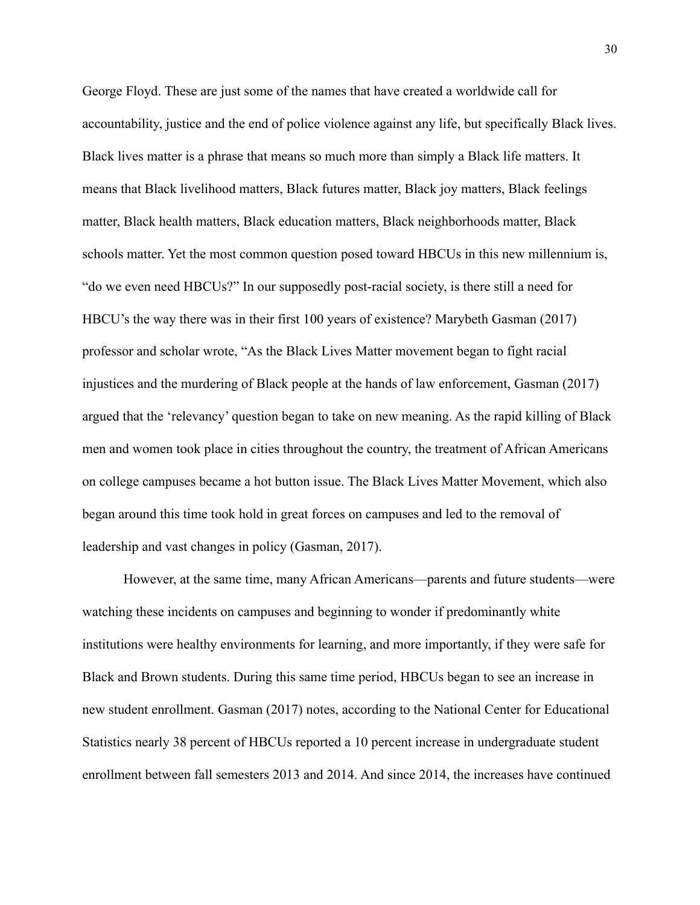George Floyd. These are just some of the names that have created a worldwide call for accountability, justice and the end of police violence against any life, but specifically Black lives. Black lives matter is a phrase that means so much more than simply a Black life matters. It means that Black livelihood matters, Black futures matter, Black joy matters, Black feelings matter, Black health matters, Black education matters, Black neighborhoods matter, Black schools matter. Yet the most common question posed toward HBCUs in this new millennium is, "do we even need HBCUs?" In our supposedly post-racial society, is there still a need for HBCU's the way there was in their first 100 years of existence? Marybeth Gasman (2017) professor and scholar wrote, "As the Black Lives Matter movement began to fight racial injustices and the murdering of Black people at the hands of law enforcement, Gasman (2017) argued that the 'relevancy' question began to take on new meaning. As the rapid killing of Black men and women took place in cities throughout the country, the treatment of African Americans on college campuses became a hot button issue. The Black Lives Matter Movement, which also began around this time took hold in great forces on campuses and led to the removal of leadership and vast changes in policy (Gasman, 2017).

However, at the same time, many African Americans—parents and future students—were watching these incidents on campuses and beginning to wonder if predominantly white institutions were healthy environments for learning, and more importantly, if they were safe for Black and Brown students. During this same time period, HBCUs began to see an increase in new student enrollment. Gasman (2017) notes, according to the National Center for Educational Statistics nearly 38 percent of HBCUs reported a 10 percent increase in undergraduate student enrollment between fall semesters 2013 and 2014. And since 2014, the increases have continued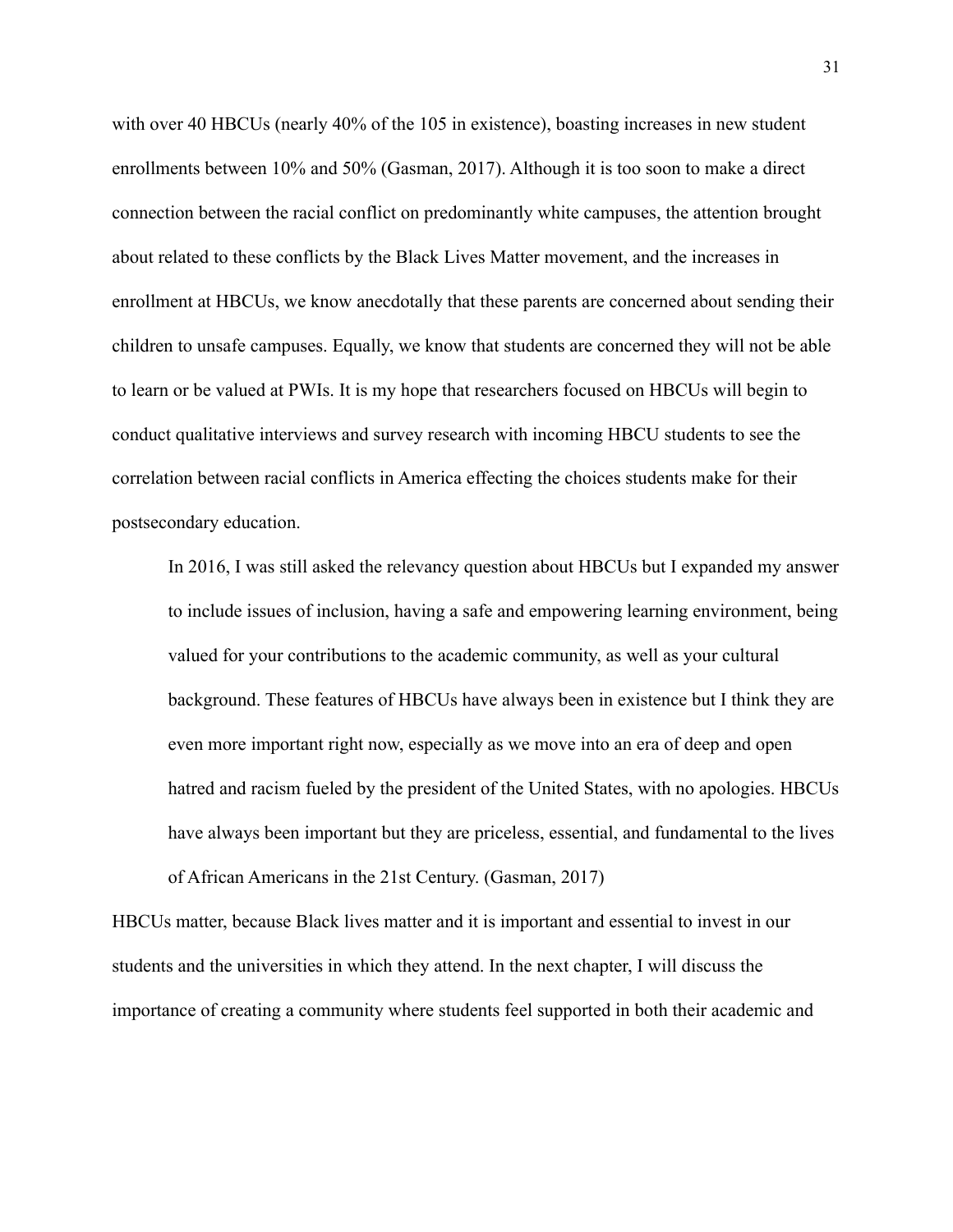with over 40 HBCUs (nearly 40% of the 105 in existence), boasting increases in new student enrollments between 10% and 50% (Gasman, 2017). Although it is too soon to make a direct connection between the racial conflict on predominantly white campuses, the attention brought about related to these conflicts by the Black Lives Matter movement, and the increases in enrollment at HBCUs, we know anecdotally that these parents are concerned about sending their children to unsafe campuses. Equally, we know that students are concerned they will not be able to learn or be valued at PWIs. It is my hope that researchers focused on HBCUs will begin to conduct qualitative interviews and survey research with incoming HBCU students to see the correlation between racial conflicts in America effecting the choices students make for their postsecondary education.

> In 2016, I was still asked the relevancy question about HBCUs but I expanded my answer to include issues of inclusion, having a safe and empowering learning environment, being valued for your contributions to the academic community, as well as your cultural background. These features of HBCUs have always been in existence but I think they are even more important right now, especially as we move into an era of deep and open hatred and racism fueled by the president of the United States, with no apologies. HBCUs have always been important but they are priceless, essential, and fundamental to the lives of African Americans in the 21st Century. (Gasman, 2017)

HBCUs matter, because Black lives matter and it is important and essential to invest in our students and the universities in which they attend. In the next chapter, I will discuss the importance of creating a community where students feel supported in both their academic and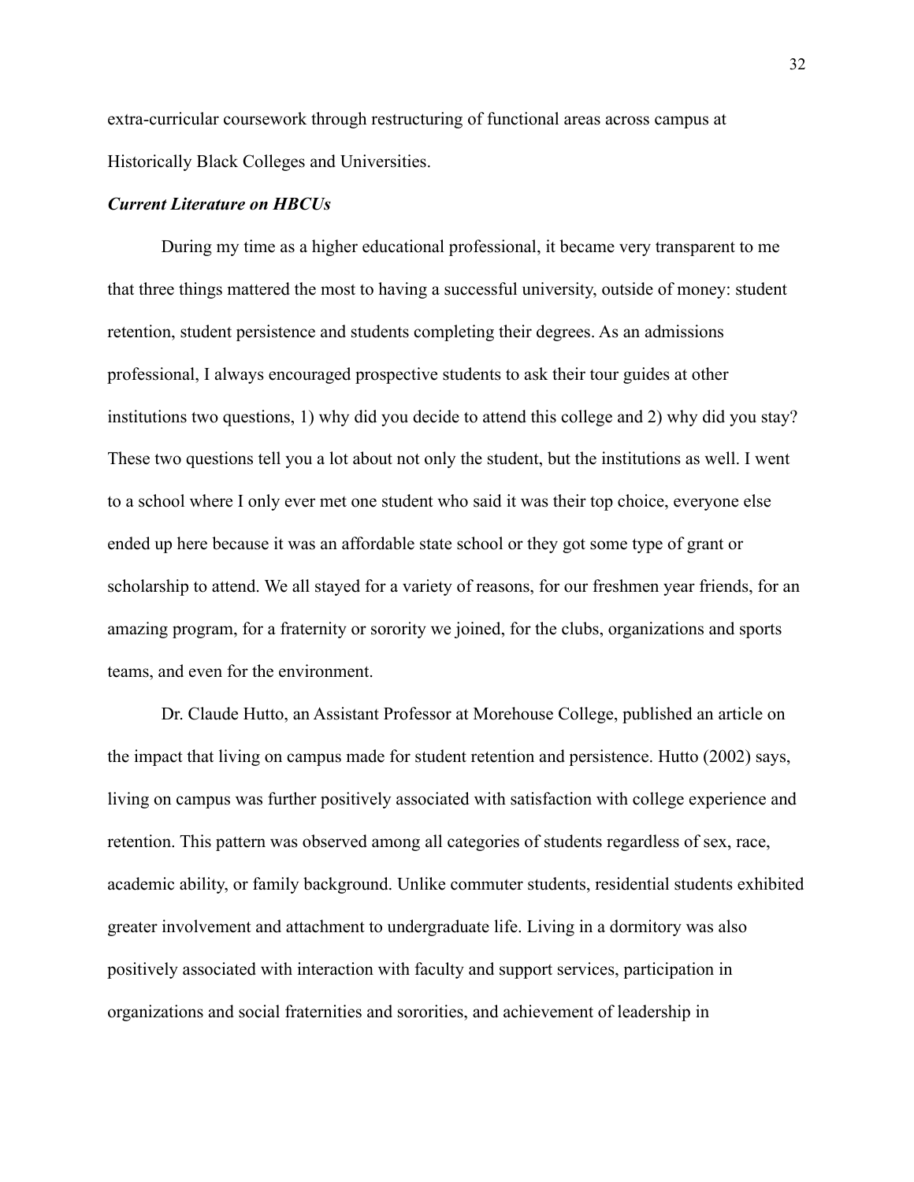extra-curricular coursework through restructuring of functional areas across campus at Historically Black Colleges and Universities.

### ***Current Literature on HBCUs***

During my time as a higher educational professional, it became very transparent to me that three things mattered the most to having a successful university, outside of money: student retention, student persistence and students completing their degrees. As an admissions professional, I always encouraged prospective students to ask their tour guides at other institutions two questions, 1) why did you decide to attend this college and 2) why did you stay? These two questions tell you a lot about not only the student, but the institutions as well. I went to a school where I only ever met one student who said it was their top choice, everyone else ended up here because it was an affordable state school or they got some type of grant or scholarship to attend. We all stayed for a variety of reasons, for our freshmen year friends, for an amazing program, for a fraternity or sorority we joined, for the clubs, organizations and sports teams, and even for the environment.

Dr. Claude Hutto, an Assistant Professor at Morehouse College, published an article on the impact that living on campus made for student retention and persistence. Hutto (2002) says, living on campus was further positively associated with satisfaction with college experience and retention. This pattern was observed among all categories of students regardless of sex, race, academic ability, or family background. Unlike commuter students, residential students exhibited greater involvement and attachment to undergraduate life. Living in a dormitory was also positively associated with interaction with faculty and support services, participation in organizations and social fraternities and sororities, and achievement of leadership in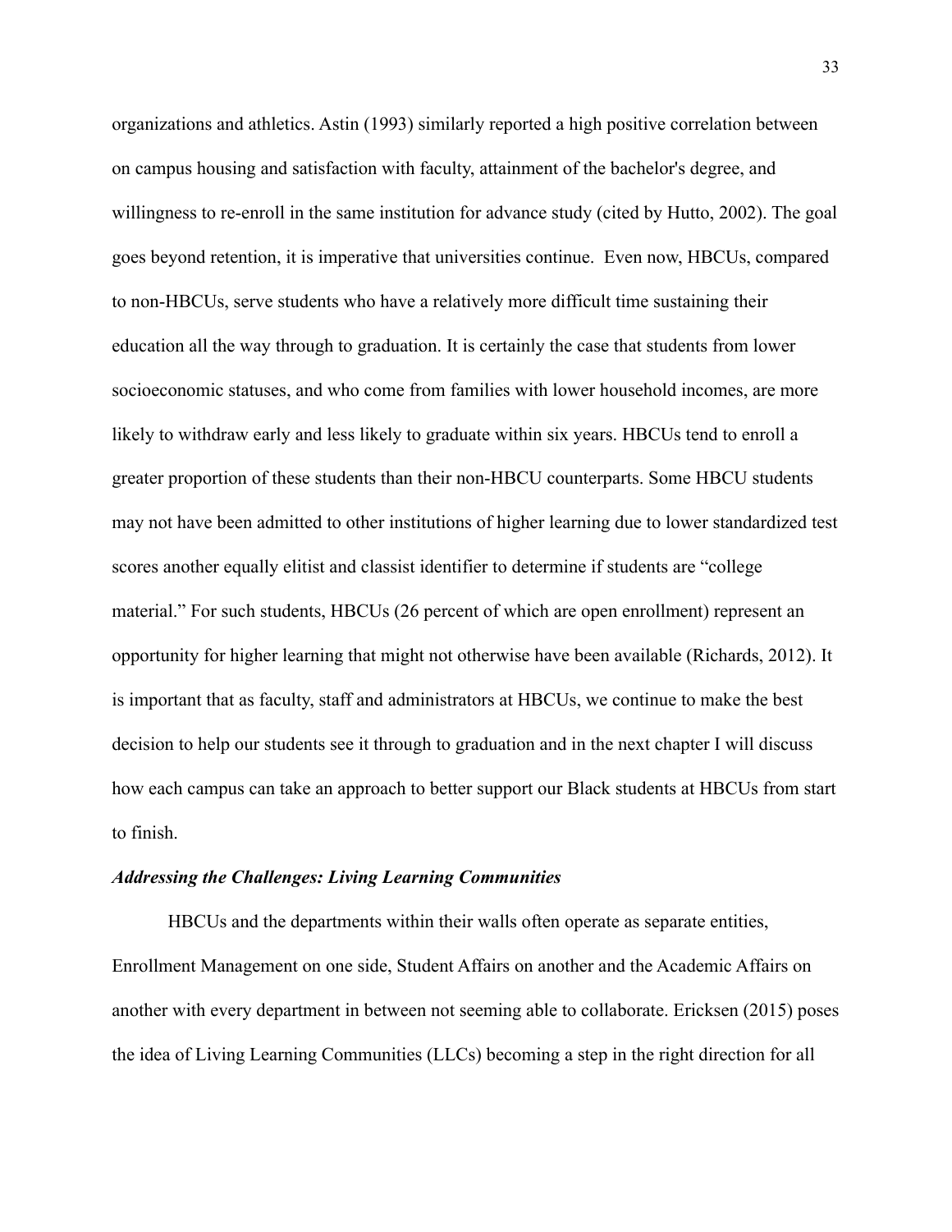organizations and athletics. Astin (1993) similarly reported a high positive correlation between on campus housing and satisfaction with faculty, attainment of the bachelor's degree, and willingness to re-enroll in the same institution for advance study (cited by Hutto, 2002). The goal goes beyond retention, it is imperative that universities continue. Even now, HBCUs, compared to non-HBCUs, serve students who have a relatively more difficult time sustaining their education all the way through to graduation. It is certainly the case that students from lower socioeconomic statuses, and who come from families with lower household incomes, are more likely to withdraw early and less likely to graduate within six years. HBCUs tend to enroll a greater proportion of these students than their non-HBCU counterparts. Some HBCU students may not have been admitted to other institutions of higher learning due to lower standardized test scores another equally elitist and classist identifier to determine if students are "college material." For such students, HBCUs (26 percent of which are open enrollment) represent an opportunity for higher learning that might not otherwise have been available (Richards, 2012). It is important that as faculty, staff and administrators at HBCUs, we continue to make the best decision to help our students see it through to graduation and in the next chapter I will discuss how each campus can take an approach to better support our Black students at HBCUs from start to finish.

### *Addressing the Challenges: Living Learning Communities*

HBCUs and the departments within their walls often operate as separate entities, Enrollment Management on one side, Student Affairs on another and the Academic Affairs on another with every department in between not seeming able to collaborate. Ericksen (2015) poses the idea of Living Learning Communities (LLCs) becoming a step in the right direction for all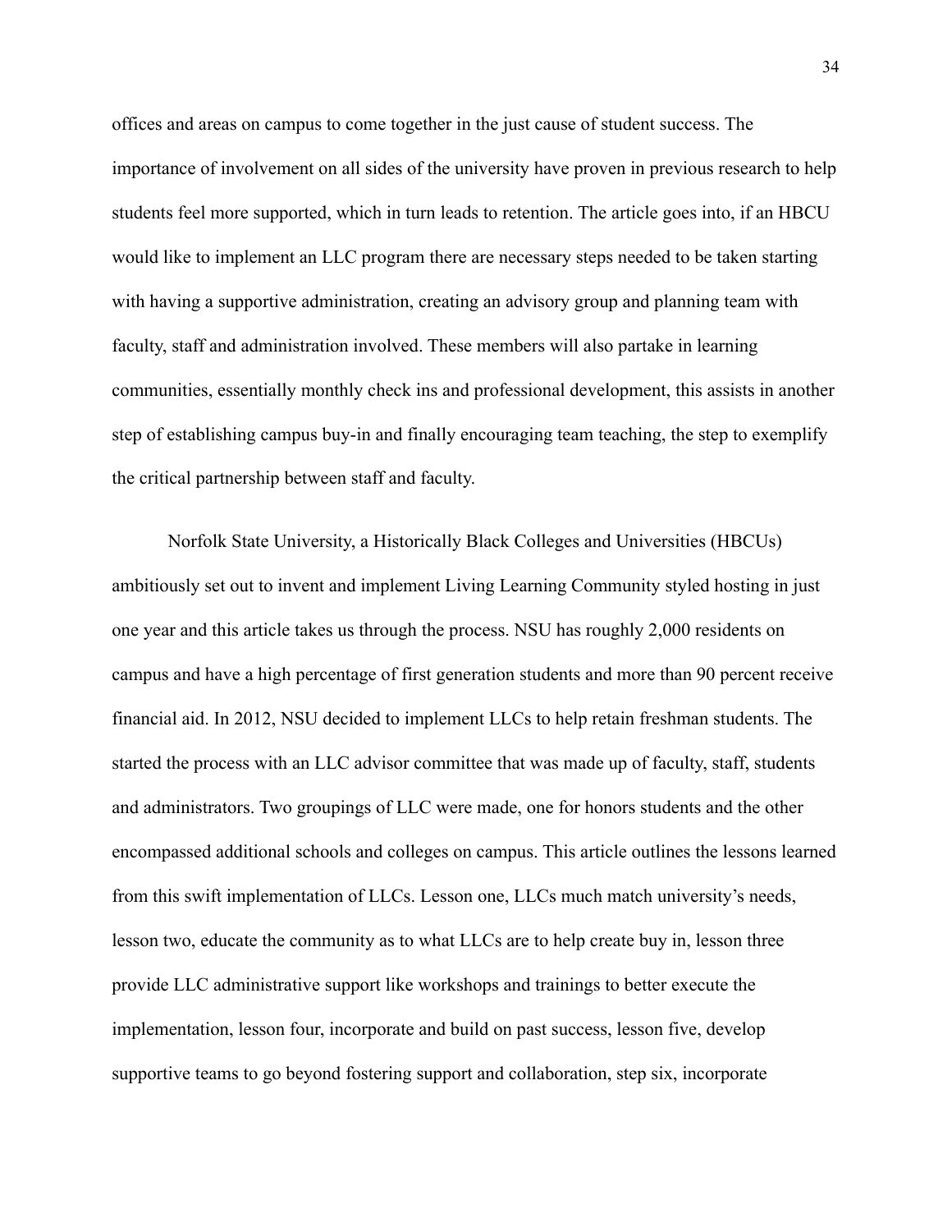offices and areas on campus to come together in the just cause of student success. The importance of involvement on all sides of the university have proven in previous research to help students feel more supported, which in turn leads to retention. The article goes into, if an HBCU would like to implement an LLC program there are necessary steps needed to be taken starting with having a supportive administration, creating an advisory group and planning team with faculty, staff and administration involved. These members will also partake in learning communities, essentially monthly check ins and professional development, this assists in another step of establishing campus buy-in and finally encouraging team teaching, the step to exemplify the critical partnership between staff and faculty.

Norfolk State University, a Historically Black Colleges and Universities (HBCUs) ambitiously set out to invent and implement Living Learning Community styled hosting in just one year and this article takes us through the process. NSU has roughly 2,000 residents on campus and have a high percentage of first generation students and more than 90 percent receive financial aid. In 2012, NSU decided to implement LLCs to help retain freshman students. The started the process with an LLC advisor committee that was made up of faculty, staff, students and administrators. Two groupings of LLC were made, one for honors students and the other encompassed additional schools and colleges on campus. This article outlines the lessons learned from this swift implementation of LLCs. Lesson one, LLCs much match university's needs, lesson two, educate the community as to what LLCs are to help create buy in, lesson three provide LLC administrative support like workshops and trainings to better execute the implementation, lesson four, incorporate and build on past success, lesson five, develop supportive teams to go beyond fostering support and collaboration, step six, incorporate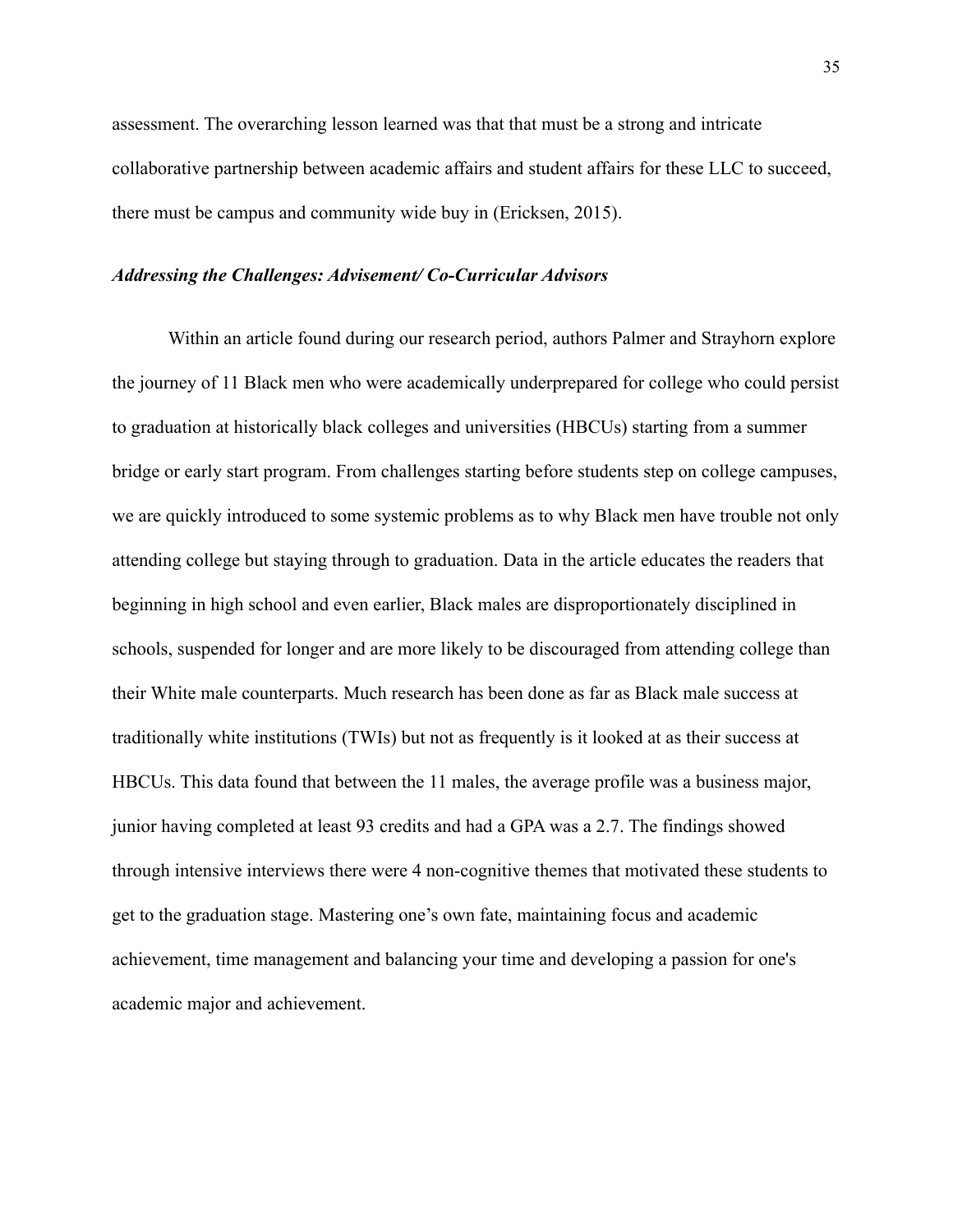assessment. The overarching lesson learned was that that must be a strong and intricate collaborative partnership between academic affairs and student affairs for these LLC to succeed, there must be campus and community wide buy in (Ericksen, 2015).

### *Addressing the Challenges: Advisement/ Co-Curricular Advisors*

Within an article found during our research period, authors Palmer and Strayhorn explore the journey of 11 Black men who were academically underprepared for college who could persist to graduation at historically black colleges and universities (HBCUs) starting from a summer bridge or early start program. From challenges starting before students step on college campuses, we are quickly introduced to some systemic problems as to why Black men have trouble not only attending college but staying through to graduation. Data in the article educates the readers that beginning in high school and even earlier, Black males are disproportionately disciplined in schools, suspended for longer and are more likely to be discouraged from attending college than their White male counterparts. Much research has been done as far as Black male success at traditionally white institutions (TWIs) but not as frequently is it looked at as their success at HBCUs. This data found that between the 11 males, the average profile was a business major, junior having completed at least 93 credits and had a GPA was a 2.7. The findings showed through intensive interviews there were 4 non-cognitive themes that motivated these students to get to the graduation stage. Mastering one's own fate, maintaining focus and academic achievement, time management and balancing your time and developing a passion for one's academic major and achievement.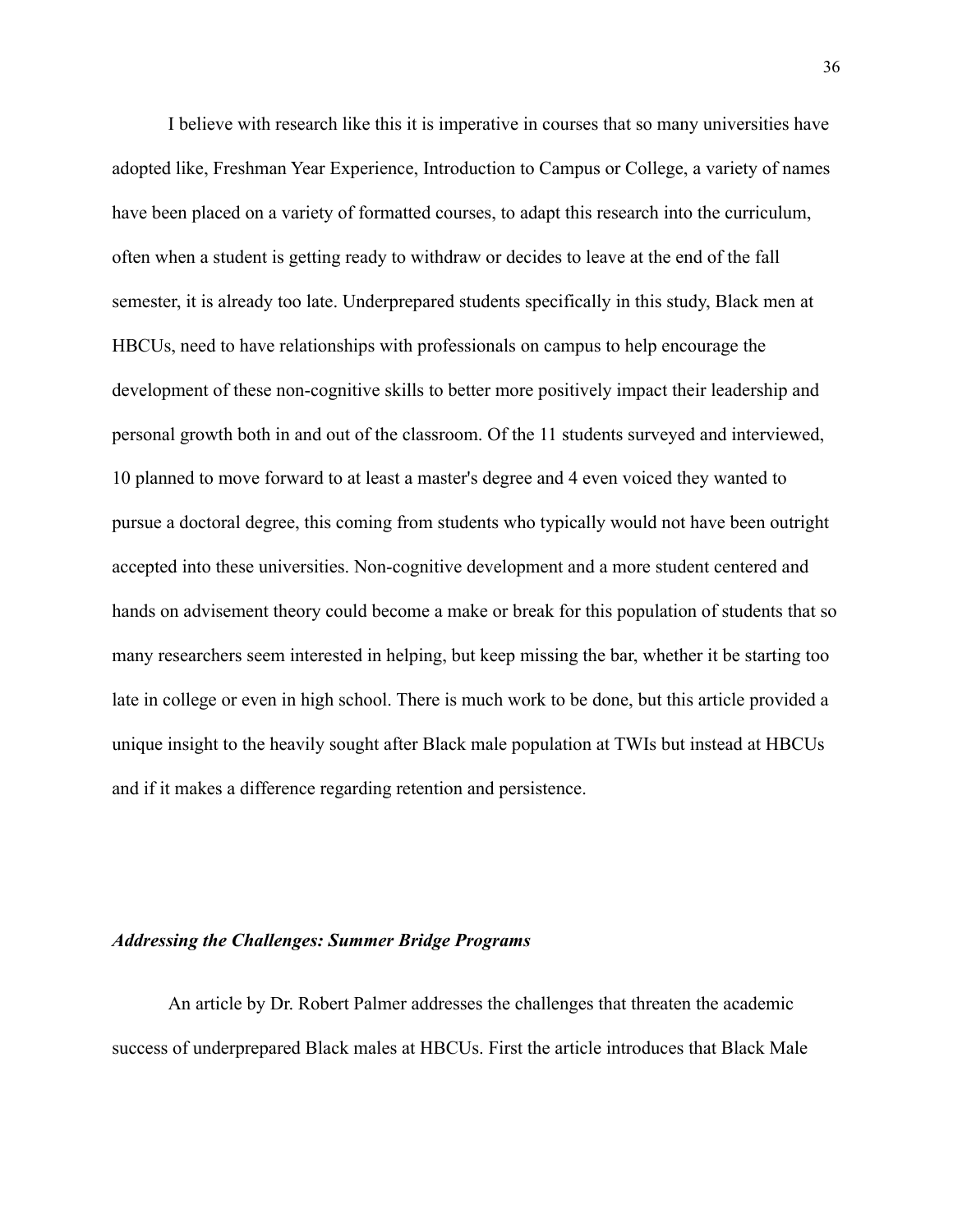I believe with research like this it is imperative in courses that so many universities have adopted like, Freshman Year Experience, Introduction to Campus or College, a variety of names have been placed on a variety of formatted courses, to adapt this research into the curriculum, often when a student is getting ready to withdraw or decides to leave at the end of the fall semester, it is already too late. Underprepared students specifically in this study, Black men at HBCUs, need to have relationships with professionals on campus to help encourage the development of these non-cognitive skills to better more positively impact their leadership and personal growth both in and out of the classroom. Of the 11 students surveyed and interviewed, 10 planned to move forward to at least a master's degree and 4 even voiced they wanted to pursue a doctoral degree, this coming from students who typically would not have been outright accepted into these universities. Non-cognitive development and a more student centered and hands on advisement theory could become a make or break for this population of students that so many researchers seem interested in helping, but keep missing the bar, whether it be starting too late in college or even in high school. There is much work to be done, but this article provided a unique insight to the heavily sought after Black male population at TWIs but instead at HBCUs and if it makes a difference regarding retention and persistence.

***Addressing the Challenges: Summer Bridge Programs***

An article by Dr. Robert Palmer addresses the challenges that threaten the academic success of underprepared Black males at HBCUs. First the article introduces that Black Male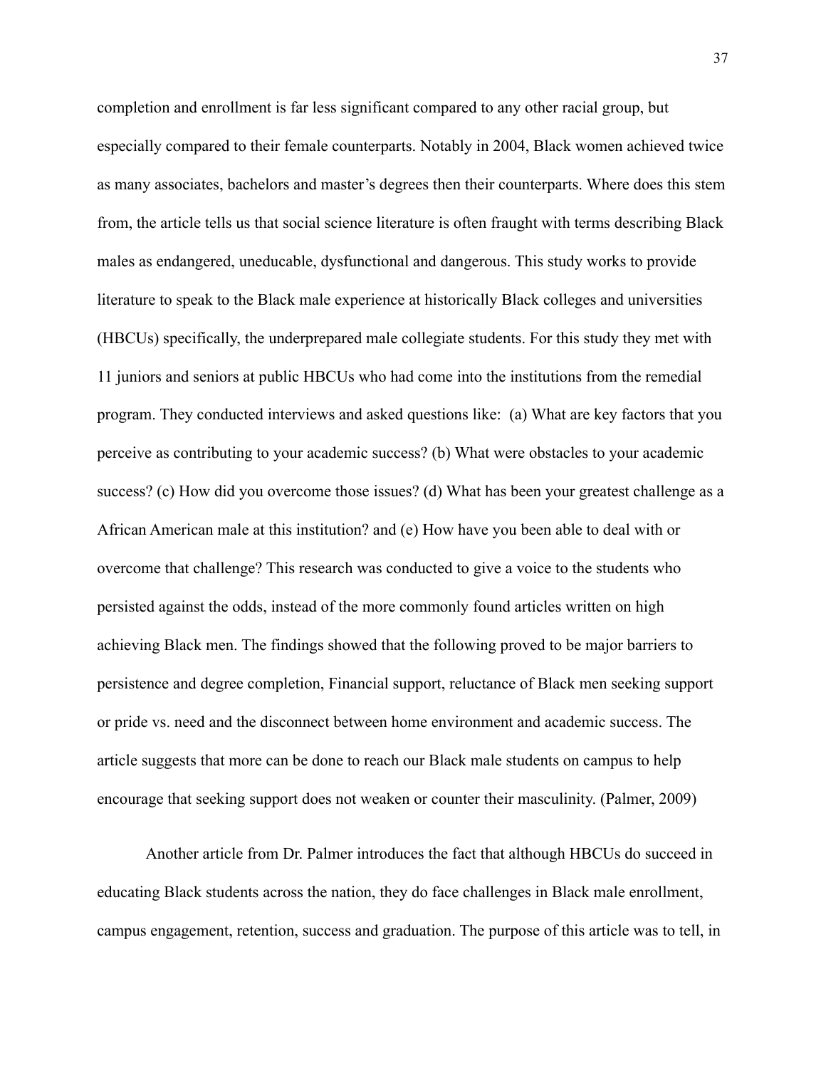completion and enrollment is far less significant compared to any other racial group, but especially compared to their female counterparts. Notably in 2004, Black women achieved twice as many associates, bachelors and master's degrees then their counterparts. Where does this stem from, the article tells us that social science literature is often fraught with terms describing Black males as endangered, uneducable, dysfunctional and dangerous. This study works to provide literature to speak to the Black male experience at historically Black colleges and universities (HBCUs) specifically, the underprepared male collegiate students. For this study they met with 11 juniors and seniors at public HBCUs who had come into the institutions from the remedial program. They conducted interviews and asked questions like: (a) What are key factors that you perceive as contributing to your academic success? (b) What were obstacles to your academic success? (c) How did you overcome those issues? (d) What has been your greatest challenge as a African American male at this institution? and (e) How have you been able to deal with or overcome that challenge? This research was conducted to give a voice to the students who persisted against the odds, instead of the more commonly found articles written on high achieving Black men. The findings showed that the following proved to be major barriers to persistence and degree completion, Financial support, reluctance of Black men seeking support or pride vs. need and the disconnect between home environment and academic success. The article suggests that more can be done to reach our Black male students on campus to help encourage that seeking support does not weaken or counter their masculinity. (Palmer, 2009)

Another article from Dr. Palmer introduces the fact that although HBCUs do succeed in educating Black students across the nation, they do face challenges in Black male enrollment, campus engagement, retention, success and graduation. The purpose of this article was to tell, in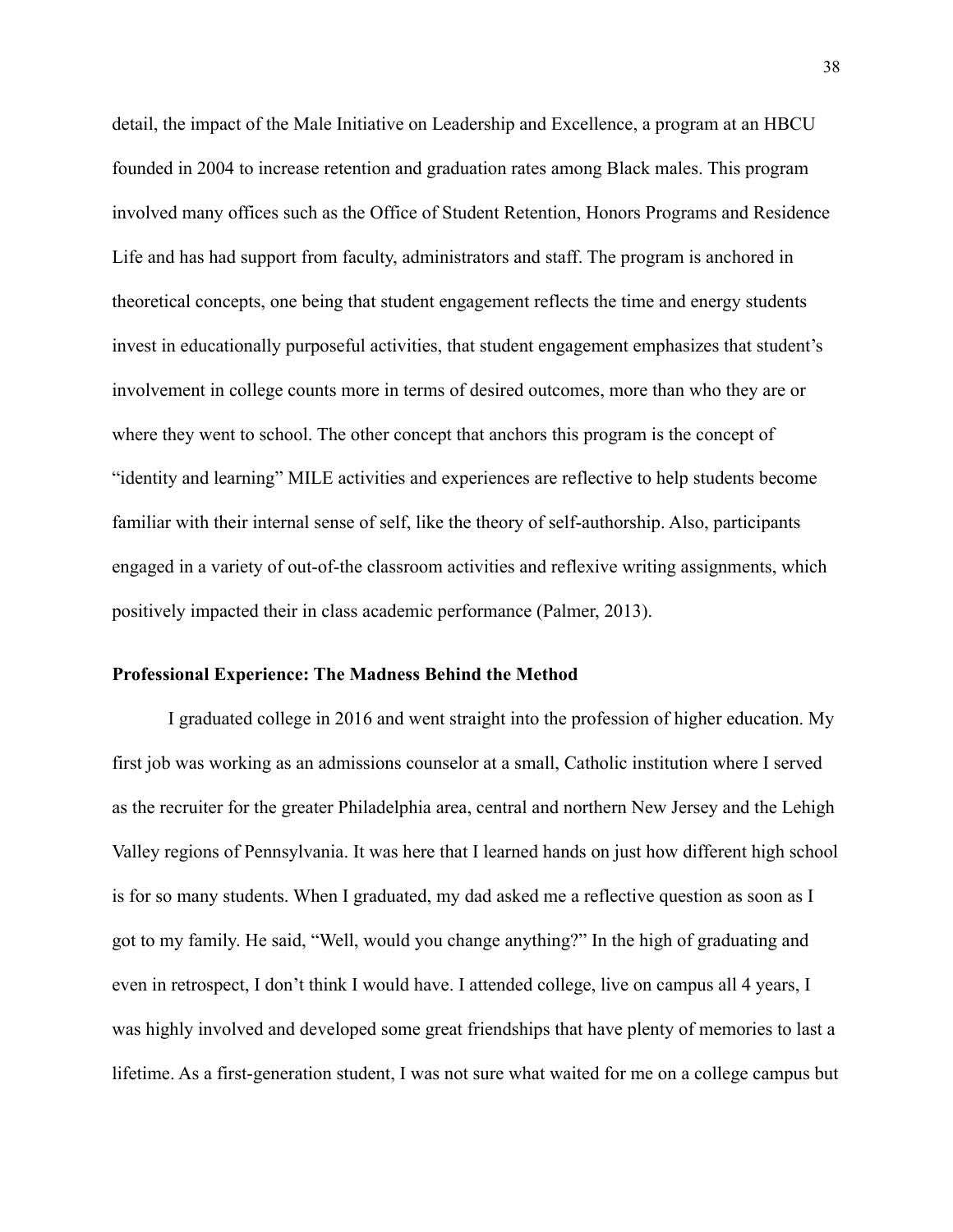detail, the impact of the Male Initiative on Leadership and Excellence, a program at an HBCU founded in 2004 to increase retention and graduation rates among Black males. This program involved many offices such as the Office of Student Retention, Honors Programs and Residence Life and has had support from faculty, administrators and staff. The program is anchored in theoretical concepts, one being that student engagement reflects the time and energy students invest in educationally purposeful activities, that student engagement emphasizes that student's involvement in college counts more in terms of desired outcomes, more than who they are or where they went to school. The other concept that anchors this program is the concept of "identity and learning" MILE activities and experiences are reflective to help students become familiar with their internal sense of self, like the theory of self-authorship. Also, participants engaged in a variety of out-of-the classroom activities and reflexive writing assignments, which positively impacted their in class academic performance (Palmer, 2013).

**Professional Experience: The Madness Behind the Method**

I graduated college in 2016 and went straight into the profession of higher education. My first job was working as an admissions counselor at a small, Catholic institution where I served as the recruiter for the greater Philadelphia area, central and northern New Jersey and the Lehigh Valley regions of Pennsylvania. It was here that I learned hands on just how different high school is for so many students. When I graduated, my dad asked me a reflective question as soon as I got to my family. He said, "Well, would you change anything?" In the high of graduating and even in retrospect, I don't think I would have. I attended college, live on campus all 4 years, I was highly involved and developed some great friendships that have plenty of memories to last a lifetime. As a first-generation student, I was not sure what waited for me on a college campus but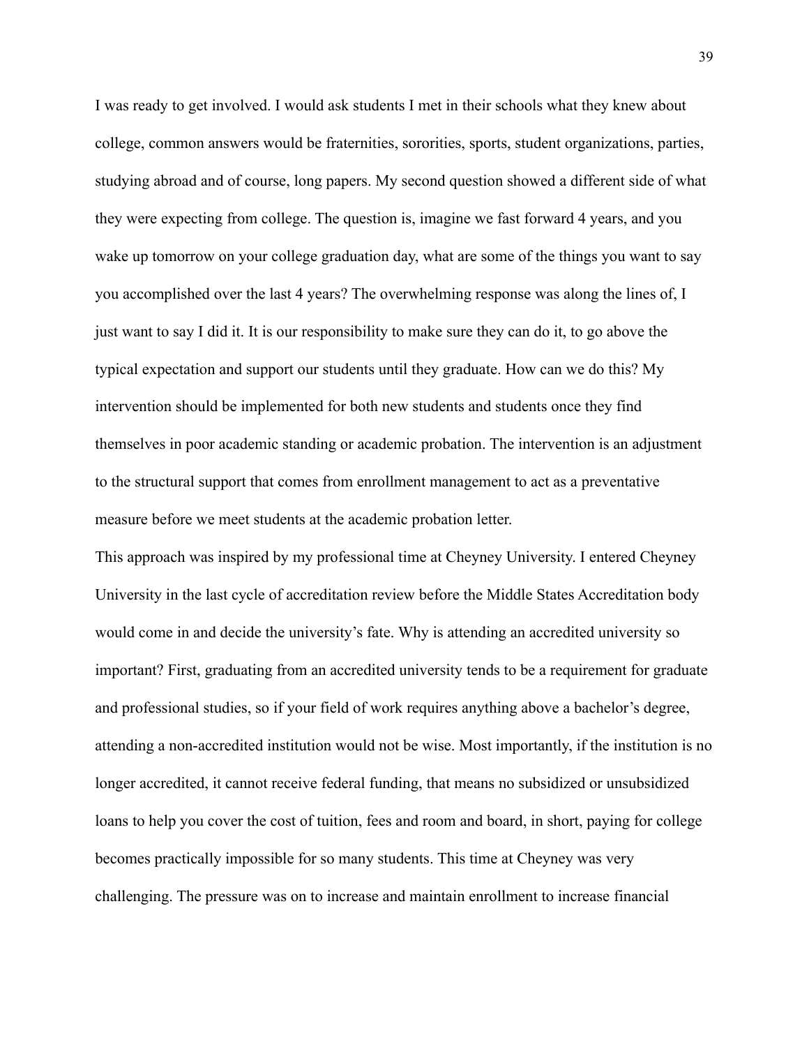I was ready to get involved. I would ask students I met in their schools what they knew about college, common answers would be fraternities, sororities, sports, student organizations, parties, studying abroad and of course, long papers. My second question showed a different side of what they were expecting from college. The question is, imagine we fast forward 4 years, and you wake up tomorrow on your college graduation day, what are some of the things you want to say you accomplished over the last 4 years? The overwhelming response was along the lines of, I just want to say I did it. It is our responsibility to make sure they can do it, to go above the typical expectation and support our students until they graduate. How can we do this? My intervention should be implemented for both new students and students once they find themselves in poor academic standing or academic probation. The intervention is an adjustment to the structural support that comes from enrollment management to act as a preventative measure before we meet students at the academic probation letter.

This approach was inspired by my professional time at Cheyney University. I entered Cheyney University in the last cycle of accreditation review before the Middle States Accreditation body would come in and decide the university's fate. Why is attending an accredited university so important? First, graduating from an accredited university tends to be a requirement for graduate and professional studies, so if your field of work requires anything above a bachelor's degree, attending a non-accredited institution would not be wise. Most importantly, if the institution is no longer accredited, it cannot receive federal funding, that means no subsidized or unsubsidized loans to help you cover the cost of tuition, fees and room and board, in short, paying for college becomes practically impossible for so many students. This time at Cheyney was very challenging. The pressure was on to increase and maintain enrollment to increase financial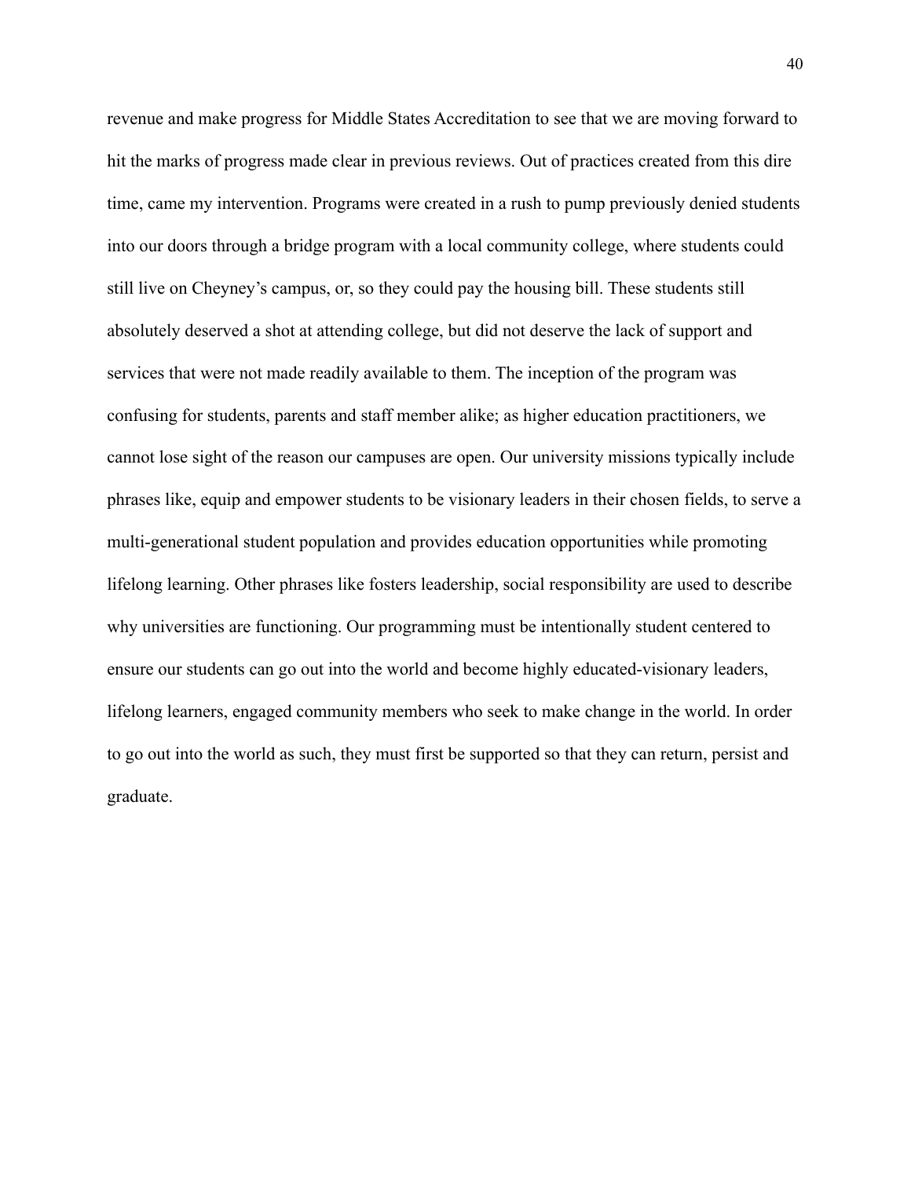revenue and make progress for Middle States Accreditation to see that we are moving forward to hit the marks of progress made clear in previous reviews. Out of practices created from this dire time, came my intervention. Programs were created in a rush to pump previously denied students into our doors through a bridge program with a local community college, where students could still live on Cheyney's campus, or, so they could pay the housing bill. These students still absolutely deserved a shot at attending college, but did not deserve the lack of support and services that were not made readily available to them. The inception of the program was confusing for students, parents and staff member alike; as higher education practitioners, we cannot lose sight of the reason our campuses are open. Our university missions typically include phrases like, equip and empower students to be visionary leaders in their chosen fields, to serve a multi-generational student population and provides education opportunities while promoting lifelong learning. Other phrases like fosters leadership, social responsibility are used to describe why universities are functioning. Our programming must be intentionally student centered to ensure our students can go out into the world and become highly educated-visionary leaders, lifelong learners, engaged community members who seek to make change in the world. In order to go out into the world as such, they must first be supported so that they can return, persist and graduate.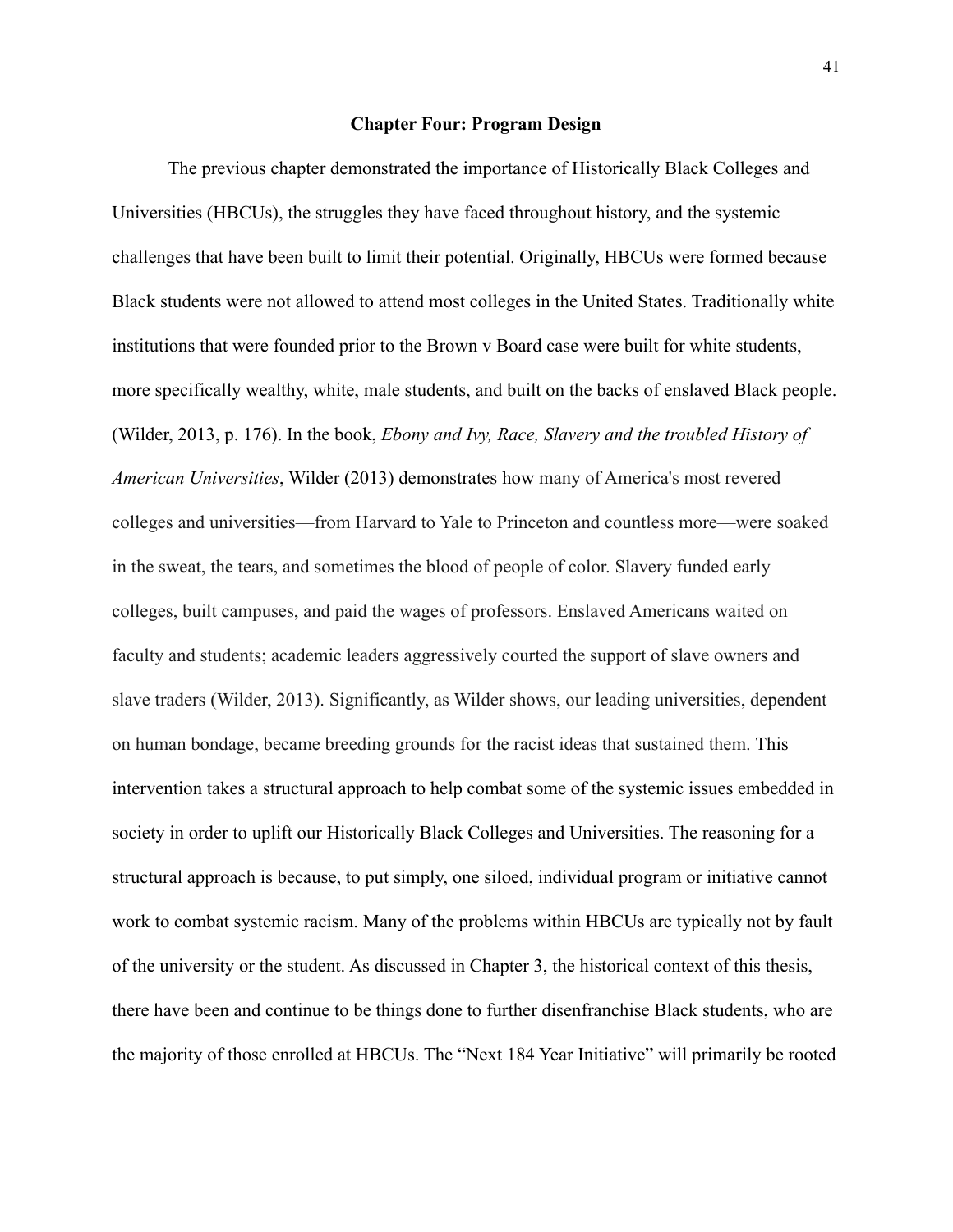# Chapter Four: Program Design

The previous chapter demonstrated the importance of Historically Black Colleges and Universities (HBCUs), the struggles they have faced throughout history, and the systemic challenges that have been built to limit their potential. Originally, HBCUs were formed because Black students were not allowed to attend most colleges in the United States. Traditionally white institutions that were founded prior to the Brown v Board case were built for white students, more specifically wealthy, white, male students, and built on the backs of enslaved Black people. (Wilder, 2013, p. 176). In the book, *Ebony and Ivy, Race, Slavery and the troubled History of American Universities*, Wilder (2013) demonstrates how many of America's most revered colleges and universities—from Harvard to Yale to Princeton and countless more—were soaked in the sweat, the tears, and sometimes the blood of people of color. Slavery funded early colleges, built campuses, and paid the wages of professors. Enslaved Americans waited on faculty and students; academic leaders aggressively courted the support of slave owners and slave traders (Wilder, 2013). Significantly, as Wilder shows, our leading universities, dependent on human bondage, became breeding grounds for the racist ideas that sustained them. This intervention takes a structural approach to help combat some of the systemic issues embedded in society in order to uplift our Historically Black Colleges and Universities. The reasoning for a structural approach is because, to put simply, one siloed, individual program or initiative cannot work to combat systemic racism. Many of the problems within HBCUs are typically not by fault of the university or the student. As discussed in Chapter 3, the historical context of this thesis, there have been and continue to be things done to further disenfranchise Black students, who are the majority of those enrolled at HBCUs. The "Next 184 Year Initiative" will primarily be rooted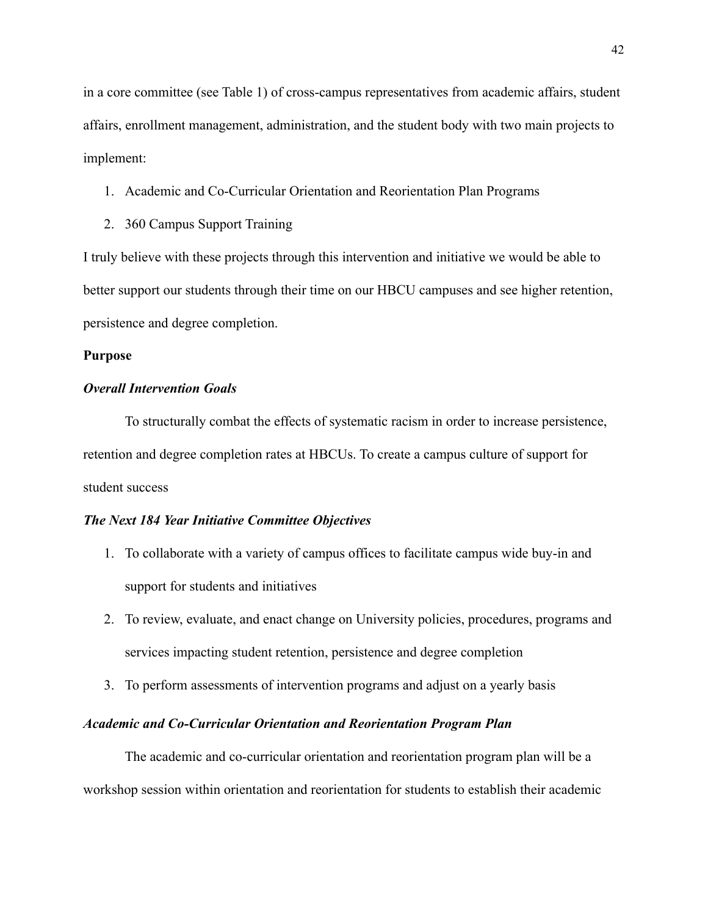in a core committee (see Table 1) of cross-campus representatives from academic affairs, student affairs, enrollment management, administration, and the student body with two main projects to implement:

1. Academic and Co-Curricular Orientation and Reorientation Plan Programs
2. 360 Campus Support Training

I truly believe with these projects through this intervention and initiative we would be able to better support our students through their time on our HBCU campuses and see higher retention, persistence and degree completion.

**Purpose**

***Overall Intervention Goals***

To structurally combat the effects of systematic racism in order to increase persistence, retention and degree completion rates at HBCUs. To create a campus culture of support for student success

***The Next 184 Year Initiative Committee Objectives***

1. To collaborate with a variety of campus offices to facilitate campus wide buy-in and support for students and initiatives
2. To review, evaluate, and enact change on University policies, procedures, programs and services impacting student retention, persistence and degree completion
3. To perform assessments of intervention programs and adjust on a yearly basis

***Academic and Co-Curricular Orientation and Reorientation Program Plan***

The academic and co-curricular orientation and reorientation program plan will be a workshop session within orientation and reorientation for students to establish their academic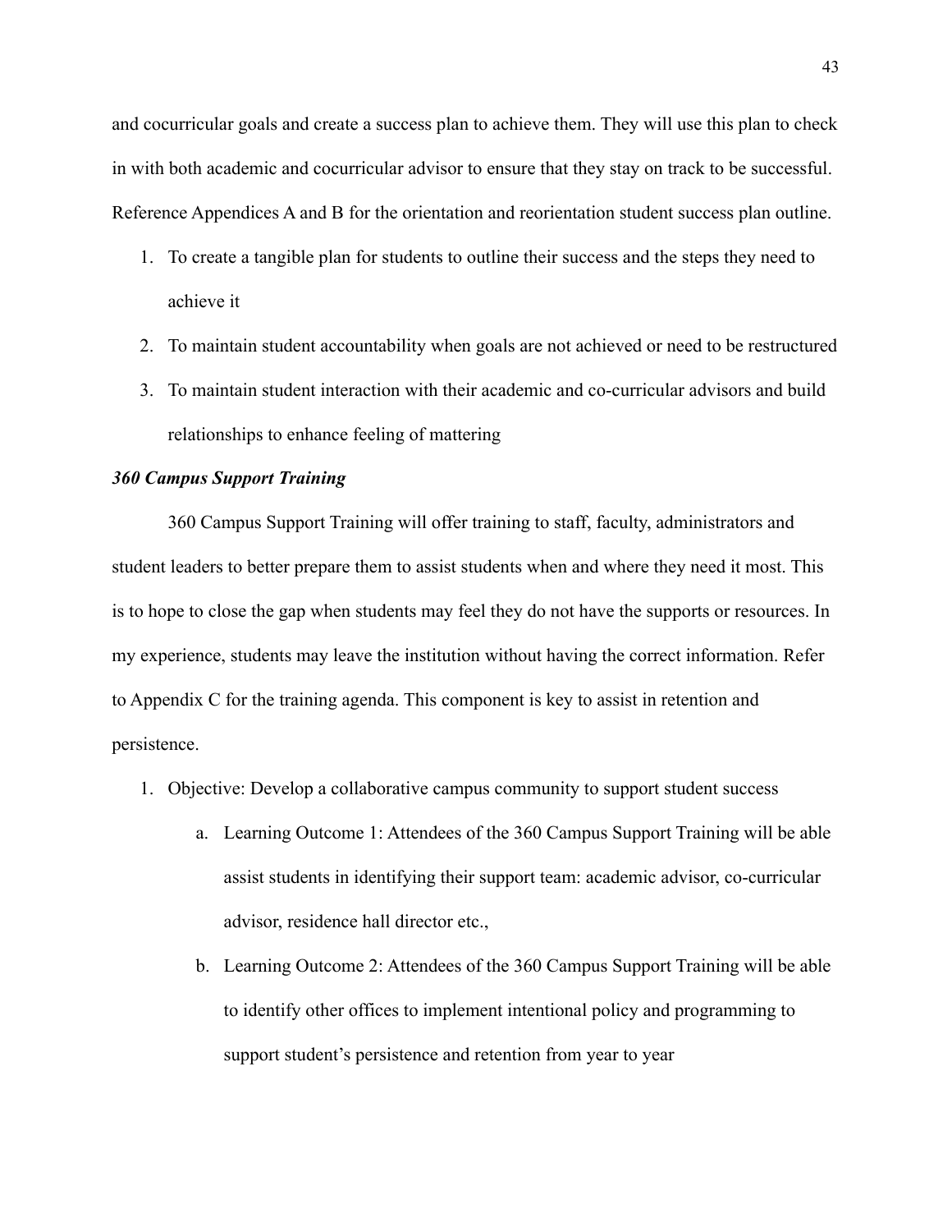and cocurricular goals and create a success plan to achieve them. They will use this plan to check in with both academic and cocurricular advisor to ensure that they stay on track to be successful. Reference Appendices A and B for the orientation and reorientation student success plan outline.

1. To create a tangible plan for students to outline their success and the steps they need to achieve it
2. To maintain student accountability when goals are not achieved or need to be restructured
3. To maintain student interaction with their academic and co-curricular advisors and build relationships to enhance feeling of mattering

***360 Campus Support Training***

360 Campus Support Training will offer training to staff, faculty, administrators and student leaders to better prepare them to assist students when and where they need it most. This is to hope to close the gap when students may feel they do not have the supports or resources. In my experience, students may leave the institution without having the correct information. Refer to Appendix C for the training agenda. This component is key to assist in retention and persistence.

1. Objective: Develop a collaborative campus community to support student success
    a. Learning Outcome 1: Attendees of the 360 Campus Support Training will be able assist students in identifying their support team: academic advisor, co-curricular advisor, residence hall director etc.,
    b. Learning Outcome 2: Attendees of the 360 Campus Support Training will be able to identify other offices to implement intentional policy and programming to support student's persistence and retention from year to year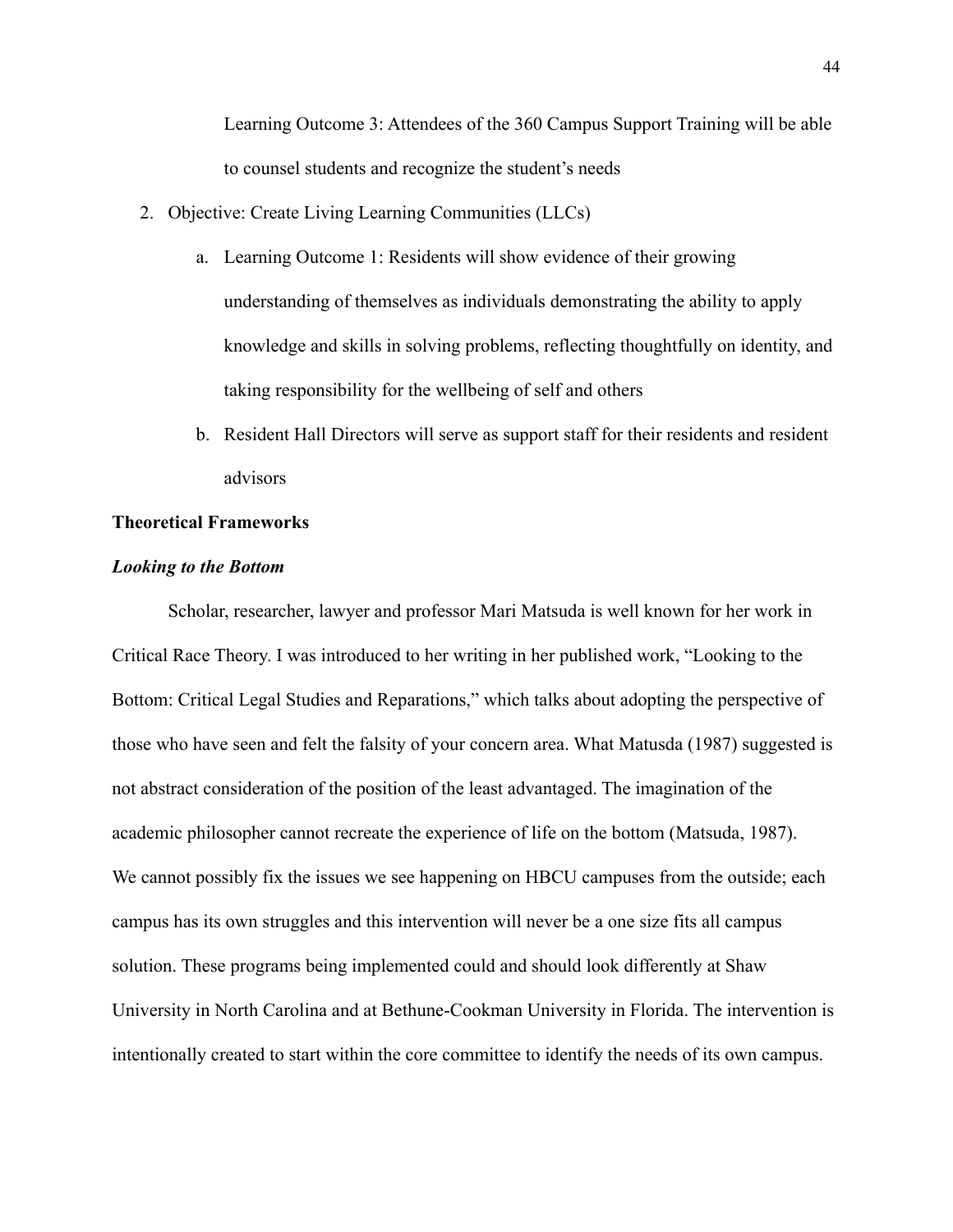Learning Outcome 3: Attendees of the 360 Campus Support Training will be able to counsel students and recognize the student's needs

2. Objective: Create Living Learning Communities (LLCs)
   a. Learning Outcome 1: Residents will show evidence of their growing understanding of themselves as individuals demonstrating the ability to apply knowledge and skills in solving problems, reflecting thoughtfully on identity, and taking responsibility for the wellbeing of self and others
   b. Resident Hall Directors will serve as support staff for their residents and resident advisors

## Theoretical Frameworks

### *Looking to the Bottom*

Scholar, researcher, lawyer and professor Mari Matsuda is well known for her work in Critical Race Theory. I was introduced to her writing in her published work, "Looking to the Bottom: Critical Legal Studies and Reparations," which talks about adopting the perspective of those who have seen and felt the falsity of your concern area. What Matusda (1987) suggested is not abstract consideration of the position of the least advantaged. The imagination of the academic philosopher cannot recreate the experience of life on the bottom (Matsuda, 1987). We cannot possibly fix the issues we see happening on HBCU campuses from the outside; each campus has its own struggles and this intervention will never be a one size fits all campus solution. These programs being implemented could and should look differently at Shaw University in North Carolina and at Bethune-Cookman University in Florida. The intervention is intentionally created to start within the core committee to identify the needs of its own campus.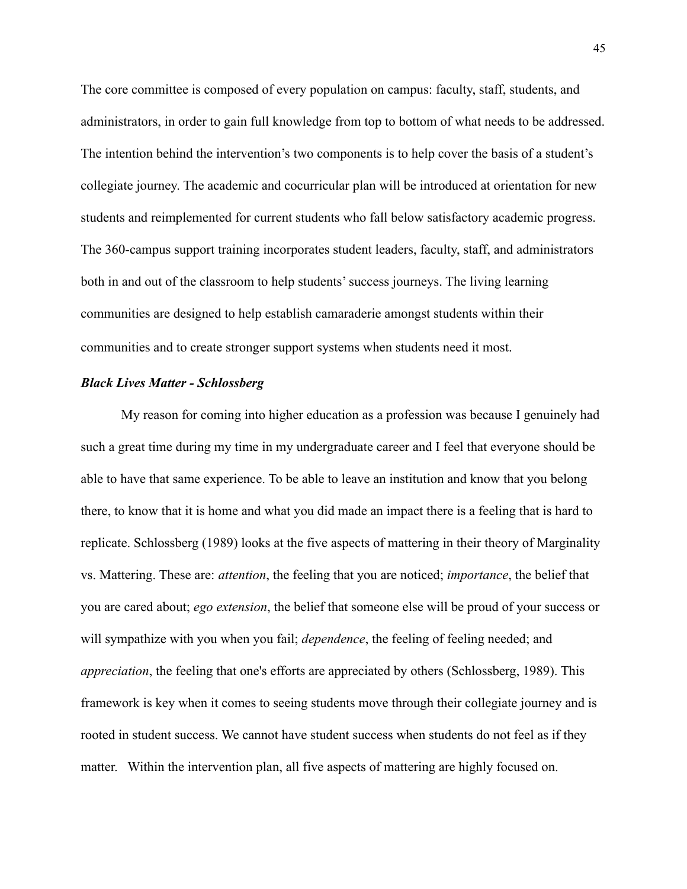The core committee is composed of every population on campus: faculty, staff, students, and administrators, in order to gain full knowledge from top to bottom of what needs to be addressed. The intention behind the intervention's two components is to help cover the basis of a student's collegiate journey. The academic and cocurricular plan will be introduced at orientation for new students and reimplemented for current students who fall below satisfactory academic progress. The 360-campus support training incorporates student leaders, faculty, staff, and administrators both in and out of the classroom to help students' success journeys. The living learning communities are designed to help establish camaraderie amongst students within their communities and to create stronger support systems when students need it most.

***Black Lives Matter - Schlossberg***

My reason for coming into higher education as a profession was because I genuinely had such a great time during my time in my undergraduate career and I feel that everyone should be able to have that same experience. To be able to leave an institution and know that you belong there, to know that it is home and what you did made an impact there is a feeling that is hard to replicate. Schlossberg (1989) looks at the five aspects of mattering in their theory of Marginality vs. Mattering. These are: *attention*, the feeling that you are noticed; *importance*, the belief that you are cared about; *ego extension*, the belief that someone else will be proud of your success or will sympathize with you when you fail; *dependence*, the feeling of feeling needed; and *appreciation*, the feeling that one's efforts are appreciated by others (Schlossberg, 1989). This framework is key when it comes to seeing students move through their collegiate journey and is rooted in student success. We cannot have student success when students do not feel as if they matter. Within the intervention plan, all five aspects of mattering are highly focused on.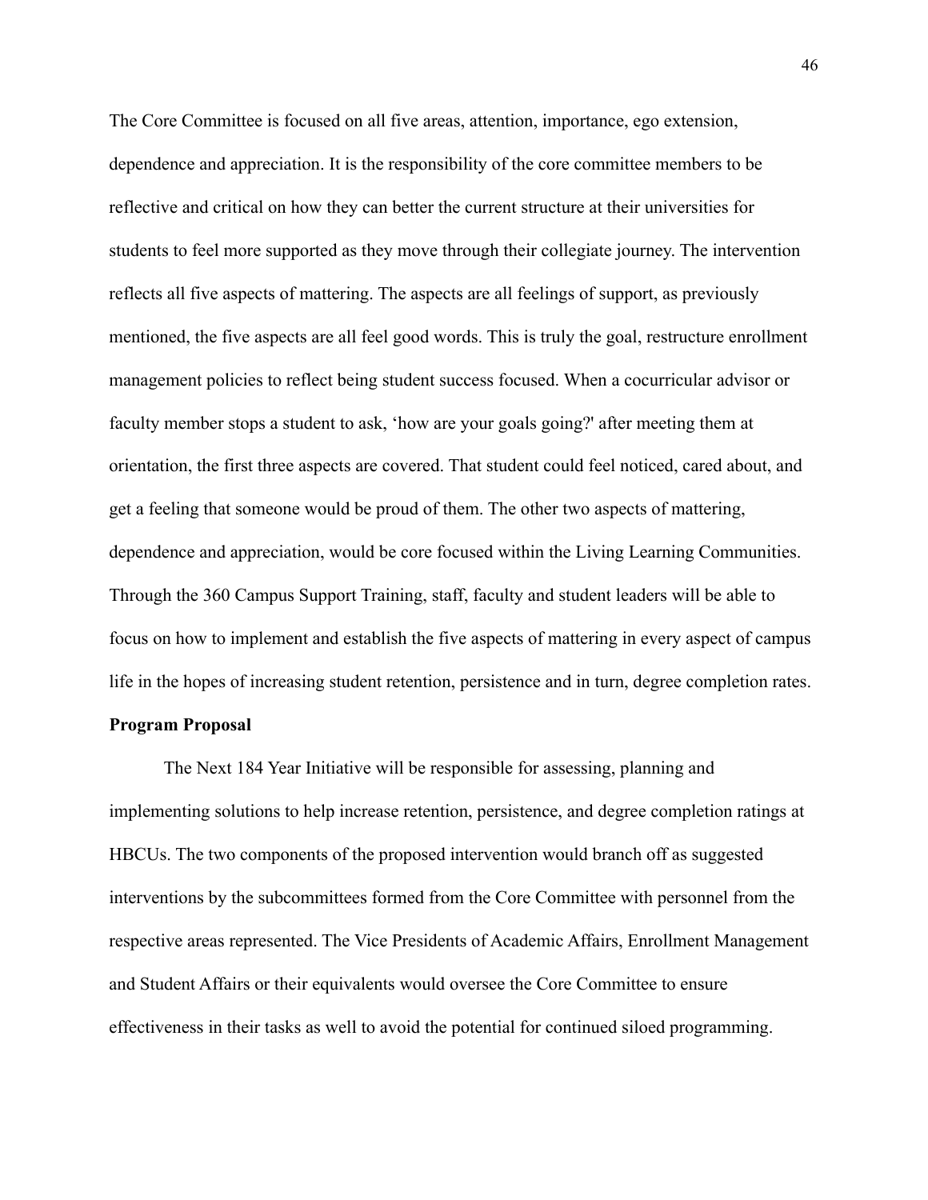The Core Committee is focused on all five areas, attention, importance, ego extension, dependence and appreciation. It is the responsibility of the core committee members to be reflective and critical on how they can better the current structure at their universities for students to feel more supported as they move through their collegiate journey. The intervention reflects all five aspects of mattering. The aspects are all feelings of support, as previously mentioned, the five aspects are all feel good words. This is truly the goal, restructure enrollment management policies to reflect being student success focused. When a cocurricular advisor or faculty member stops a student to ask, 'how are your goals going?' after meeting them at orientation, the first three aspects are covered. That student could feel noticed, cared about, and get a feeling that someone would be proud of them. The other two aspects of mattering, dependence and appreciation, would be core focused within the Living Learning Communities. Through the 360 Campus Support Training, staff, faculty and student leaders will be able to focus on how to implement and establish the five aspects of mattering in every aspect of campus life in the hopes of increasing student retention, persistence and in turn, degree completion rates.

**Program Proposal**

The Next 184 Year Initiative will be responsible for assessing, planning and implementing solutions to help increase retention, persistence, and degree completion ratings at HBCUs. The two components of the proposed intervention would branch off as suggested interventions by the subcommittees formed from the Core Committee with personnel from the respective areas represented. The Vice Presidents of Academic Affairs, Enrollment Management and Student Affairs or their equivalents would oversee the Core Committee to ensure effectiveness in their tasks as well to avoid the potential for continued siloed programming.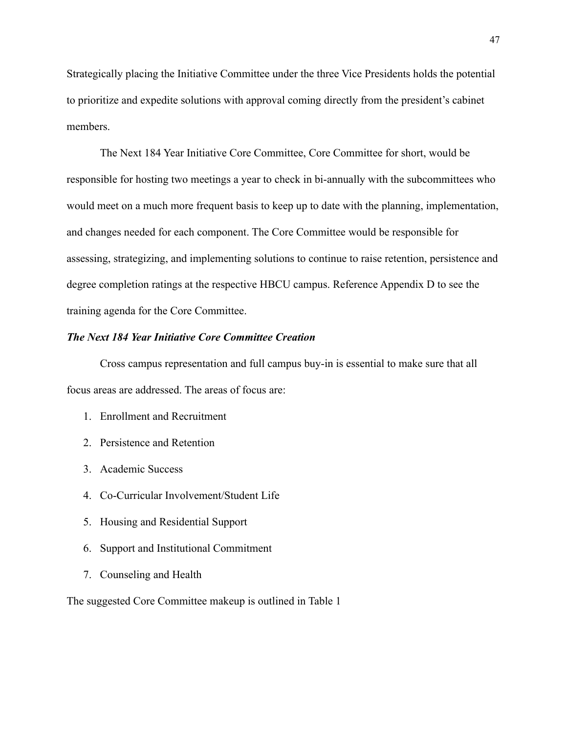Strategically placing the Initiative Committee under the three Vice Presidents holds the potential to prioritize and expedite solutions with approval coming directly from the president's cabinet members.

The Next 184 Year Initiative Core Committee, Core Committee for short, would be responsible for hosting two meetings a year to check in bi-annually with the subcommittees who would meet on a much more frequent basis to keep up to date with the planning, implementation, and changes needed for each component. The Core Committee would be responsible for assessing, strategizing, and implementing solutions to continue to raise retention, persistence and degree completion ratings at the respective HBCU campus. Reference Appendix D to see the training agenda for the Core Committee.

***The Next 184 Year Initiative Core Committee Creation***

Cross campus representation and full campus buy-in is essential to make sure that all focus areas are addressed. The areas of focus are:

1. Enrollment and Recruitment
2. Persistence and Retention
3. Academic Success
4. Co-Curricular Involvement/Student Life
5. Housing and Residential Support
6. Support and Institutional Commitment
7. Counseling and Health

The suggested Core Committee makeup is outlined in Table 1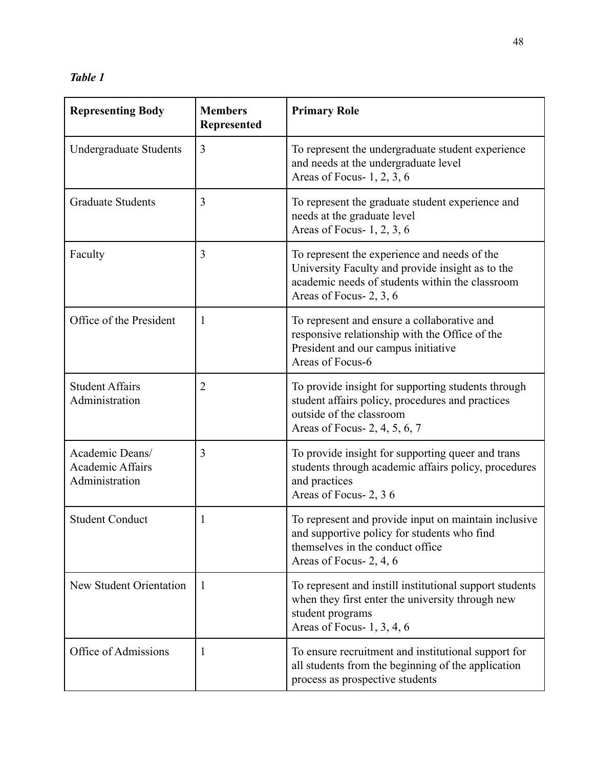***Table 1***

| **Representing Body** | **Members Represented** | **Primary Role** |
|---|---|---|
| Undergraduate Students | 3 | To represent the undergraduate student experience and needs at the undergraduate level<br>Areas of Focus- 1, 2, 3, 6 |
| Graduate Students | 3 | To represent the graduate student experience and needs at the graduate level<br>Areas of Focus- 1, 2, 3, 6 |
| Faculty | 3 | To represent the experience and needs of the University Faculty and provide insight as to the academic needs of students within the classroom<br>Areas of Focus- 2, 3, 6 |
| Office of the President | 1 | To represent and ensure a collaborative and responsive relationship with the Office of the President and our campus initiative<br>Areas of Focus-6 |
| Student Affairs Administration | 2 | To provide insight for supporting students through student affairs policy, procedures and practices outside of the classroom<br>Areas of Focus- 2, 4, 5, 6, 7 |
| Academic Deans/ Academic Affairs Administration | 3 | To provide insight for supporting queer and trans students through academic affairs policy, procedures and practices<br>Areas of Focus- 2, 3 6 |
| Student Conduct | 1 | To represent and provide input on maintain inclusive and supportive policy for students who find themselves in the conduct office<br>Areas of Focus- 2, 4, 6 |
| New Student Orientation | 1 | To represent and instill institutional support students when they first enter the university through new student programs<br>Areas of Focus- 1, 3, 4, 6 |
| Office of Admissions | 1 | To ensure recruitment and institutional support for all students from the beginning of the application process as prospective students |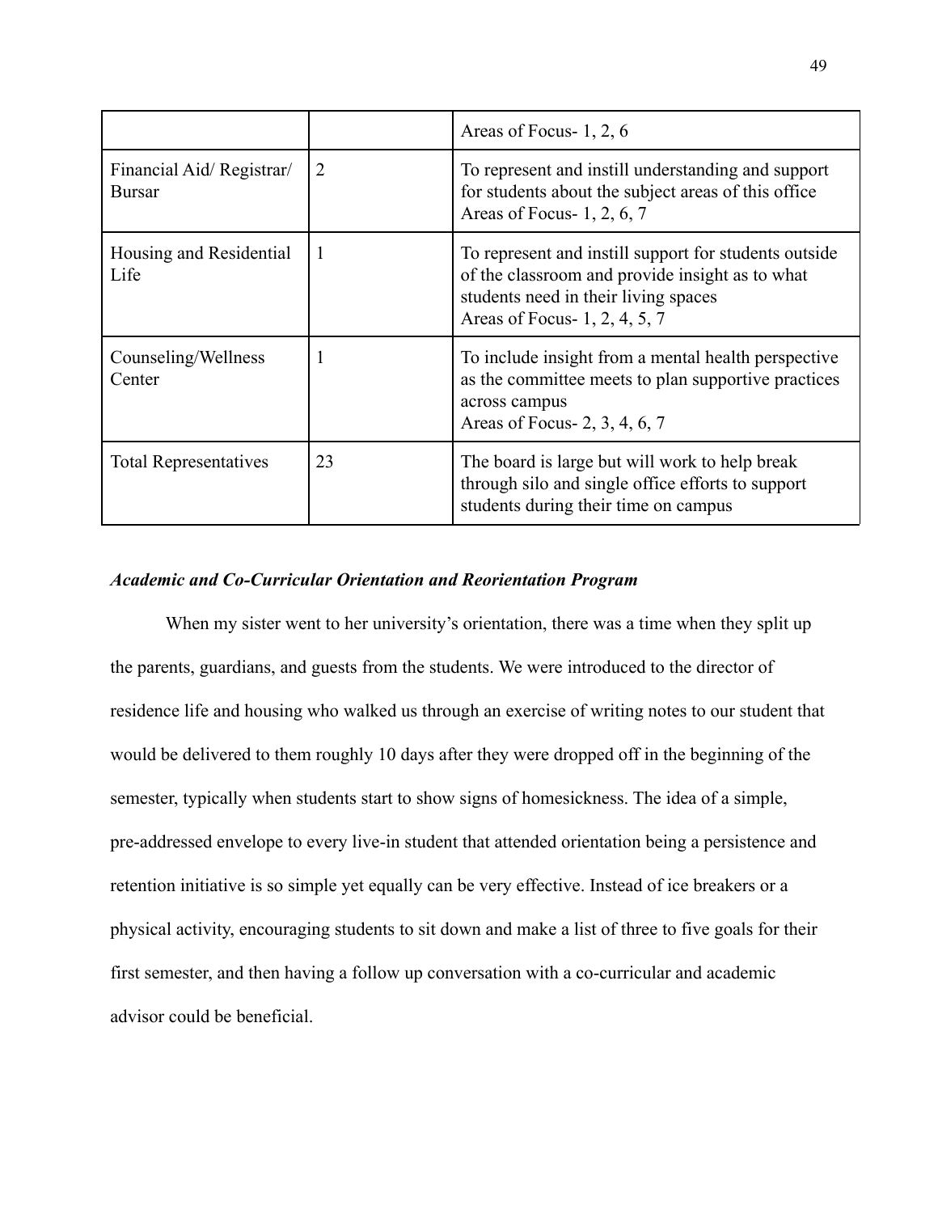| | | |
|---|---|---|
| | | Areas of Focus- 1, 2, 6 |
| Financial Aid/ Registrar/ Bursar | 2 | To represent and instill understanding and support for students about the subject areas of this office<br>Areas of Focus- 1, 2, 6, 7 |
| Housing and Residential Life | 1 | To represent and instill support for students outside of the classroom and provide insight as to what students need in their living spaces<br>Areas of Focus- 1, 2, 4, 5, 7 |
| Counseling/Wellness Center | 1 | To include insight from a mental health perspective as the committee meets to plan supportive practices across campus<br>Areas of Focus- 2, 3, 4, 6, 7 |
| Total Representatives | 23 | The board is large but will work to help break through silo and single office efforts to support students during their time on campus |

***Academic and Co-Curricular Orientation and Reorientation Program***

When my sister went to her university's orientation, there was a time when they split up the parents, guardians, and guests from the students. We were introduced to the director of residence life and housing who walked us through an exercise of writing notes to our student that would be delivered to them roughly 10 days after they were dropped off in the beginning of the semester, typically when students start to show signs of homesickness. The idea of a simple, pre-addressed envelope to every live-in student that attended orientation being a persistence and retention initiative is so simple yet equally can be very effective. Instead of ice breakers or a physical activity, encouraging students to sit down and make a list of three to five goals for their first semester, and then having a follow up conversation with a co-curricular and academic advisor could be beneficial.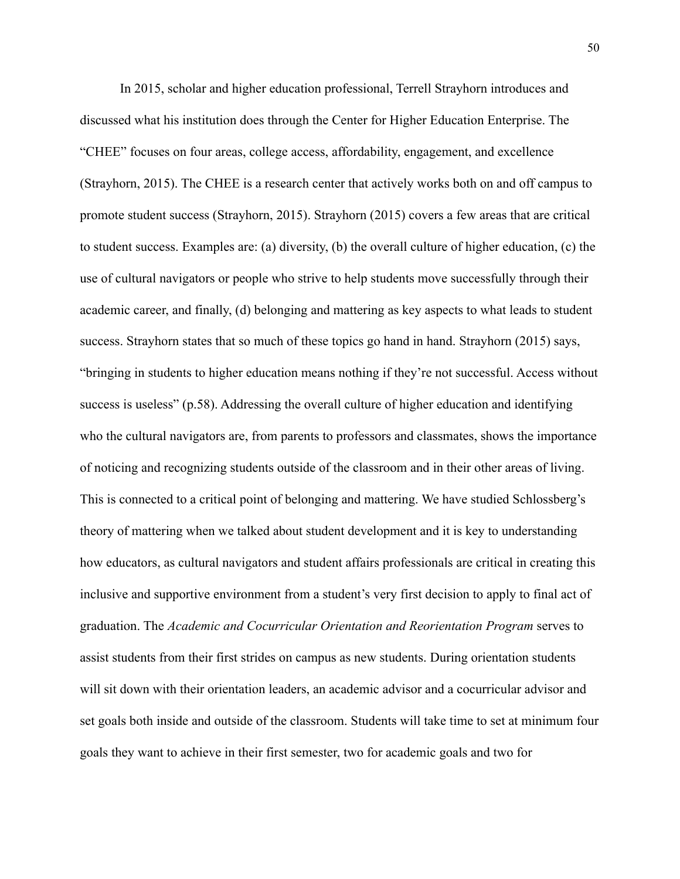In 2015, scholar and higher education professional, Terrell Strayhorn introduces and discussed what his institution does through the Center for Higher Education Enterprise. The "CHEE" focuses on four areas, college access, affordability, engagement, and excellence (Strayhorn, 2015). The CHEE is a research center that actively works both on and off campus to promote student success (Strayhorn, 2015). Strayhorn (2015) covers a few areas that are critical to student success. Examples are: (a) diversity, (b) the overall culture of higher education, (c) the use of cultural navigators or people who strive to help students move successfully through their academic career, and finally, (d) belonging and mattering as key aspects to what leads to student success. Strayhorn states that so much of these topics go hand in hand. Strayhorn (2015) says, "bringing in students to higher education means nothing if they're not successful. Access without success is useless" (p.58). Addressing the overall culture of higher education and identifying who the cultural navigators are, from parents to professors and classmates, shows the importance of noticing and recognizing students outside of the classroom and in their other areas of living. This is connected to a critical point of belonging and mattering. We have studied Schlossberg's theory of mattering when we talked about student development and it is key to understanding how educators, as cultural navigators and student affairs professionals are critical in creating this inclusive and supportive environment from a student's very first decision to apply to final act of graduation. The *Academic and Cocurricular Orientation and Reorientation Program* serves to assist students from their first strides on campus as new students. During orientation students will sit down with their orientation leaders, an academic advisor and a cocurricular advisor and set goals both inside and outside of the classroom. Students will take time to set at minimum four goals they want to achieve in their first semester, two for academic goals and two for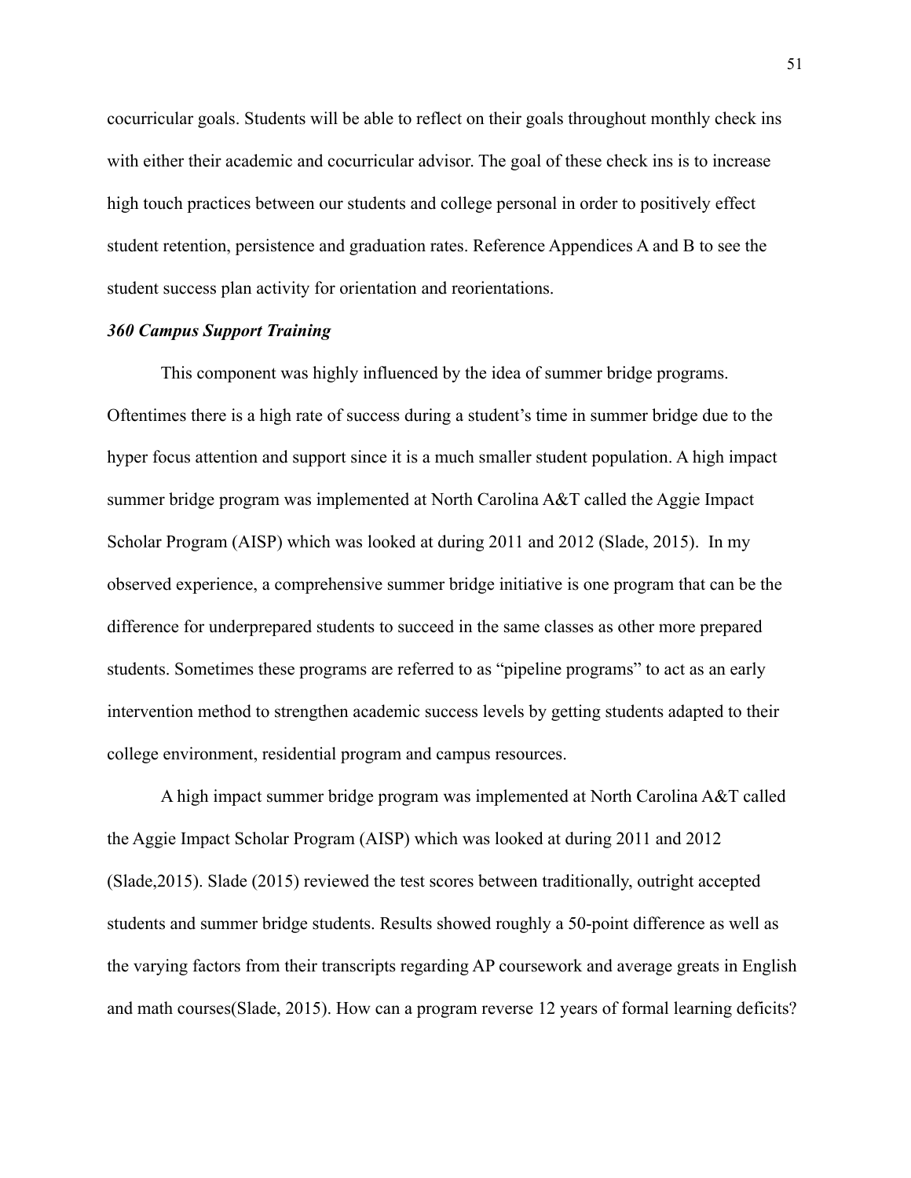cocurricular goals. Students will be able to reflect on their goals throughout monthly check ins with either their academic and cocurricular advisor. The goal of these check ins is to increase high touch practices between our students and college personal in order to positively effect student retention, persistence and graduation rates. Reference Appendices A and B to see the student success plan activity for orientation and reorientations.

***360 Campus Support Training***

This component was highly influenced by the idea of summer bridge programs. Oftentimes there is a high rate of success during a student's time in summer bridge due to the hyper focus attention and support since it is a much smaller student population. A high impact summer bridge program was implemented at North Carolina A&T called the Aggie Impact Scholar Program (AISP) which was looked at during 2011 and 2012 (Slade, 2015). In my observed experience, a comprehensive summer bridge initiative is one program that can be the difference for underprepared students to succeed in the same classes as other more prepared students. Sometimes these programs are referred to as "pipeline programs" to act as an early intervention method to strengthen academic success levels by getting students adapted to their college environment, residential program and campus resources.

A high impact summer bridge program was implemented at North Carolina A&T called the Aggie Impact Scholar Program (AISP) which was looked at during 2011 and 2012 (Slade,2015). Slade (2015) reviewed the test scores between traditionally, outright accepted students and summer bridge students. Results showed roughly a 50-point difference as well as the varying factors from their transcripts regarding AP coursework and average greats in English and math courses(Slade, 2015). How can a program reverse 12 years of formal learning deficits?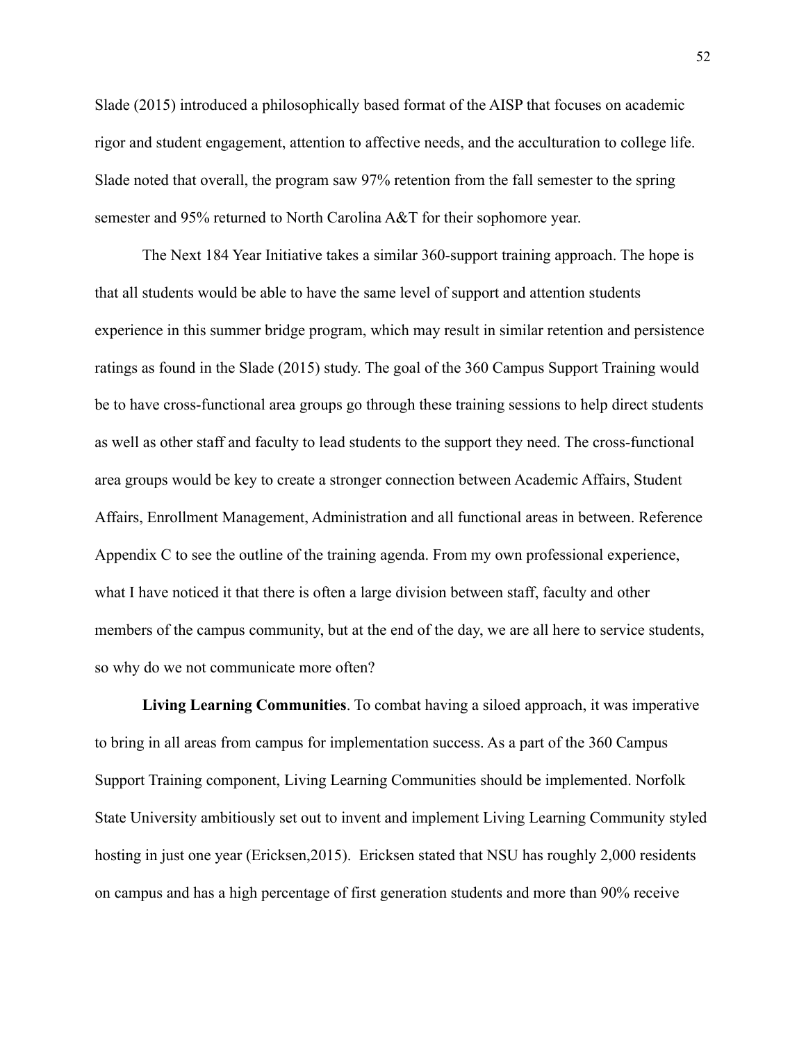Slade (2015) introduced a philosophically based format of the AISP that focuses on academic rigor and student engagement, attention to affective needs, and the acculturation to college life. Slade noted that overall, the program saw 97% retention from the fall semester to the spring semester and 95% returned to North Carolina A&T for their sophomore year.

The Next 184 Year Initiative takes a similar 360-support training approach. The hope is that all students would be able to have the same level of support and attention students experience in this summer bridge program, which may result in similar retention and persistence ratings as found in the Slade (2015) study. The goal of the 360 Campus Support Training would be to have cross-functional area groups go through these training sessions to help direct students as well as other staff and faculty to lead students to the support they need. The cross-functional area groups would be key to create a stronger connection between Academic Affairs, Student Affairs, Enrollment Management, Administration and all functional areas in between. Reference Appendix C to see the outline of the training agenda. From my own professional experience, what I have noticed it that there is often a large division between staff, faculty and other members of the campus community, but at the end of the day, we are all here to service students, so why do we not communicate more often?

**Living Learning Communities**. To combat having a siloed approach, it was imperative to bring in all areas from campus for implementation success. As a part of the 360 Campus Support Training component, Living Learning Communities should be implemented. Norfolk State University ambitiously set out to invent and implement Living Learning Community styled hosting in just one year (Ericksen,2015). Ericksen stated that NSU has roughly 2,000 residents on campus and has a high percentage of first generation students and more than 90% receive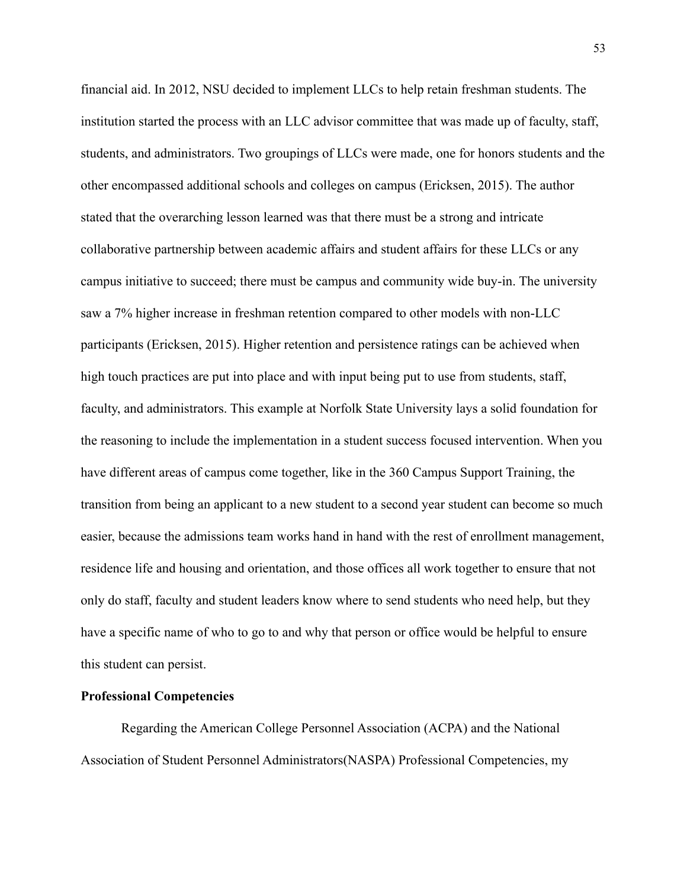financial aid. In 2012, NSU decided to implement LLCs to help retain freshman students. The institution started the process with an LLC advisor committee that was made up of faculty, staff, students, and administrators. Two groupings of LLCs were made, one for honors students and the other encompassed additional schools and colleges on campus (Ericksen, 2015). The author stated that the overarching lesson learned was that there must be a strong and intricate collaborative partnership between academic affairs and student affairs for these LLCs or any campus initiative to succeed; there must be campus and community wide buy-in. The university saw a 7% higher increase in freshman retention compared to other models with non-LLC participants (Ericksen, 2015). Higher retention and persistence ratings can be achieved when high touch practices are put into place and with input being put to use from students, staff, faculty, and administrators. This example at Norfolk State University lays a solid foundation for the reasoning to include the implementation in a student success focused intervention. When you have different areas of campus come together, like in the 360 Campus Support Training, the transition from being an applicant to a new student to a second year student can become so much easier, because the admissions team works hand in hand with the rest of enrollment management, residence life and housing and orientation, and those offices all work together to ensure that not only do staff, faculty and student leaders know where to send students who need help, but they have a specific name of who to go to and why that person or office would be helpful to ensure this student can persist.

**Professional Competencies**

Regarding the American College Personnel Association (ACPA) and the National Association of Student Personnel Administrators(NASPA) Professional Competencies, my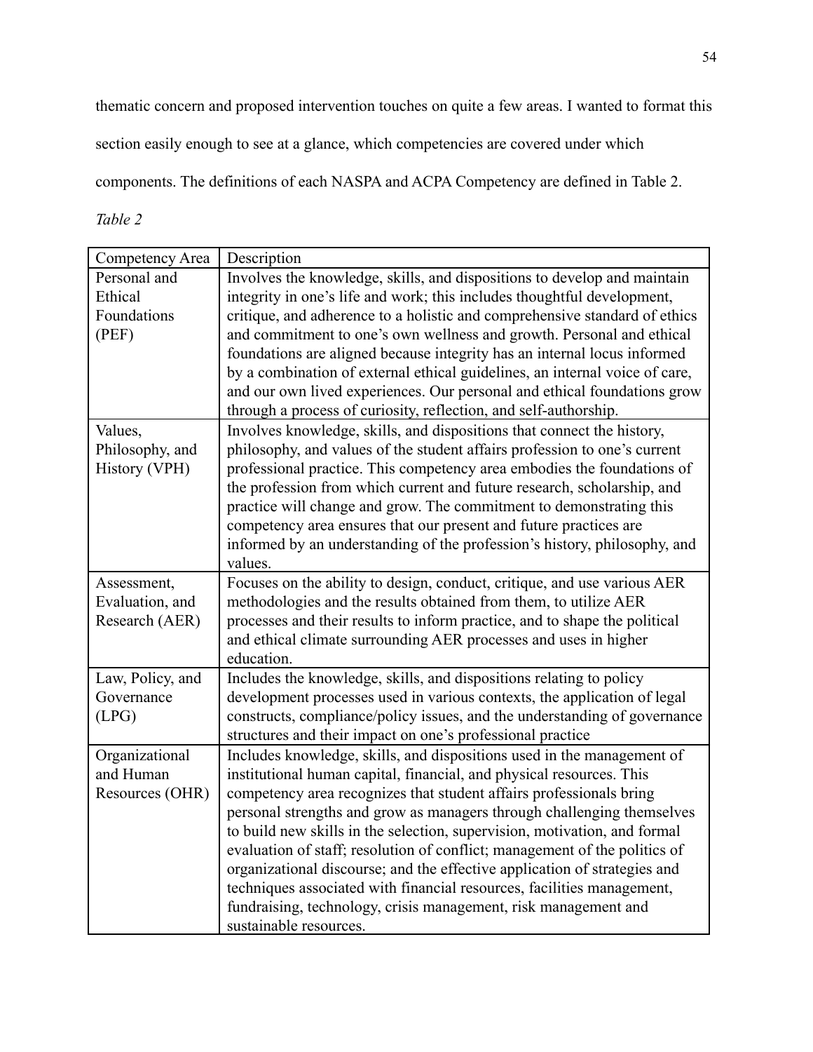thematic concern and proposed intervention touches on quite a few areas. I wanted to format this section easily enough to see at a glance, which competencies are covered under which components. The definitions of each NASPA and ACPA Competency are defined in Table 2.

*Table 2*

| Competency Area | Description |
| --- | --- |
| Personal and Ethical Foundations (PEF) | Involves the knowledge, skills, and dispositions to develop and maintain integrity in one's life and work; this includes thoughtful development, critique, and adherence to a holistic and comprehensive standard of ethics and commitment to one's own wellness and growth. Personal and ethical foundations are aligned because integrity has an internal locus informed by a combination of external ethical guidelines, an internal voice of care, and our own lived experiences. Our personal and ethical foundations grow through a process of curiosity, reflection, and self-authorship. |
| Values, Philosophy, and History (VPH) | Involves knowledge, skills, and dispositions that connect the history, philosophy, and values of the student affairs profession to one's current professional practice. This competency area embodies the foundations of the profession from which current and future research, scholarship, and practice will change and grow. The commitment to demonstrating this competency area ensures that our present and future practices are informed by an understanding of the profession's history, philosophy, and values. |
| Assessment, Evaluation, and Research (AER) | Focuses on the ability to design, conduct, critique, and use various AER methodologies and the results obtained from them, to utilize AER processes and their results to inform practice, and to shape the political and ethical climate surrounding AER processes and uses in higher education. |
| Law, Policy, and Governance (LPG) | Includes the knowledge, skills, and dispositions relating to policy development processes used in various contexts, the application of legal constructs, compliance/policy issues, and the understanding of governance structures and their impact on one's professional practice |
| Organizational and Human Resources (OHR) | Includes knowledge, skills, and dispositions used in the management of institutional human capital, financial, and physical resources. This competency area recognizes that student affairs professionals bring personal strengths and grow as managers through challenging themselves to build new skills in the selection, supervision, motivation, and formal evaluation of staff; resolution of conflict; management of the politics of organizational discourse; and the effective application of strategies and techniques associated with financial resources, facilities management, fundraising, technology, crisis management, risk management and sustainable resources. |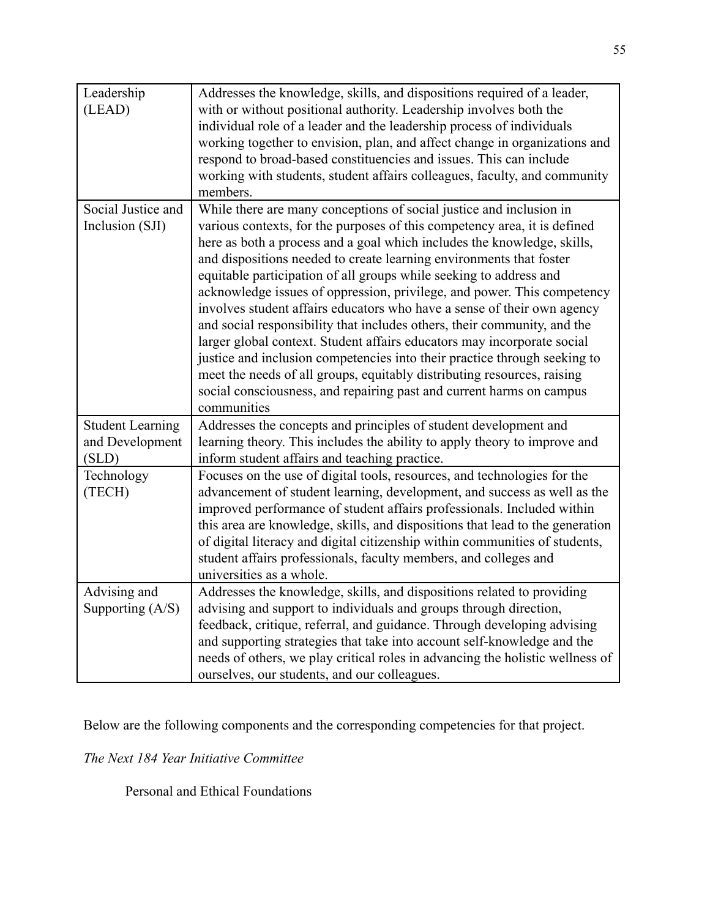| Leadership (LEAD) | Addresses the knowledge, skills, and dispositions required of a leader, with or without positional authority. Leadership involves both the individual role of a leader and the leadership process of individuals working together to envision, plan, and affect change in organizations and respond to broad-based constituencies and issues. This can include working with students, student affairs colleagues, faculty, and community members. |
|---|---|
| Social Justice and Inclusion (SJI) | While there are many conceptions of social justice and inclusion in various contexts, for the purposes of this competency area, it is defined here as both a process and a goal which includes the knowledge, skills, and dispositions needed to create learning environments that foster equitable participation of all groups while seeking to address and acknowledge issues of oppression, privilege, and power. This competency involves student affairs educators who have a sense of their own agency and social responsibility that includes others, their community, and the larger global context. Student affairs educators may incorporate social justice and inclusion competencies into their practice through seeking to meet the needs of all groups, equitably distributing resources, raising social consciousness, and repairing past and current harms on campus communities |
| Student Learning and Development (SLD) | Addresses the concepts and principles of student development and learning theory. This includes the ability to apply theory to improve and inform student affairs and teaching practice. |
| Technology (TECH) | Focuses on the use of digital tools, resources, and technologies for the advancement of student learning, development, and success as well as the improved performance of student affairs professionals. Included within this area are knowledge, skills, and dispositions that lead to the generation of digital literacy and digital citizenship within communities of students, student affairs professionals, faculty members, and colleges and universities as a whole. |
| Advising and Supporting (A/S) | Addresses the knowledge, skills, and dispositions related to providing advising and support to individuals and groups through direction, feedback, critique, referral, and guidance. Through developing advising and supporting strategies that take into account self-knowledge and the needs of others, we play critical roles in advancing the holistic wellness of ourselves, our students, and our colleagues. |

Below are the following components and the corresponding competencies for that project.

*The Next 184 Year Initiative Committee*

Personal and Ethical Foundations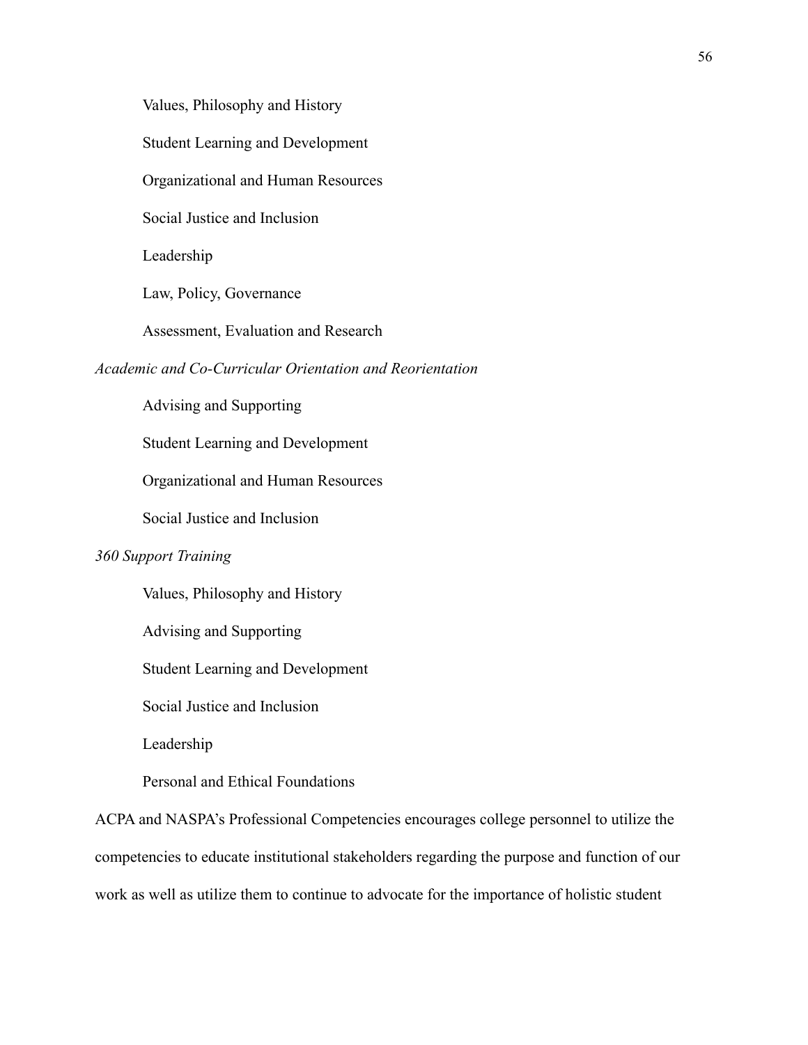Values, Philosophy and History

Student Learning and Development

Organizational and Human Resources

Social Justice and Inclusion

Leadership

Law, Policy, Governance

Assessment, Evaluation and Research

*Academic and Co-Curricular Orientation and Reorientation*

Advising and Supporting

Student Learning and Development

Organizational and Human Resources

Social Justice and Inclusion

*360 Support Training*

Values, Philosophy and History

Advising and Supporting

Student Learning and Development

Social Justice and Inclusion

Leadership

Personal and Ethical Foundations

ACPA and NASPA's Professional Competencies encourages college personnel to utilize the competencies to educate institutional stakeholders regarding the purpose and function of our work as well as utilize them to continue to advocate for the importance of holistic student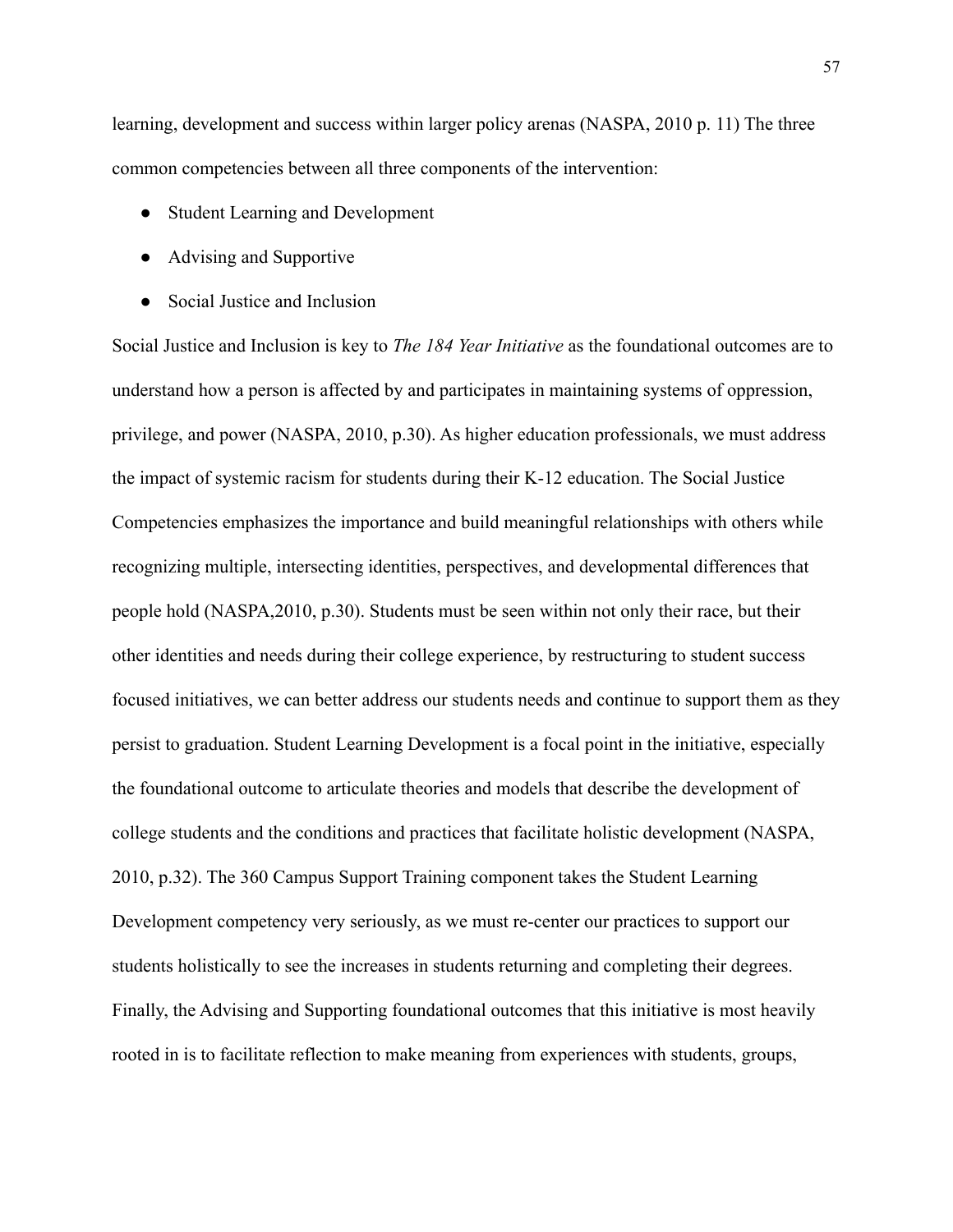learning, development and success within larger policy arenas (NASPA, 2010 p. 11) The three common competencies between all three components of the intervention:

- Student Learning and Development
- Advising and Supportive
- Social Justice and Inclusion

Social Justice and Inclusion is key to *The 184 Year Initiative* as the foundational outcomes are to understand how a person is affected by and participates in maintaining systems of oppression, privilege, and power (NASPA, 2010, p.30). As higher education professionals, we must address the impact of systemic racism for students during their K-12 education. The Social Justice Competencies emphasizes the importance and build meaningful relationships with others while recognizing multiple, intersecting identities, perspectives, and developmental differences that people hold (NASPA,2010, p.30). Students must be seen within not only their race, but their other identities and needs during their college experience, by restructuring to student success focused initiatives, we can better address our students needs and continue to support them as they persist to graduation. Student Learning Development is a focal point in the initiative, especially the foundational outcome to articulate theories and models that describe the development of college students and the conditions and practices that facilitate holistic development (NASPA, 2010, p.32). The 360 Campus Support Training component takes the Student Learning Development competency very seriously, as we must re-center our practices to support our students holistically to see the increases in students returning and completing their degrees. Finally, the Advising and Supporting foundational outcomes that this initiative is most heavily rooted in is to facilitate reflection to make meaning from experiences with students, groups,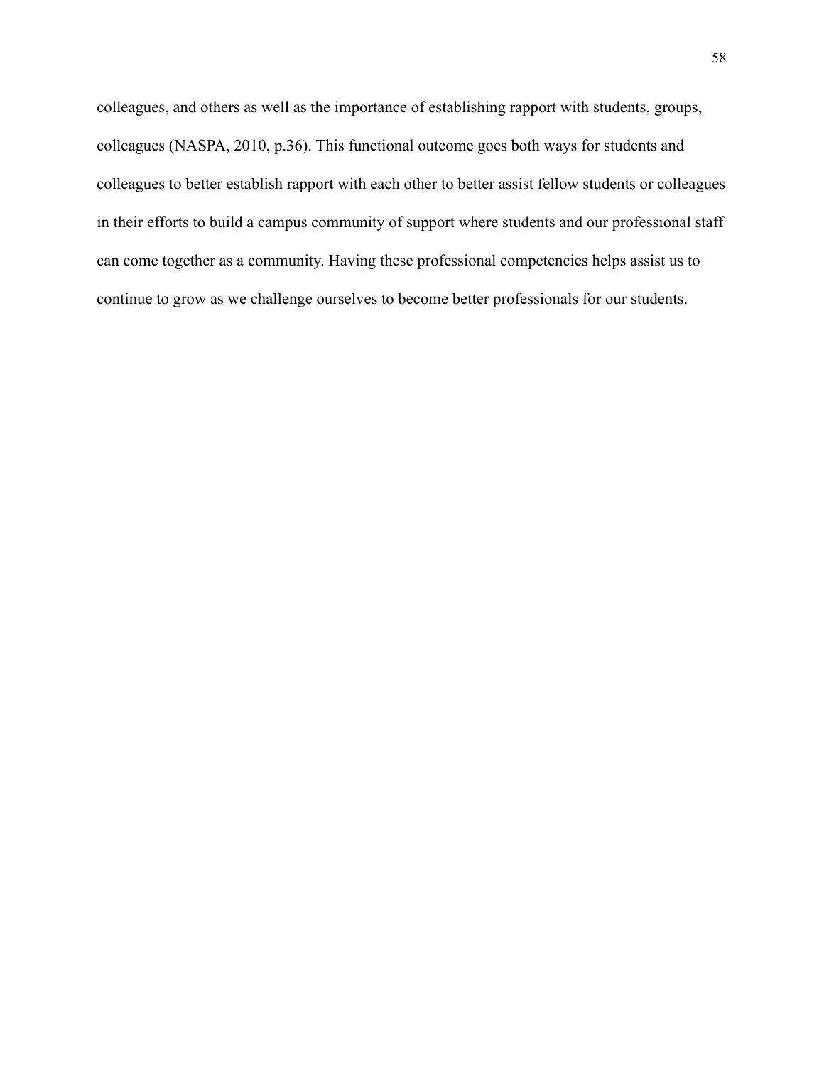colleagues, and others as well as the importance of establishing rapport with students, groups, colleagues (NASPA, 2010, p.36). This functional outcome goes both ways for students and colleagues to better establish rapport with each other to better assist fellow students or colleagues in their efforts to build a campus community of support where students and our professional staff can come together as a community. Having these professional competencies helps assist us to continue to grow as we challenge ourselves to become better professionals for our students.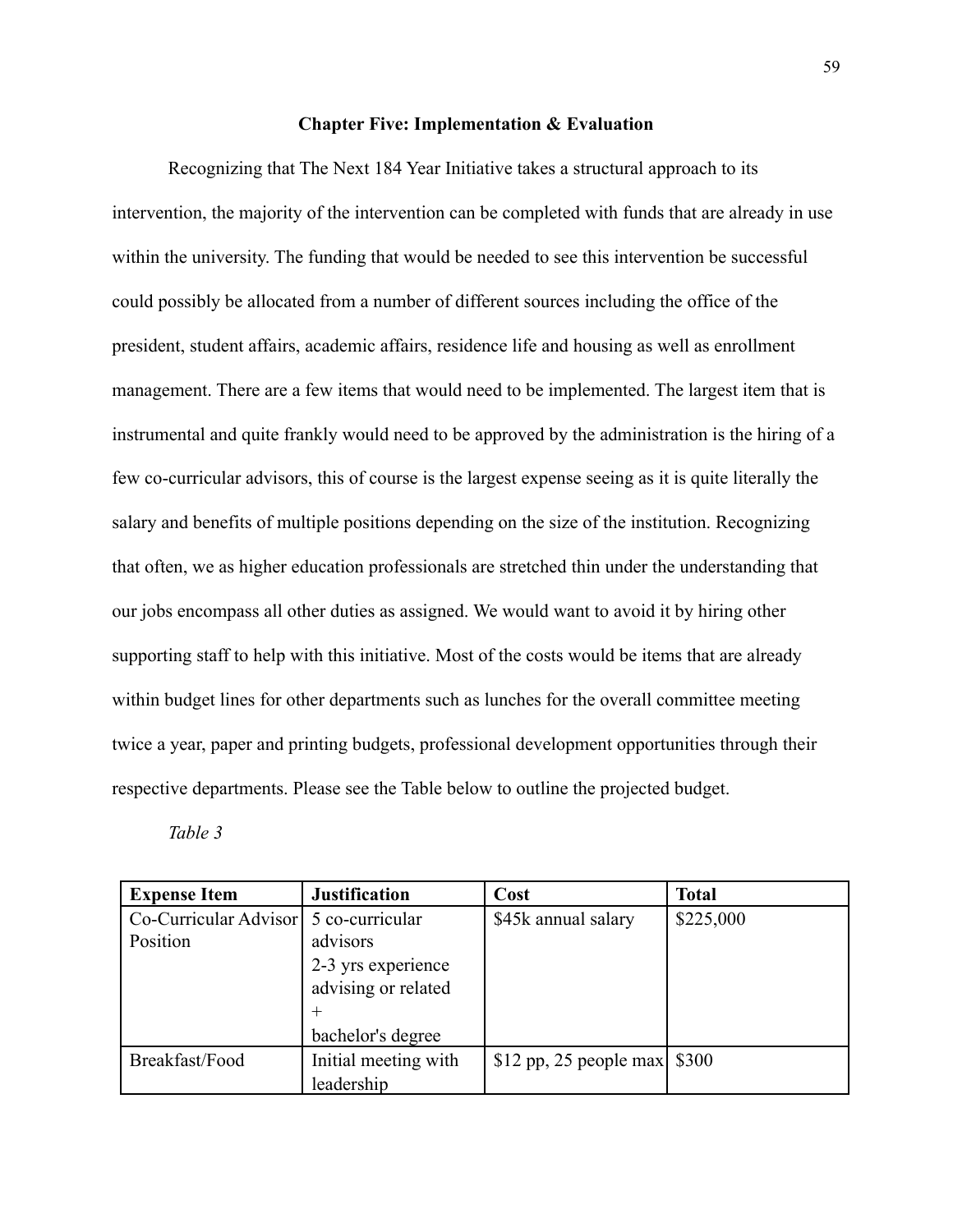## Chapter Five: Implementation & Evaluation

Recognizing that The Next 184 Year Initiative takes a structural approach to its intervention, the majority of the intervention can be completed with funds that are already in use within the university. The funding that would be needed to see this intervention be successful could possibly be allocated from a number of different sources including the office of the president, student affairs, academic affairs, residence life and housing as well as enrollment management. There are a few items that would need to be implemented. The largest item that is instrumental and quite frankly would need to be approved by the administration is the hiring of a few co-curricular advisors, this of course is the largest expense seeing as it is quite literally the salary and benefits of multiple positions depending on the size of the institution. Recognizing that often, we as higher education professionals are stretched thin under the understanding that our jobs encompass all other duties as assigned. We would want to avoid it by hiring other supporting staff to help with this initiative. Most of the costs would be items that are already within budget lines for other departments such as lunches for the overall committee meeting twice a year, paper and printing budgets, professional development opportunities through their respective departments. Please see the Table below to outline the projected budget.

*Table 3*

| **Expense Item** | **Justification** | **Cost** | **Total** |
|---|---|---|---|
| Co-Curricular Advisor Position | 5 co-curricular advisors<br>2-3 yrs experience advising or related<br>+<br>bachelor's degree | $45k annual salary | $225,000 |
| Breakfast/Food | Initial meeting with leadership | $12 pp, 25 people max | $300 |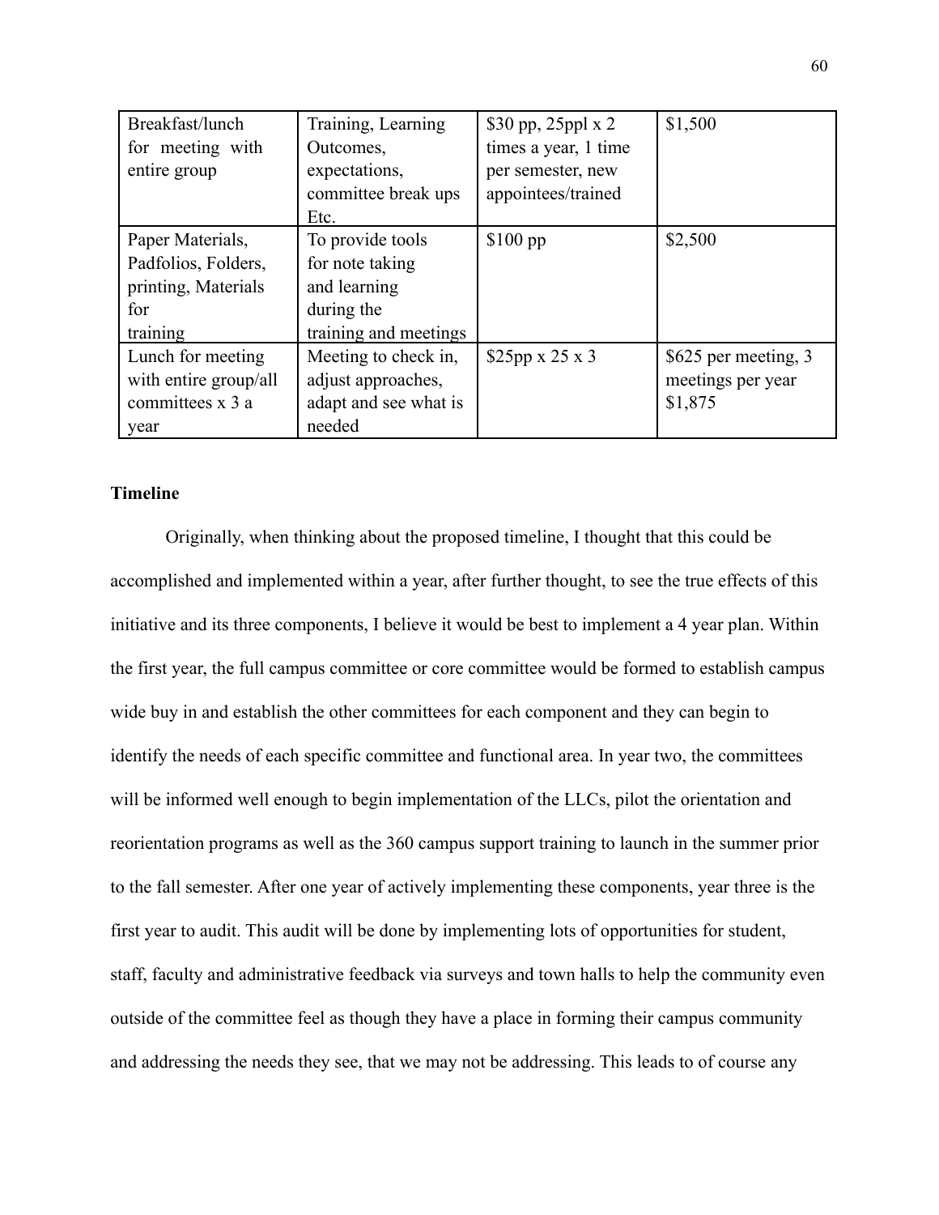| Breakfast/lunch for meeting with entire group | Training, Learning Outcomes, expectations, committee break ups Etc. | $30 pp, 25ppl x 2 times a year, 1 time per semester, new appointees/trained | $1,500 |
|---|---|---|---|
| Paper Materials, Padfolios, Folders, printing, Materials for training | To provide tools for note taking and learning during the training and meetings | $100 pp | $2,500 |
| Lunch for meeting with entire group/all committees x 3 a year | Meeting to check in, adjust approaches, adapt and see what is needed | $25pp x 25 x 3 | $625 per meeting, 3 meetings per year $1,875 |

**Timeline**

Originally, when thinking about the proposed timeline, I thought that this could be accomplished and implemented within a year, after further thought, to see the true effects of this initiative and its three components, I believe it would be best to implement a 4 year plan. Within the first year, the full campus committee or core committee would be formed to establish campus wide buy in and establish the other committees for each component and they can begin to identify the needs of each specific committee and functional area. In year two, the committees will be informed well enough to begin implementation of the LLCs, pilot the orientation and reorientation programs as well as the 360 campus support training to launch in the summer prior to the fall semester. After one year of actively implementing these components, year three is the first year to audit. This audit will be done by implementing lots of opportunities for student, staff, faculty and administrative feedback via surveys and town halls to help the community even outside of the committee feel as though they have a place in forming their campus community and addressing the needs they see, that we may not be addressing. This leads to of course any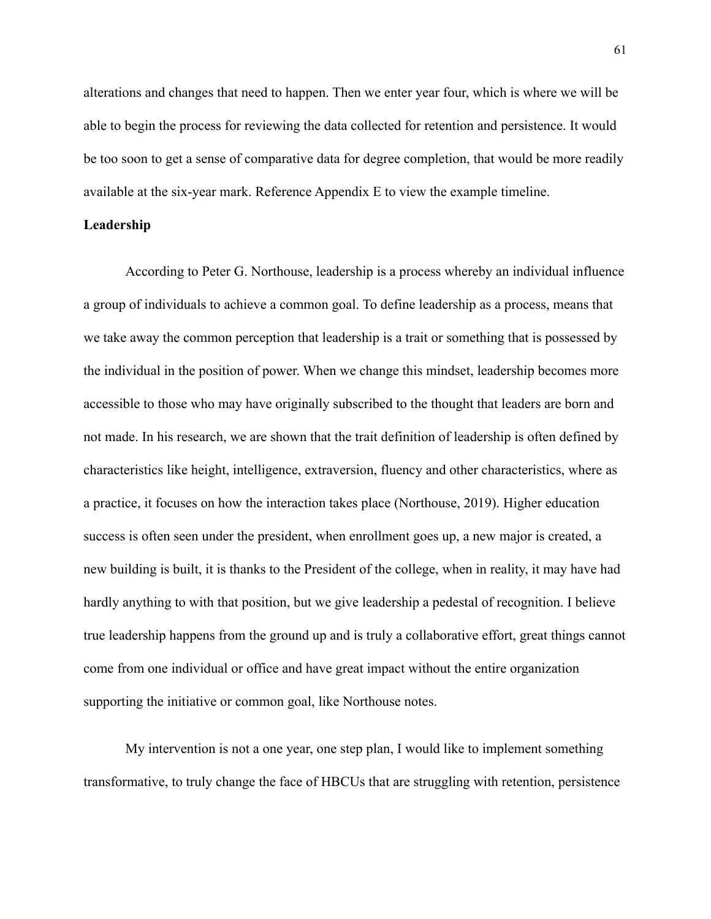alterations and changes that need to happen. Then we enter year four, which is where we will be able to begin the process for reviewing the data collected for retention and persistence. It would be too soon to get a sense of comparative data for degree completion, that would be more readily available at the six-year mark. Reference Appendix E to view the example timeline.

**Leadership**

According to Peter G. Northouse, leadership is a process whereby an individual influence a group of individuals to achieve a common goal. To define leadership as a process, means that we take away the common perception that leadership is a trait or something that is possessed by the individual in the position of power. When we change this mindset, leadership becomes more accessible to those who may have originally subscribed to the thought that leaders are born and not made. In his research, we are shown that the trait definition of leadership is often defined by characteristics like height, intelligence, extraversion, fluency and other characteristics, where as a practice, it focuses on how the interaction takes place (Northouse, 2019). Higher education success is often seen under the president, when enrollment goes up, a new major is created, a new building is built, it is thanks to the President of the college, when in reality, it may have had hardly anything to with that position, but we give leadership a pedestal of recognition. I believe true leadership happens from the ground up and is truly a collaborative effort, great things cannot come from one individual or office and have great impact without the entire organization supporting the initiative or common goal, like Northouse notes.

My intervention is not a one year, one step plan, I would like to implement something transformative, to truly change the face of HBCUs that are struggling with retention, persistence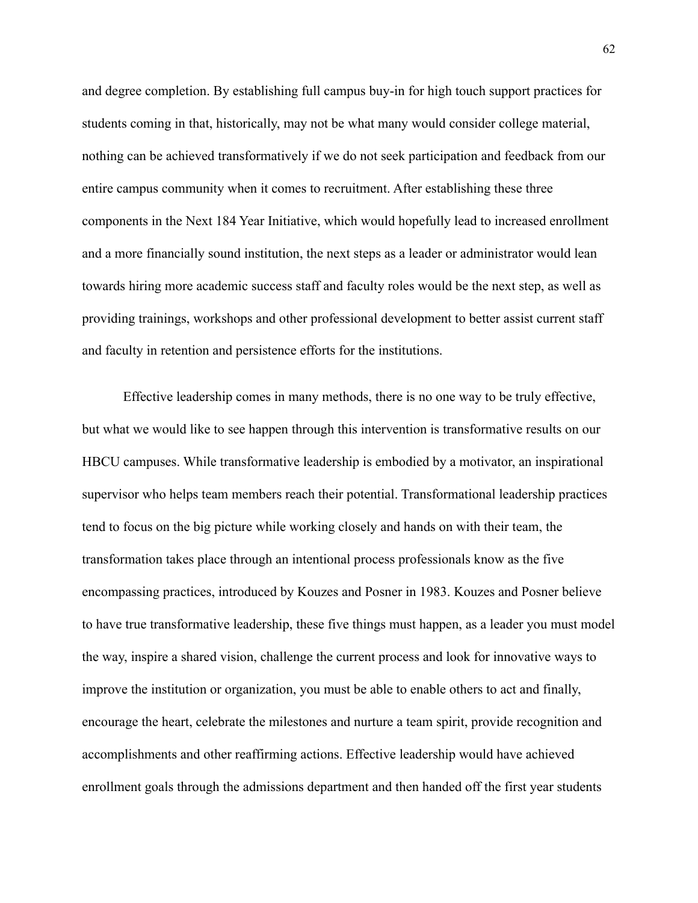and degree completion. By establishing full campus buy-in for high touch support practices for students coming in that, historically, may not be what many would consider college material, nothing can be achieved transformatively if we do not seek participation and feedback from our entire campus community when it comes to recruitment. After establishing these three components in the Next 184 Year Initiative, which would hopefully lead to increased enrollment and a more financially sound institution, the next steps as a leader or administrator would lean towards hiring more academic success staff and faculty roles would be the next step, as well as providing trainings, workshops and other professional development to better assist current staff and faculty in retention and persistence efforts for the institutions.

Effective leadership comes in many methods, there is no one way to be truly effective, but what we would like to see happen through this intervention is transformative results on our HBCU campuses. While transformative leadership is embodied by a motivator, an inspirational supervisor who helps team members reach their potential. Transformational leadership practices tend to focus on the big picture while working closely and hands on with their team, the transformation takes place through an intentional process professionals know as the five encompassing practices, introduced by Kouzes and Posner in 1983. Kouzes and Posner believe to have true transformative leadership, these five things must happen, as a leader you must model the way, inspire a shared vision, challenge the current process and look for innovative ways to improve the institution or organization, you must be able to enable others to act and finally, encourage the heart, celebrate the milestones and nurture a team spirit, provide recognition and accomplishments and other reaffirming actions. Effective leadership would have achieved enrollment goals through the admissions department and then handed off the first year students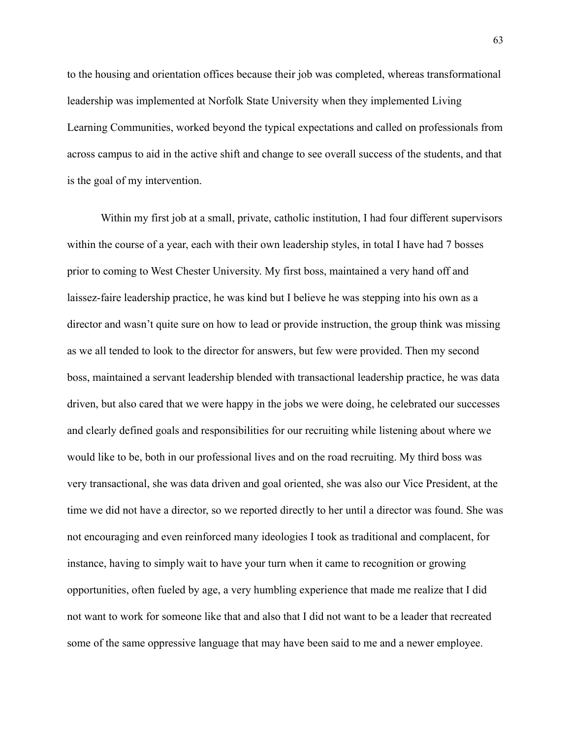to the housing and orientation offices because their job was completed, whereas transformational leadership was implemented at Norfolk State University when they implemented Living Learning Communities, worked beyond the typical expectations and called on professionals from across campus to aid in the active shift and change to see overall success of the students, and that is the goal of my intervention.

Within my first job at a small, private, catholic institution, I had four different supervisors within the course of a year, each with their own leadership styles, in total I have had 7 bosses prior to coming to West Chester University. My first boss, maintained a very hand off and laissez-faire leadership practice, he was kind but I believe he was stepping into his own as a director and wasn't quite sure on how to lead or provide instruction, the group think was missing as we all tended to look to the director for answers, but few were provided. Then my second boss, maintained a servant leadership blended with transactional leadership practice, he was data driven, but also cared that we were happy in the jobs we were doing, he celebrated our successes and clearly defined goals and responsibilities for our recruiting while listening about where we would like to be, both in our professional lives and on the road recruiting. My third boss was very transactional, she was data driven and goal oriented, she was also our Vice President, at the time we did not have a director, so we reported directly to her until a director was found. She was not encouraging and even reinforced many ideologies I took as traditional and complacent, for instance, having to simply wait to have your turn when it came to recognition or growing opportunities, often fueled by age, a very humbling experience that made me realize that I did not want to work for someone like that and also that I did not want to be a leader that recreated some of the same oppressive language that may have been said to me and a newer employee.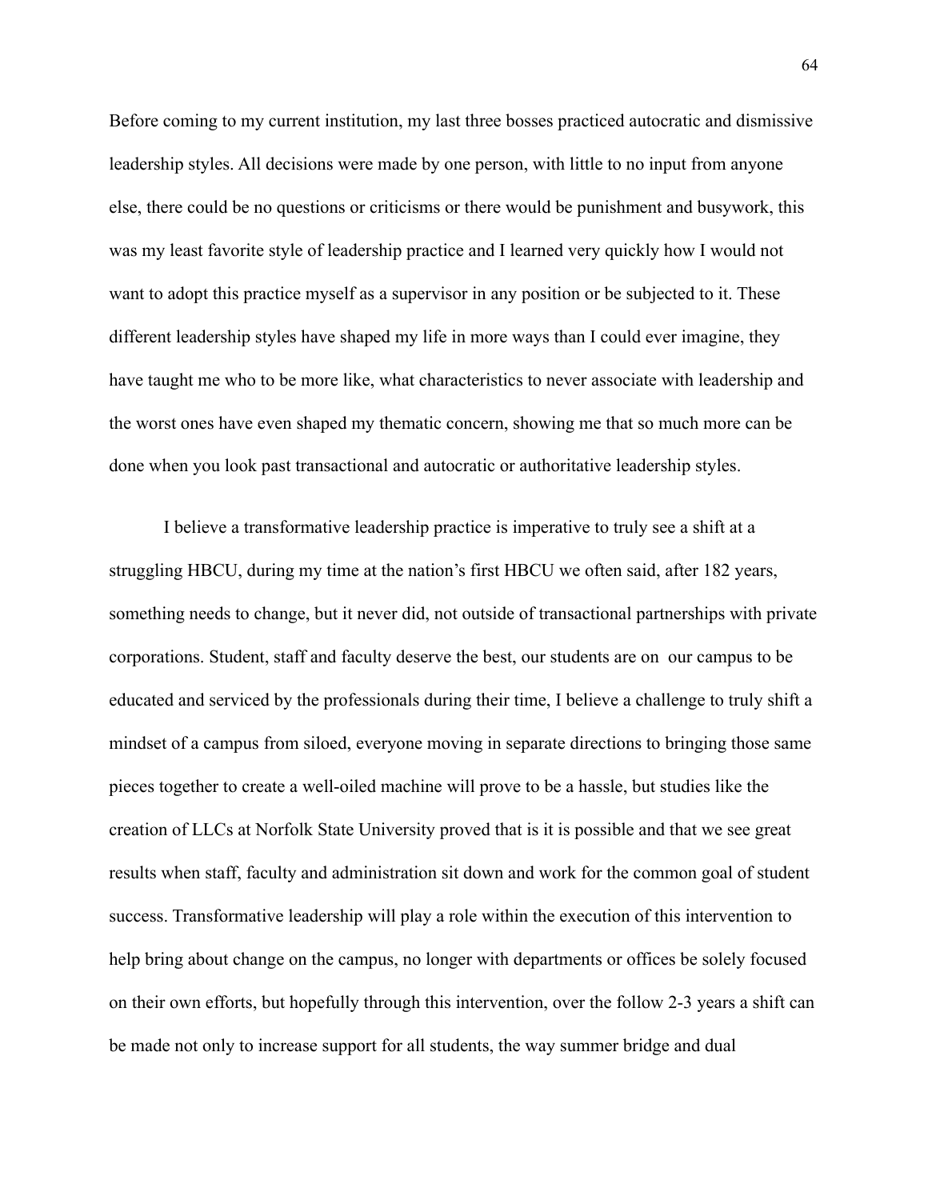Before coming to my current institution, my last three bosses practiced autocratic and dismissive leadership styles. All decisions were made by one person, with little to no input from anyone else, there could be no questions or criticisms or there would be punishment and busywork, this was my least favorite style of leadership practice and I learned very quickly how I would not want to adopt this practice myself as a supervisor in any position or be subjected to it. These different leadership styles have shaped my life in more ways than I could ever imagine, they have taught me who to be more like, what characteristics to never associate with leadership and the worst ones have even shaped my thematic concern, showing me that so much more can be done when you look past transactional and autocratic or authoritative leadership styles.

I believe a transformative leadership practice is imperative to truly see a shift at a struggling HBCU, during my time at the nation's first HBCU we often said, after 182 years, something needs to change, but it never did, not outside of transactional partnerships with private corporations. Student, staff and faculty deserve the best, our students are on  our campus to be educated and serviced by the professionals during their time, I believe a challenge to truly shift a mindset of a campus from siloed, everyone moving in separate directions to bringing those same pieces together to create a well-oiled machine will prove to be a hassle, but studies like the creation of LLCs at Norfolk State University proved that is it is possible and that we see great results when staff, faculty and administration sit down and work for the common goal of student success. Transformative leadership will play a role within the execution of this intervention to help bring about change on the campus, no longer with departments or offices be solely focused on their own efforts, but hopefully through this intervention, over the follow 2-3 years a shift can be made not only to increase support for all students, the way summer bridge and dual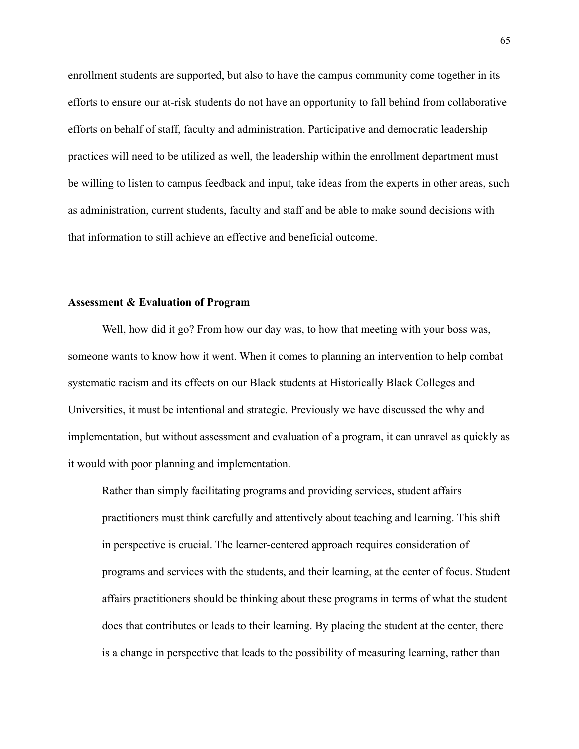enrollment students are supported, but also to have the campus community come together in its efforts to ensure our at-risk students do not have an opportunity to fall behind from collaborative efforts on behalf of staff, faculty and administration. Participative and democratic leadership practices will need to be utilized as well, the leadership within the enrollment department must be willing to listen to campus feedback and input, take ideas from the experts in other areas, such as administration, current students, faculty and staff and be able to make sound decisions with that information to still achieve an effective and beneficial outcome.

**Assessment & Evaluation of Program**

Well, how did it go? From how our day was, to how that meeting with your boss was, someone wants to know how it went. When it comes to planning an intervention to help combat systematic racism and its effects on our Black students at Historically Black Colleges and Universities, it must be intentional and strategic. Previously we have discussed the why and implementation, but without assessment and evaluation of a program, it can unravel as quickly as it would with poor planning and implementation.

> Rather than simply facilitating programs and providing services, student affairs practitioners must think carefully and attentively about teaching and learning. This shift in perspective is crucial. The learner-centered approach requires consideration of programs and services with the students, and their learning, at the center of focus. Student affairs practitioners should be thinking about these programs in terms of what the student does that contributes or leads to their learning. By placing the student at the center, there is a change in perspective that leads to the possibility of measuring learning, rather than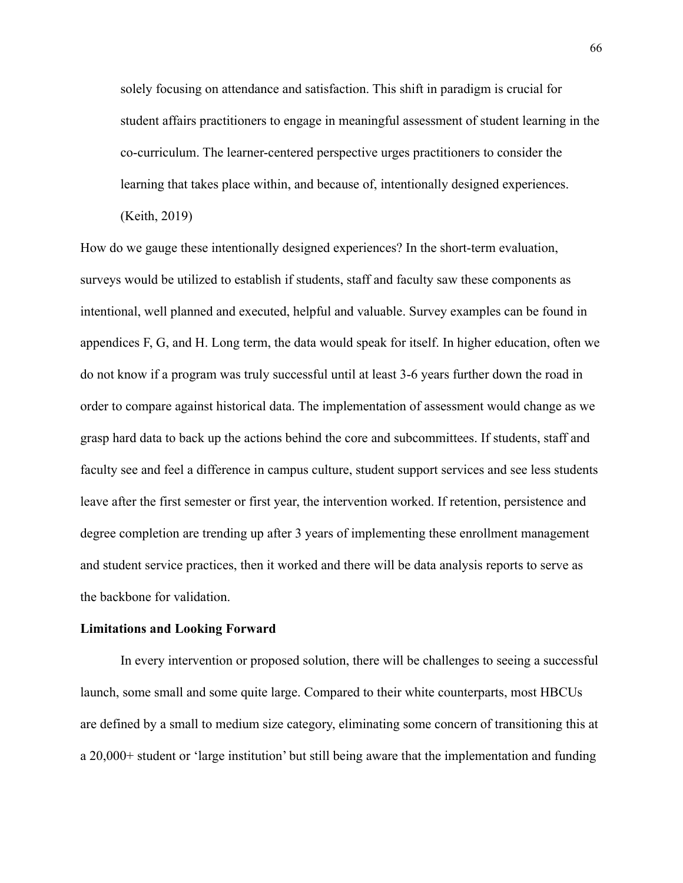> solely focusing on attendance and satisfaction. This shift in paradigm is crucial for student affairs practitioners to engage in meaningful assessment of student learning in the co-curriculum. The learner-centered perspective urges practitioners to consider the learning that takes place within, and because of, intentionally designed experiences. (Keith, 2019)

How do we gauge these intentionally designed experiences? In the short-term evaluation, surveys would be utilized to establish if students, staff and faculty saw these components as intentional, well planned and executed, helpful and valuable. Survey examples can be found in appendices F, G, and H. Long term, the data would speak for itself. In higher education, often we do not know if a program was truly successful until at least 3-6 years further down the road in order to compare against historical data. The implementation of assessment would change as we grasp hard data to back up the actions behind the core and subcommittees. If students, staff and faculty see and feel a difference in campus culture, student support services and see less students leave after the first semester or first year, the intervention worked. If retention, persistence and degree completion are trending up after 3 years of implementing these enrollment management and student service practices, then it worked and there will be data analysis reports to serve as the backbone for validation.

**Limitations and Looking Forward**

In every intervention or proposed solution, there will be challenges to seeing a successful launch, some small and some quite large. Compared to their white counterparts, most HBCUs are defined by a small to medium size category, eliminating some concern of transitioning this at a 20,000+ student or 'large institution' but still being aware that the implementation and funding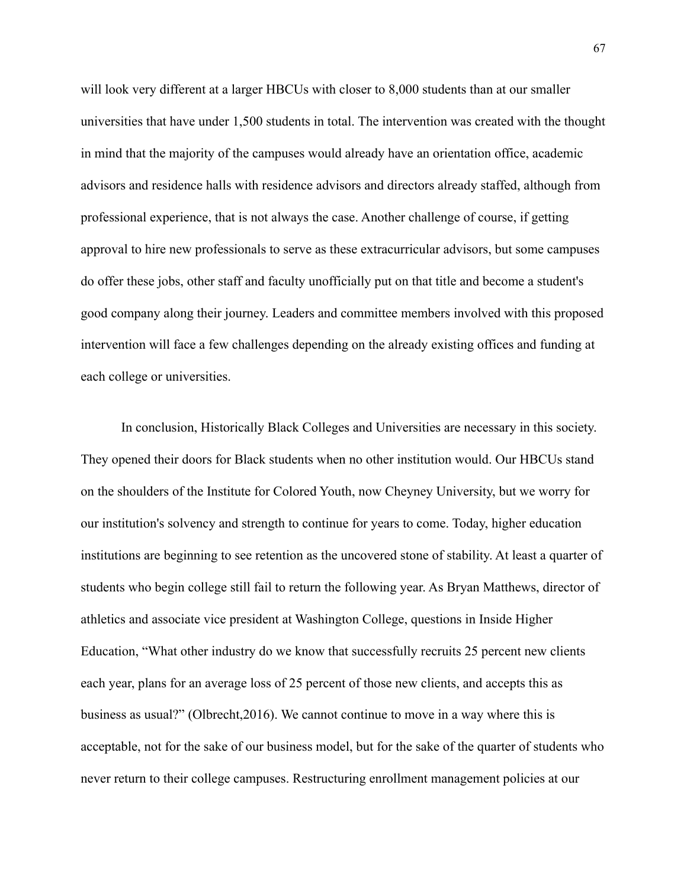will look very different at a larger HBCUs with closer to 8,000 students than at our smaller universities that have under 1,500 students in total. The intervention was created with the thought in mind that the majority of the campuses would already have an orientation office, academic advisors and residence halls with residence advisors and directors already staffed, although from professional experience, that is not always the case. Another challenge of course, if getting approval to hire new professionals to serve as these extracurricular advisors, but some campuses do offer these jobs, other staff and faculty unofficially put on that title and become a student's good company along their journey. Leaders and committee members involved with this proposed intervention will face a few challenges depending on the already existing offices and funding at each college or universities.

In conclusion, Historically Black Colleges and Universities are necessary in this society. They opened their doors for Black students when no other institution would. Our HBCUs stand on the shoulders of the Institute for Colored Youth, now Cheyney University, but we worry for our institution's solvency and strength to continue for years to come. Today, higher education institutions are beginning to see retention as the uncovered stone of stability. At least a quarter of students who begin college still fail to return the following year. As Bryan Matthews, director of athletics and associate vice president at Washington College, questions in Inside Higher Education, “What other industry do we know that successfully recruits 25 percent new clients each year, plans for an average loss of 25 percent of those new clients, and accepts this as business as usual?” (Olbrecht,2016). We cannot continue to move in a way where this is acceptable, not for the sake of our business model, but for the sake of the quarter of students who never return to their college campuses. Restructuring enrollment management policies at our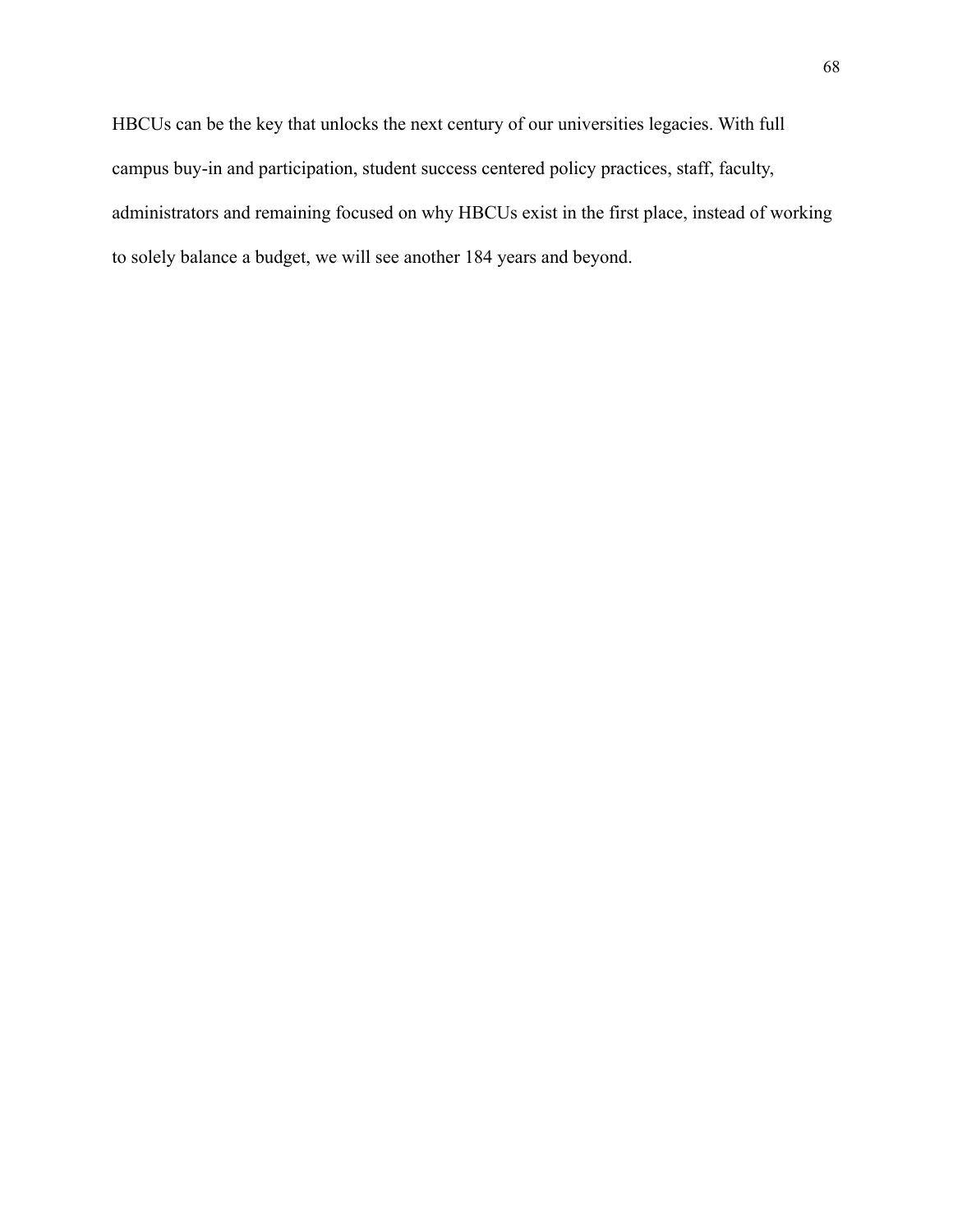HBCUs can be the key that unlocks the next century of our universities legacies. With full campus buy-in and participation, student success centered policy practices, staff, faculty, administrators and remaining focused on why HBCUs exist in the first place, instead of working to solely balance a budget, we will see another 184 years and beyond.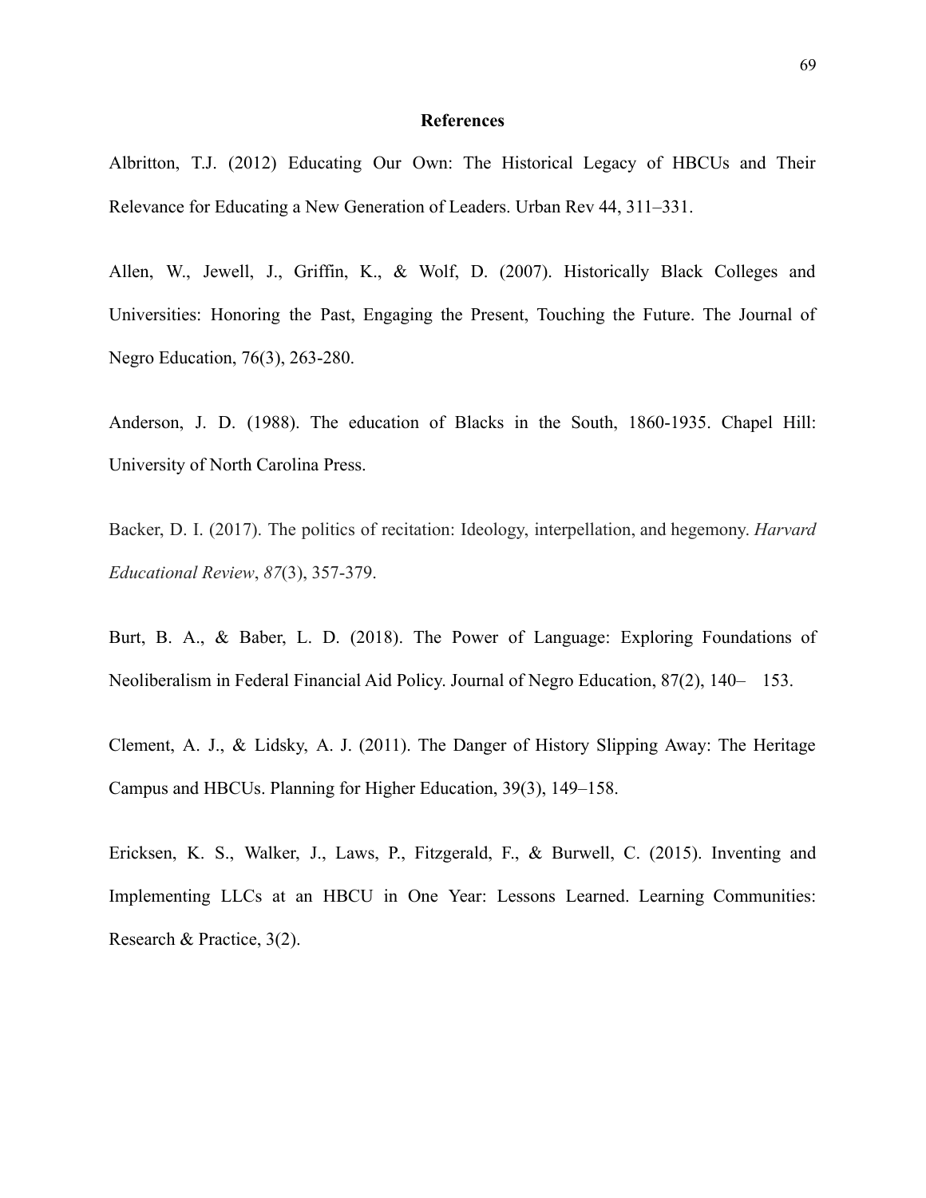# References

Albritton, T.J. (2012) Educating Our Own: The Historical Legacy of HBCUs and Their Relevance for Educating a New Generation of Leaders. Urban Rev 44, 311–331.

Allen, W., Jewell, J., Griffin, K., & Wolf, D. (2007). Historically Black Colleges and Universities: Honoring the Past, Engaging the Present, Touching the Future. The Journal of Negro Education, 76(3), 263-280.

Anderson, J. D. (1988). The education of Blacks in the South, 1860-1935. Chapel Hill: University of North Carolina Press.

Backer, D. I. (2017). The politics of recitation: Ideology, interpellation, and hegemony. *Harvard Educational Review*, *87*(3), 357-379.

Burt, B. A., & Baber, L. D. (2018). The Power of Language: Exploring Foundations of Neoliberalism in Federal Financial Aid Policy. Journal of Negro Education, 87(2), 140– 153.

Clement, A. J., & Lidsky, A. J. (2011). The Danger of History Slipping Away: The Heritage Campus and HBCUs. Planning for Higher Education, 39(3), 149–158.

Ericksen, K. S., Walker, J., Laws, P., Fitzgerald, F., & Burwell, C. (2015). Inventing and Implementing LLCs at an HBCU in One Year: Lessons Learned. Learning Communities: Research & Practice, 3(2).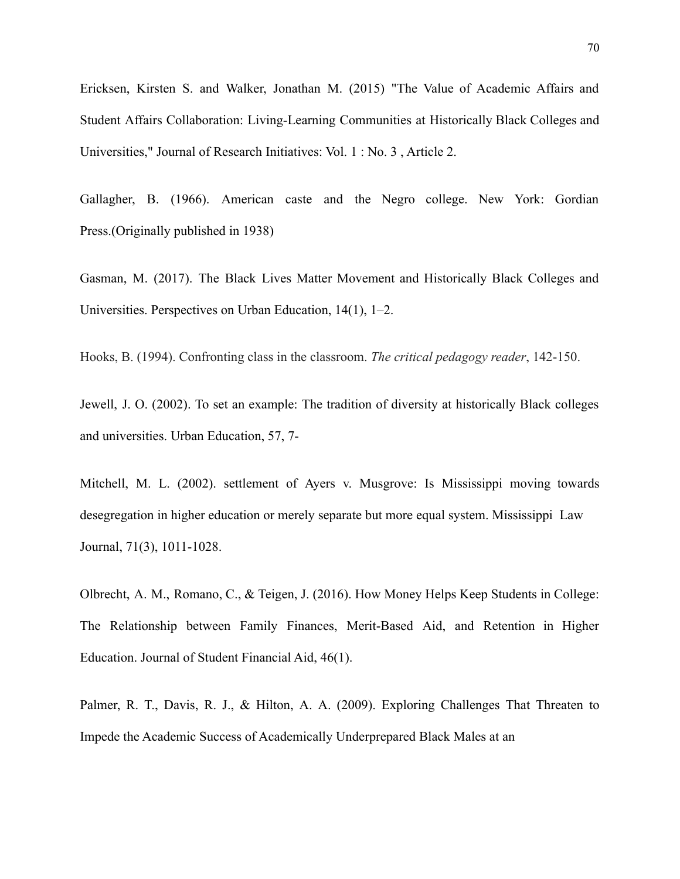Ericksen, Kirsten S. and Walker, Jonathan M. (2015) "The Value of Academic Affairs and Student Affairs Collaboration: Living-Learning Communities at Historically Black Colleges and Universities," Journal of Research Initiatives: Vol. 1 : No. 3 , Article 2.

Gallagher, B. (1966). American caste and the Negro college. New York: Gordian Press.(Originally published in 1938)

Gasman, M. (2017). The Black Lives Matter Movement and Historically Black Colleges and Universities. Perspectives on Urban Education, 14(1), 1–2.

Hooks, B. (1994). Confronting class in the classroom. *The critical pedagogy reader*, 142-150.

Jewell, J. O. (2002). To set an example: The tradition of diversity at historically Black colleges and universities. Urban Education, 57, 7-

Mitchell, M. L. (2002). settlement of Ayers v. Musgrove: Is Mississippi moving towards desegregation in higher education or merely separate but more equal system. Mississippi Law Journal, 71(3), 1011-1028.

Olbrecht, A. M., Romano, C., & Teigen, J. (2016). How Money Helps Keep Students in College: The Relationship between Family Finances, Merit-Based Aid, and Retention in Higher Education. Journal of Student Financial Aid, 46(1).

Palmer, R. T., Davis, R. J., & Hilton, A. A. (2009). Exploring Challenges That Threaten to Impede the Academic Success of Academically Underprepared Black Males at an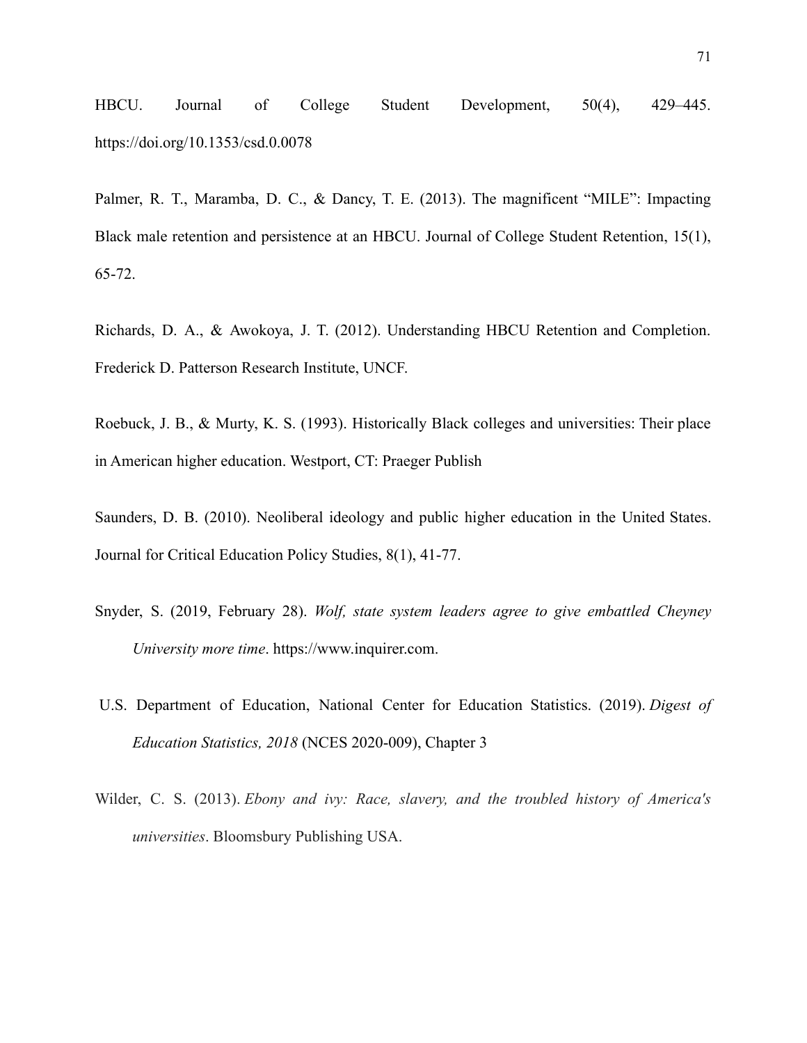HBCU. Journal of College Student Development, 50(4), 429–445. https://doi.org/10.1353/csd.0.0078

Palmer, R. T., Maramba, D. C., & Dancy, T. E. (2013). The magnificent “MILE”: Impacting Black male retention and persistence at an HBCU. Journal of College Student Retention, 15(1), 65-72.

Richards, D. A., & Awokoya, J. T. (2012). Understanding HBCU Retention and Completion. Frederick D. Patterson Research Institute, UNCF.

Roebuck, J. B., & Murty, K. S. (1993). Historically Black colleges and universities: Their place in American higher education. Westport, CT: Praeger Publish

Saunders, D. B. (2010). Neoliberal ideology and public higher education in the United States. Journal for Critical Education Policy Studies, 8(1), 41-77.

Snyder, S. (2019, February 28). *Wolf, state system leaders agree to give embattled Cheyney University more time*. https://www.inquirer.com.

U.S. Department of Education, National Center for Education Statistics. (2019). *Digest of Education Statistics, 2018* (NCES 2020-009), Chapter 3

Wilder, C. S. (2013). *Ebony and ivy: Race, slavery, and the troubled history of America's universities*. Bloomsbury Publishing USA.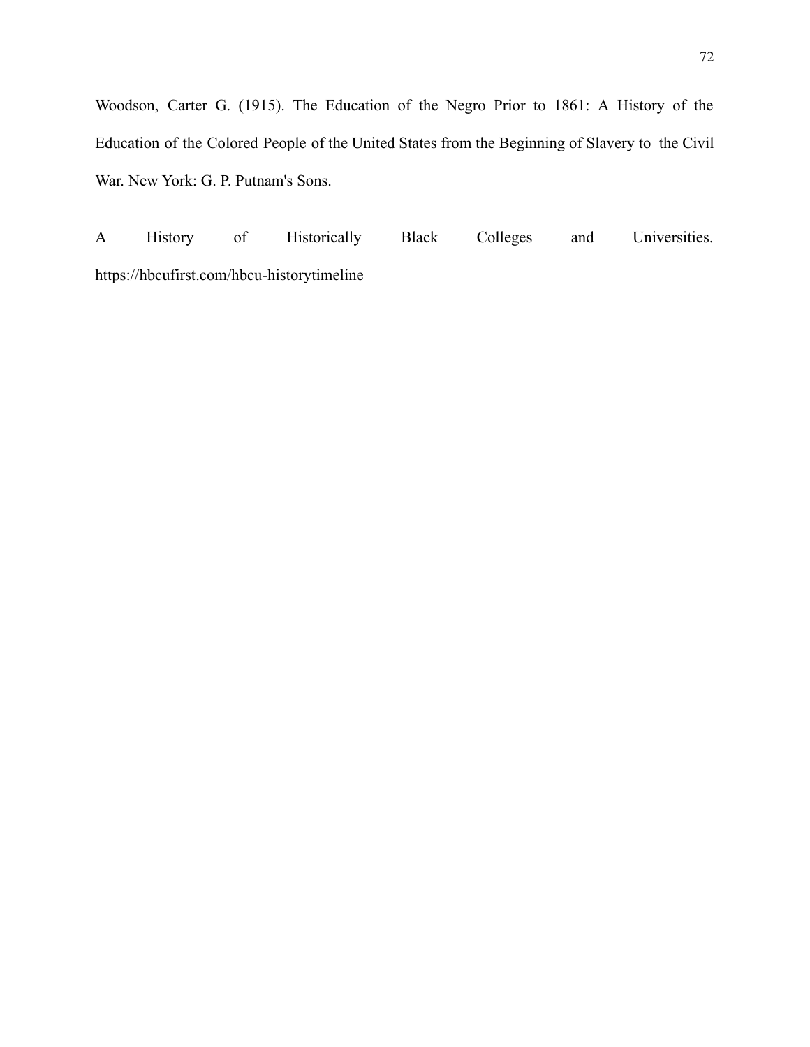Woodson, Carter G. (1915). The Education of the Negro Prior to 1861: A History of the Education of the Colored People of the United States from the Beginning of Slavery to the Civil War. New York: G. P. Putnam's Sons.

A History of Historically Black Colleges and Universities. https://hbcufirst.com/hbcu-historytimeline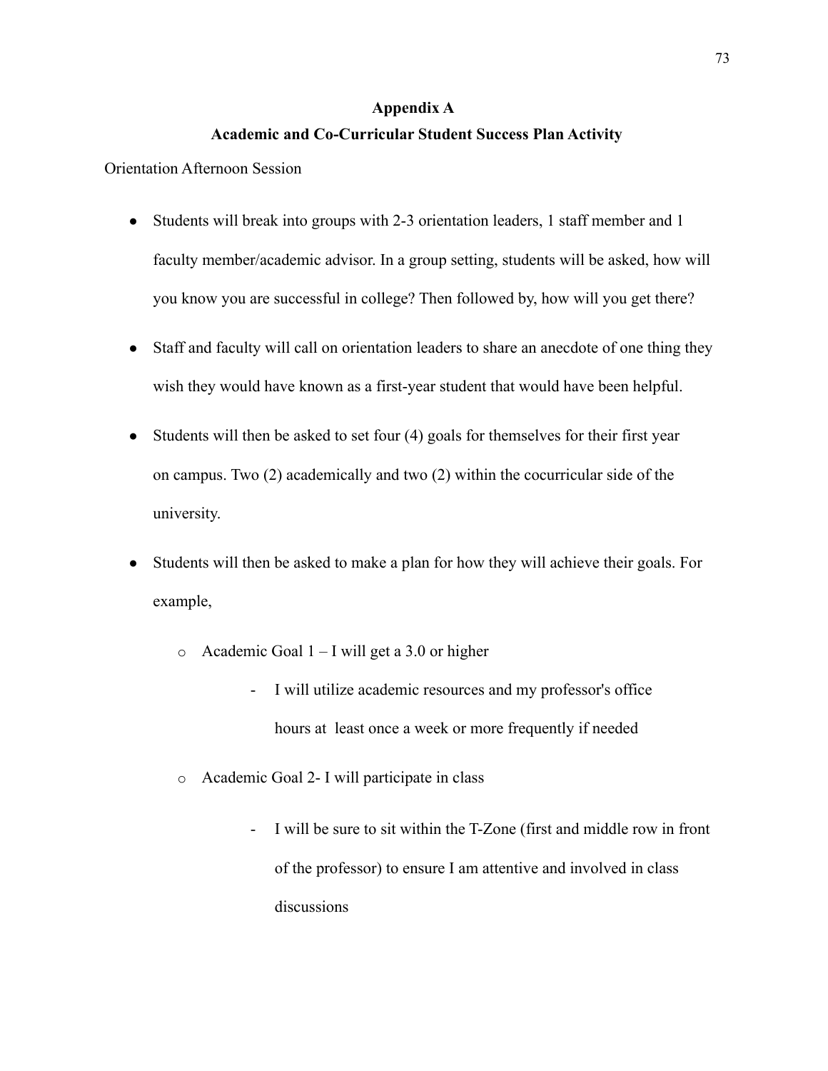## Appendix A

## Academic and Co-Curricular Student Success Plan Activity

Orientation Afternoon Session

- Students will break into groups with 2-3 orientation leaders, 1 staff member and 1 faculty member/academic advisor. In a group setting, students will be asked, how will you know you are successful in college? Then followed by, how will you get there?
- Staff and faculty will call on orientation leaders to share an anecdote of one thing they wish they would have known as a first-year student that would have been helpful.
- Students will then be asked to set four (4) goals for themselves for their first year on campus. Two (2) academically and two (2) within the cocurricular side of the university.
- Students will then be asked to make a plan for how they will achieve their goals. For example,
    - Academic Goal 1 – I will get a 3.0 or higher
        - I will utilize academic resources and my professor's office hours at least once a week or more frequently if needed
    - Academic Goal 2- I will participate in class
        - I will be sure to sit within the T-Zone (first and middle row in front of the professor) to ensure I am attentive and involved in class discussions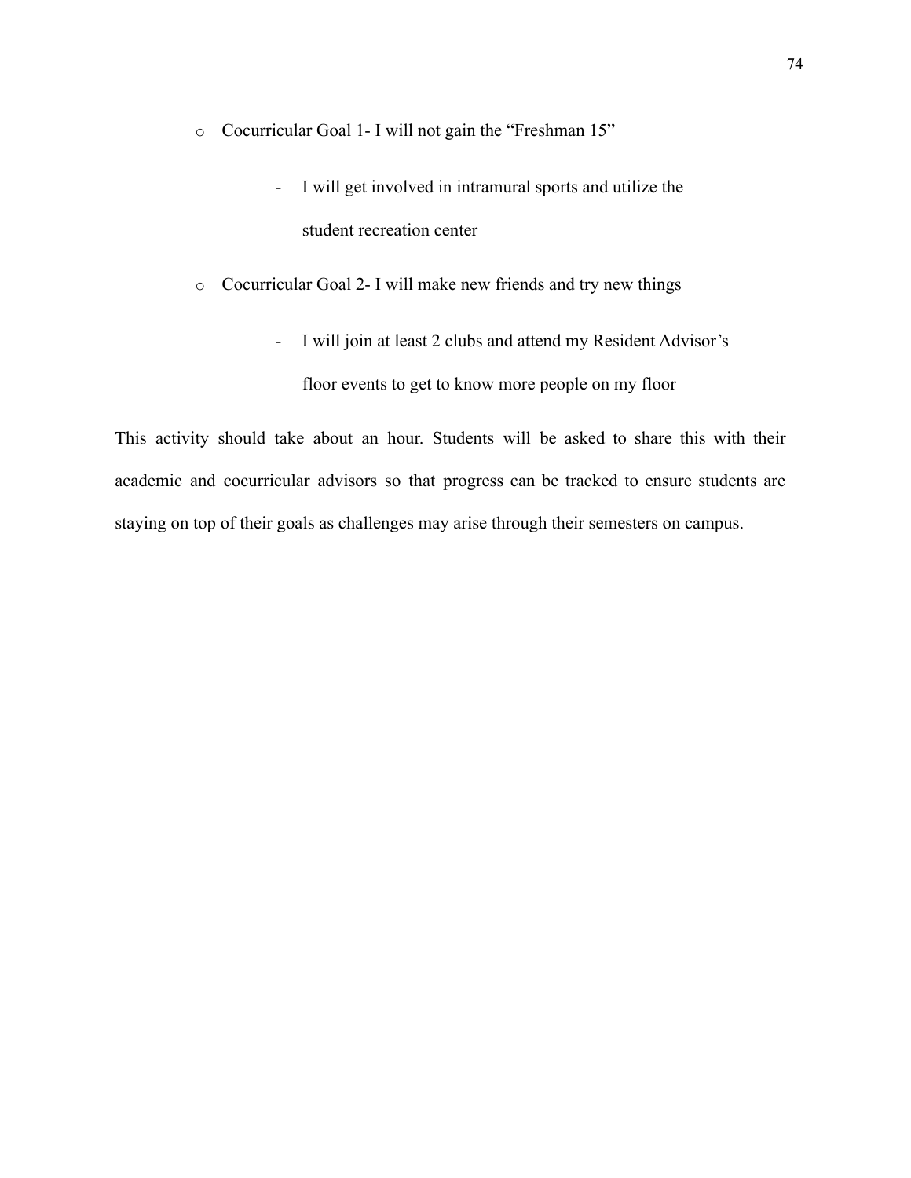- Cocurricular Goal 1- I will not gain the “Freshman 15”
    - I will get involved in intramural sports and utilize the student recreation center
- Cocurricular Goal 2- I will make new friends and try new things
    - I will join at least 2 clubs and attend my Resident Advisor’s floor events to get to know more people on my floor

This activity should take about an hour. Students will be asked to share this with their academic and cocurricular advisors so that progress can be tracked to ensure students are staying on top of their goals as challenges may arise through their semesters on campus.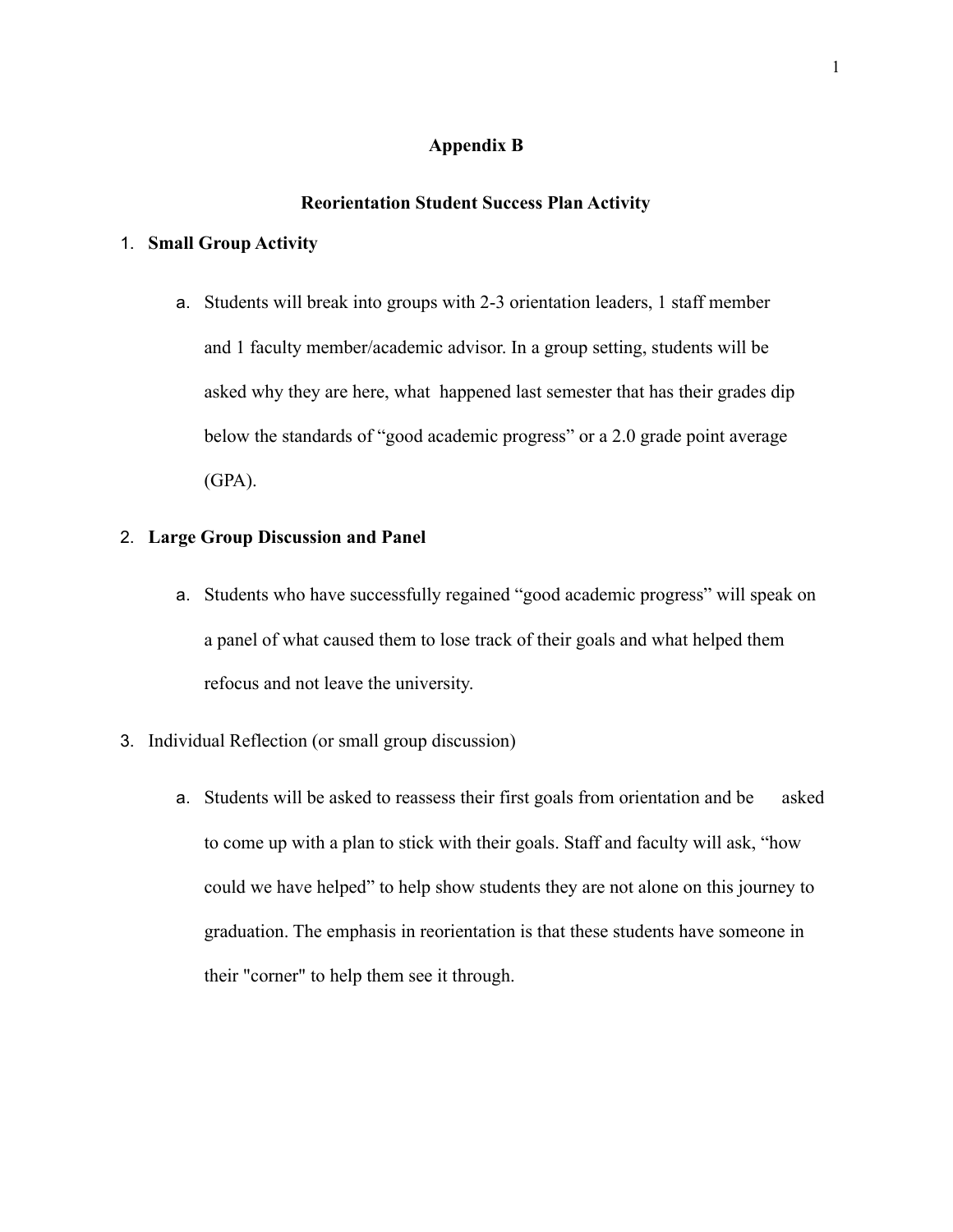# Appendix B

## Reorientation Student Success Plan Activity

1. **Small Group Activity**
   a. Students will break into groups with 2-3 orientation leaders, 1 staff member and 1 faculty member/academic advisor. In a group setting, students will be asked why they are here, what happened last semester that has their grades dip below the standards of “good academic progress” or a 2.0 grade point average (GPA).
2. **Large Group Discussion and Panel**
   a. Students who have successfully regained “good academic progress” will speak on a panel of what caused them to lose track of their goals and what helped them refocus and not leave the university.
3. Individual Reflection (or small group discussion)
   a. Students will be asked to reassess their first goals from orientation and be asked to come up with a plan to stick with their goals. Staff and faculty will ask, “how could we have helped” to help show students they are not alone on this journey to graduation. The emphasis in reorientation is that these students have someone in their "corner" to help them see it through.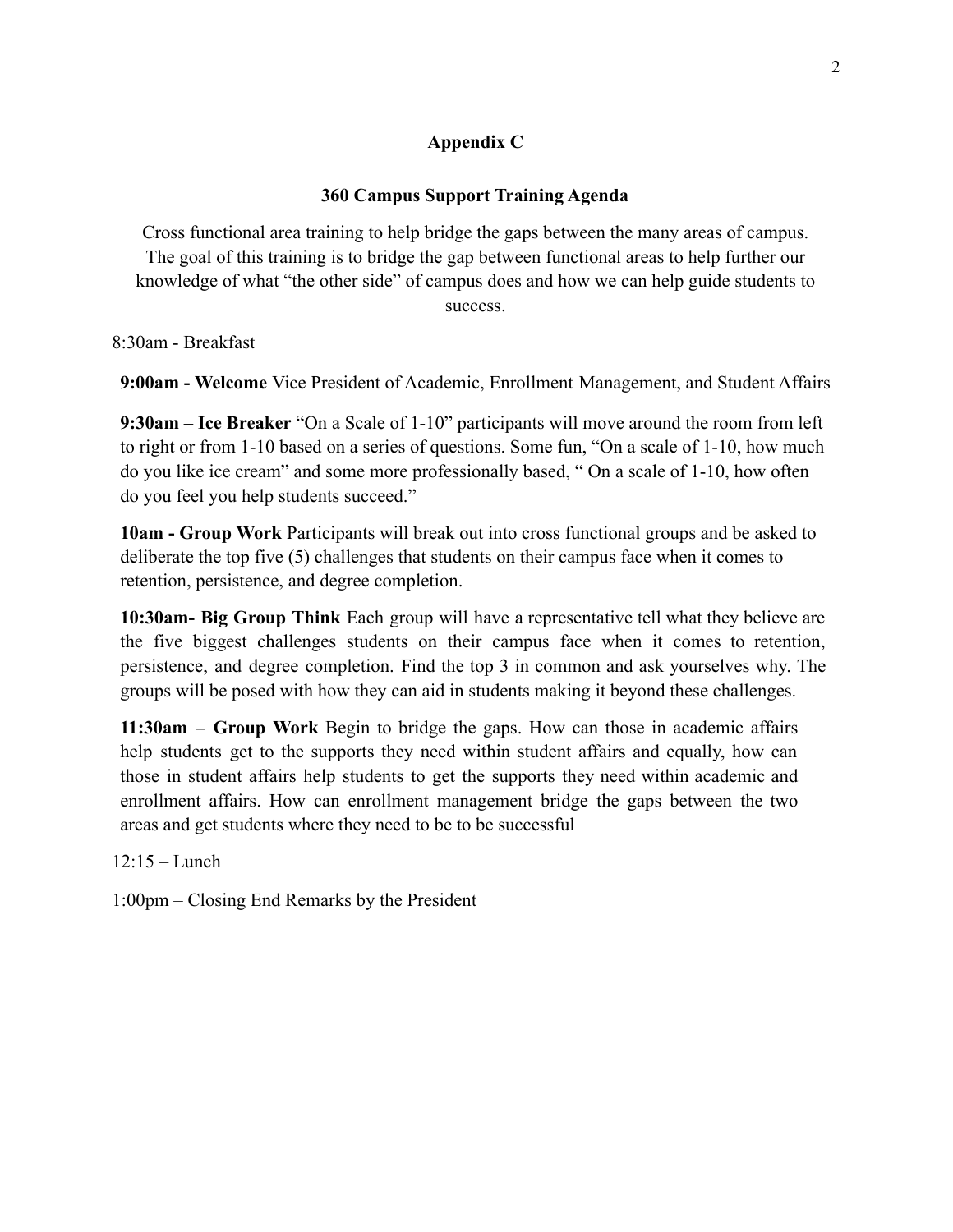# Appendix C

## 360 Campus Support Training Agenda

Cross functional area training to help bridge the gaps between the many areas of campus. The goal of this training is to bridge the gap between functional areas to help further our knowledge of what "the other side" of campus does and how we can help guide students to success.

8:30am - Breakfast

**9:00am - Welcome** Vice President of Academic, Enrollment Management, and Student Affairs

**9:30am – Ice Breaker** "On a Scale of 1-10" participants will move around the room from left to right or from 1-10 based on a series of questions. Some fun, "On a scale of 1-10, how much do you like ice cream" and some more professionally based, " On a scale of 1-10, how often do you feel you help students succeed."

**10am - Group Work** Participants will break out into cross functional groups and be asked to deliberate the top five (5) challenges that students on their campus face when it comes to retention, persistence, and degree completion.

**10:30am- Big Group Think** Each group will have a representative tell what they believe are the five biggest challenges students on their campus face when it comes to retention, persistence, and degree completion. Find the top 3 in common and ask yourselves why. The groups will be posed with how they can aid in students making it beyond these challenges.

**11:30am – Group Work** Begin to bridge the gaps. How can those in academic affairs help students get to the supports they need within student affairs and equally, how can those in student affairs help students to get the supports they need within academic and enrollment affairs. How can enrollment management bridge the gaps between the two areas and get students where they need to be to be successful

12:15 – Lunch

1:00pm – Closing End Remarks by the President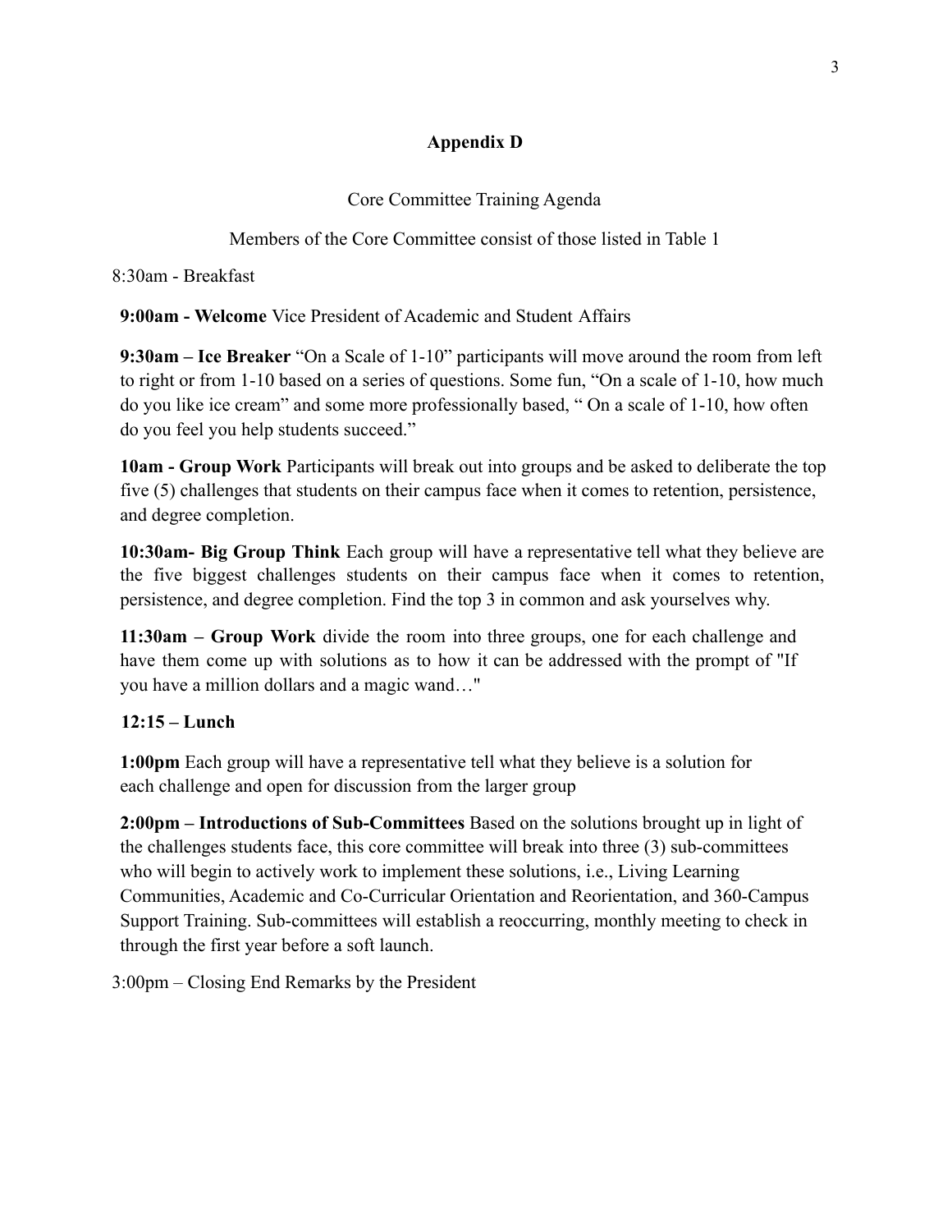## Appendix D

Core Committee Training Agenda

Members of the Core Committee consist of those listed in Table 1

8:30am - Breakfast

**9:00am - Welcome** Vice President of Academic and Student Affairs

**9:30am – Ice Breaker** "On a Scale of 1-10" participants will move around the room from left to right or from 1-10 based on a series of questions. Some fun, "On a scale of 1-10, how much do you like ice cream" and some more professionally based, " On a scale of 1-10, how often do you feel you help students succeed."

**10am - Group Work** Participants will break out into groups and be asked to deliberate the top five (5) challenges that students on their campus face when it comes to retention, persistence, and degree completion.

**10:30am- Big Group Think** Each group will have a representative tell what they believe are the five biggest challenges students on their campus face when it comes to retention, persistence, and degree completion. Find the top 3 in common and ask yourselves why.

**11:30am – Group Work** divide the room into three groups, one for each challenge and have them come up with solutions as to how it can be addressed with the prompt of "If you have a million dollars and a magic wand…"

**12:15 – Lunch**

**1:00pm** Each group will have a representative tell what they believe is a solution for each challenge and open for discussion from the larger group

**2:00pm – Introductions of Sub-Committees** Based on the solutions brought up in light of the challenges students face, this core committee will break into three (3) sub-committees who will begin to actively work to implement these solutions, i.e., Living Learning Communities, Academic and Co-Curricular Orientation and Reorientation, and 360-Campus Support Training. Sub-committees will establish a reoccurring, monthly meeting to check in through the first year before a soft launch.

3:00pm – Closing End Remarks by the President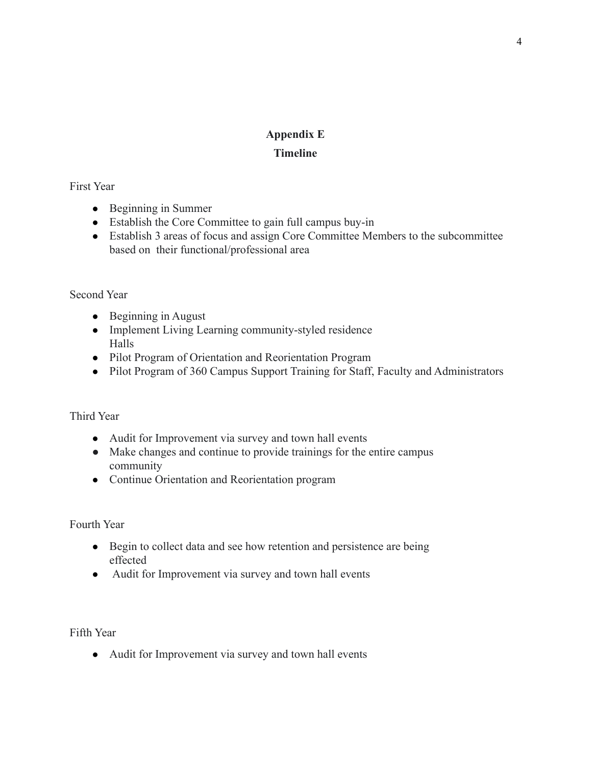## Appendix E

## Timeline

First Year

- Beginning in Summer
- Establish the Core Committee to gain full campus buy-in
- Establish 3 areas of focus and assign Core Committee Members to the subcommittee based on their functional/professional area

Second Year

- Beginning in August
- Implement Living Learning community-styled residence Halls
- Pilot Program of Orientation and Reorientation Program
- Pilot Program of 360 Campus Support Training for Staff, Faculty and Administrators

Third Year

- Audit for Improvement via survey and town hall events
- Make changes and continue to provide trainings for the entire campus community
- Continue Orientation and Reorientation program

Fourth Year

- Begin to collect data and see how retention and persistence are being effected
- Audit for Improvement via survey and town hall events

Fifth Year

- Audit for Improvement via survey and town hall events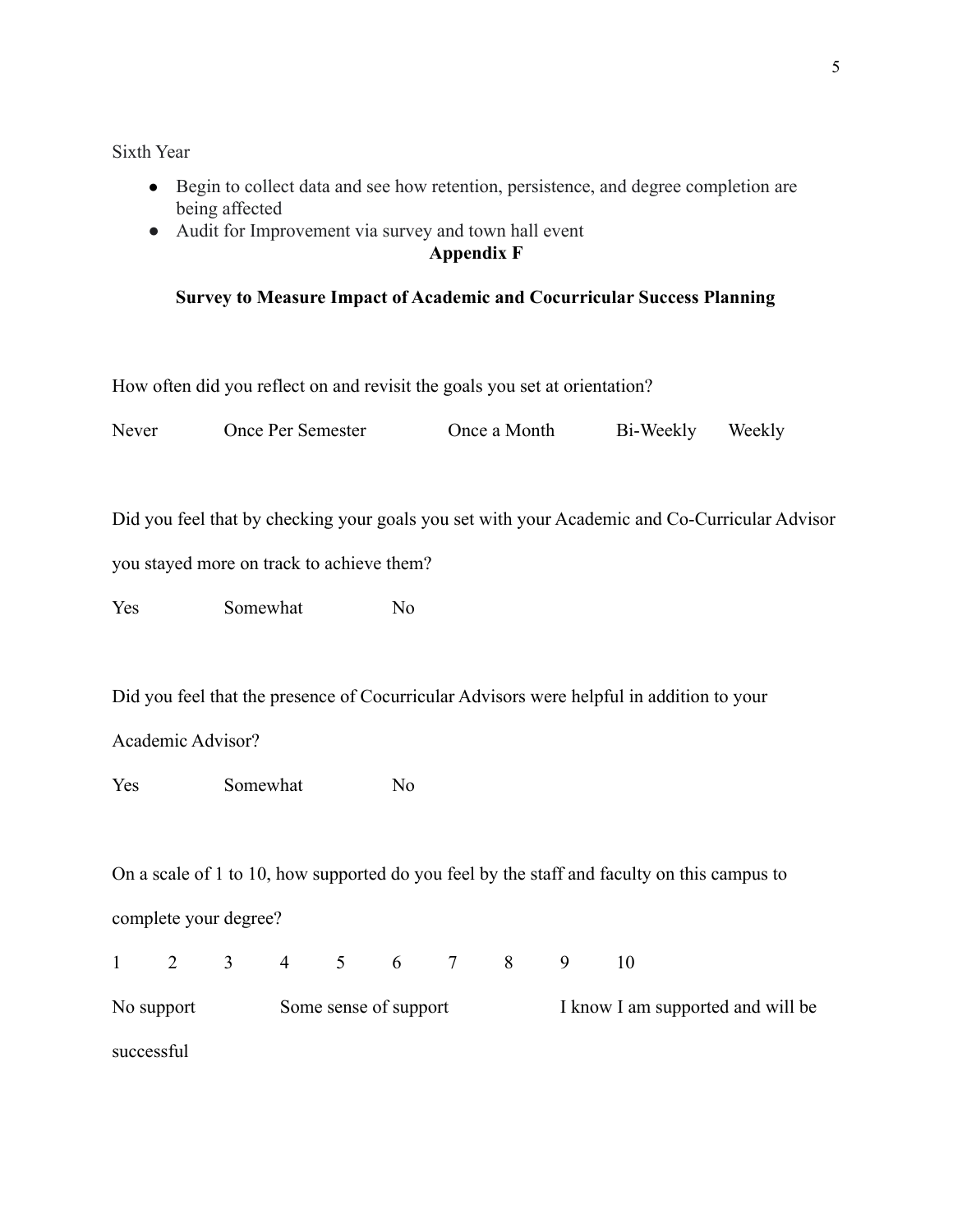Sixth Year

- Begin to collect data and see how retention, persistence, and degree completion are being affected
- Audit for Improvement via survey and town hall event

**Appendix F**

**Survey to Measure Impact of Academic and Cocurricular Success Planning**

How often did you reflect on and revisit the goals you set at orientation?

Never Once Per Semester Once a Month Bi-Weekly Weekly

Did you feel that by checking your goals you set with your Academic and Co-Curricular Advisor you stayed more on track to achieve them?

Yes Somewhat No

Did you feel that the presence of Cocurricular Advisors were helpful in addition to your Academic Advisor?

Yes Somewhat No

On a scale of 1 to 10, how supported do you feel by the staff and faculty on this campus to complete your degree?

1 2 3 4 5 6 7 8 9 10

No support Some sense of support I know I am supported and will be successful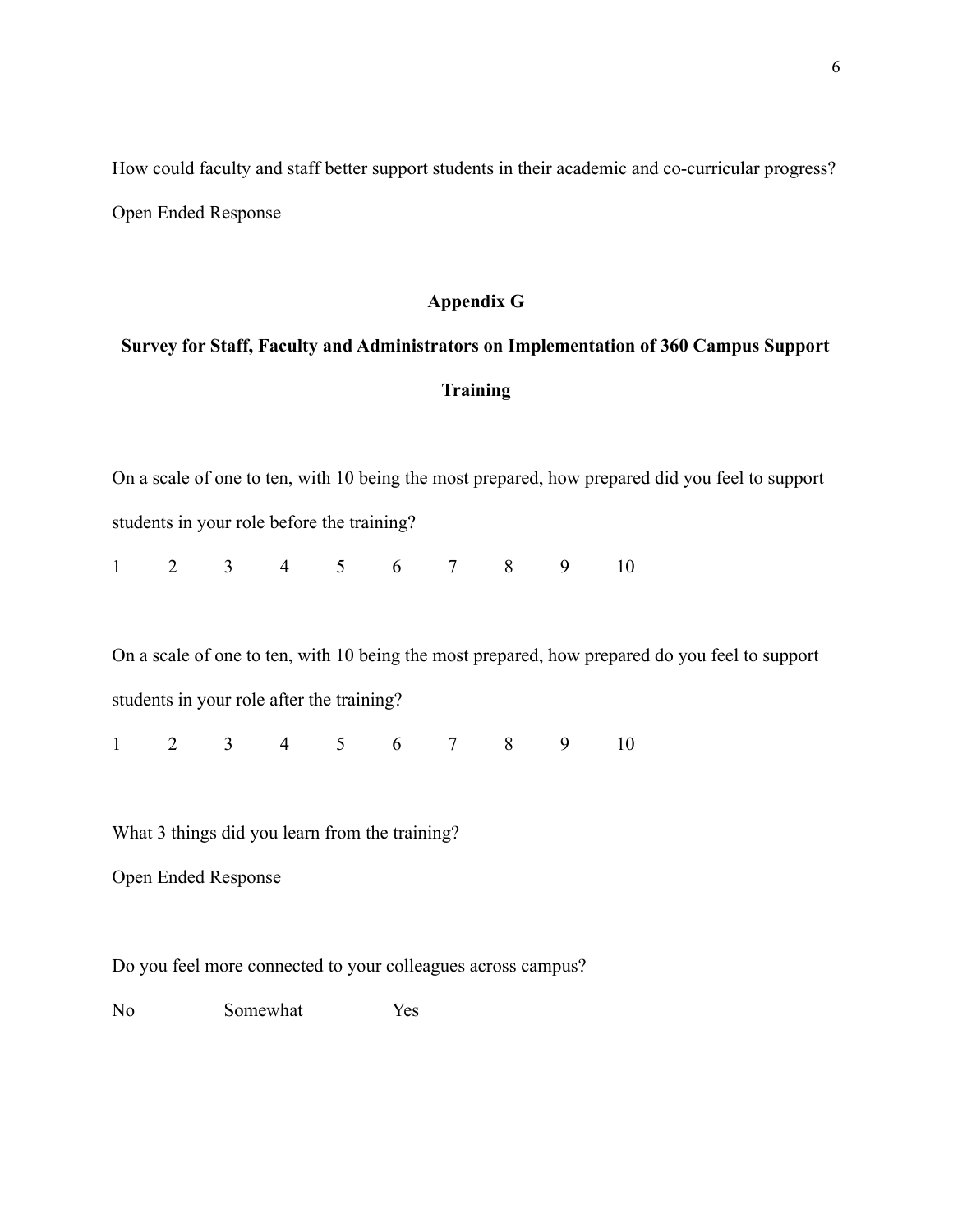How could faculty and staff better support students in their academic and co-curricular progress?

Open Ended Response

## Appendix G

## Survey for Staff, Faculty and Administrators on Implementation of 360 Campus Support Training

On a scale of one to ten, with 10 being the most prepared, how prepared did you feel to support students in your role before the training?

1 2 3 4 5 6 7 8 9 10

On a scale of one to ten, with 10 being the most prepared, how prepared do you feel to support students in your role after the training?

1 2 3 4 5 6 7 8 9 10

What 3 things did you learn from the training?

Open Ended Response

Do you feel more connected to your colleagues across campus?

No Somewhat Yes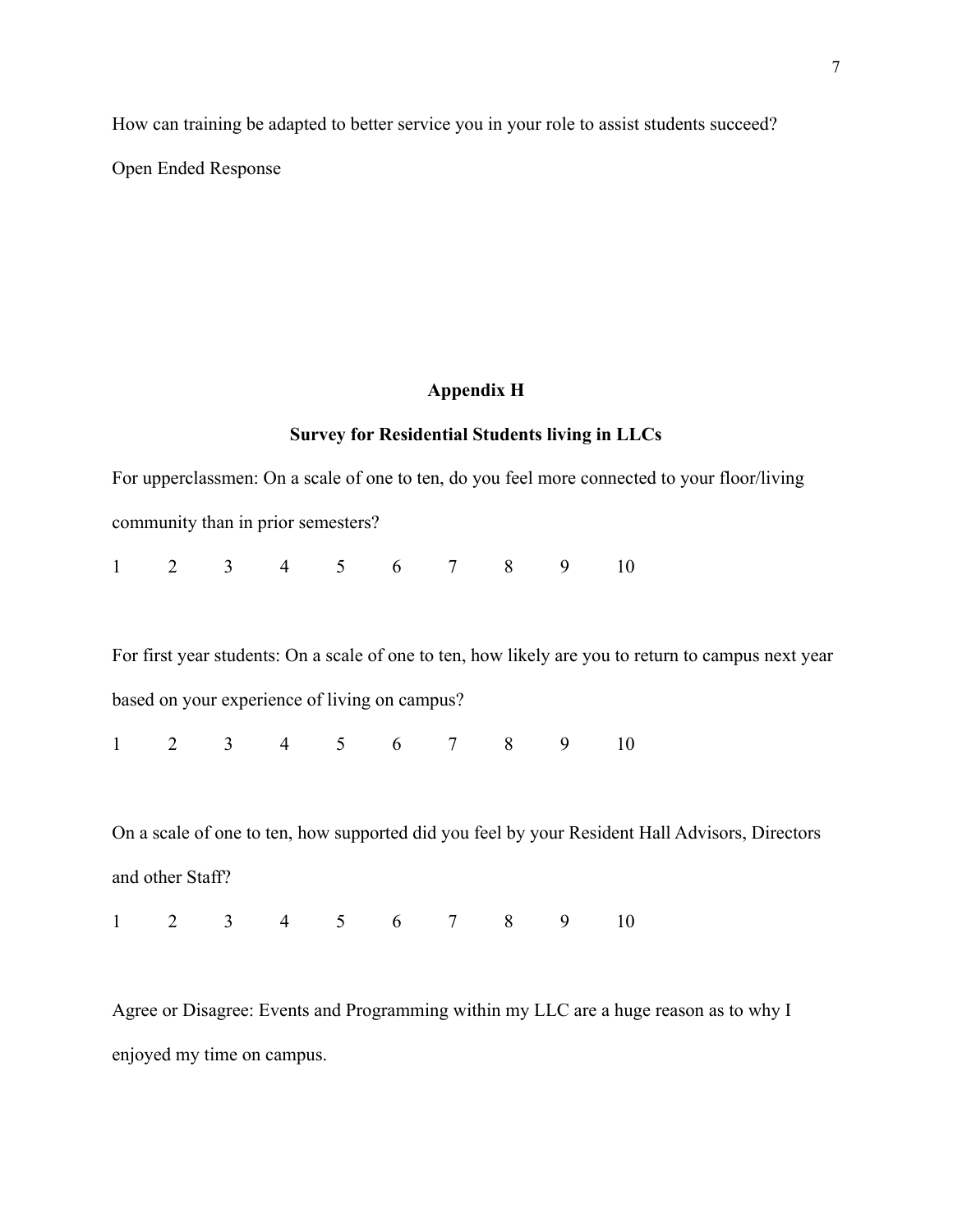How can training be adapted to better service you in your role to assist students succeed?

Open Ended Response

## Appendix H

### Survey for Residential Students living in LLCs

For upperclassmen: On a scale of one to ten, do you feel more connected to your floor/living community than in prior semesters?

1 2 3 4 5 6 7 8 9 10

For first year students: On a scale of one to ten, how likely are you to return to campus next year based on your experience of living on campus?

1 2 3 4 5 6 7 8 9 10

On a scale of one to ten, how supported did you feel by your Resident Hall Advisors, Directors and other Staff?

1 2 3 4 5 6 7 8 9 10

Agree or Disagree: Events and Programming within my LLC are a huge reason as to why I enjoyed my time on campus.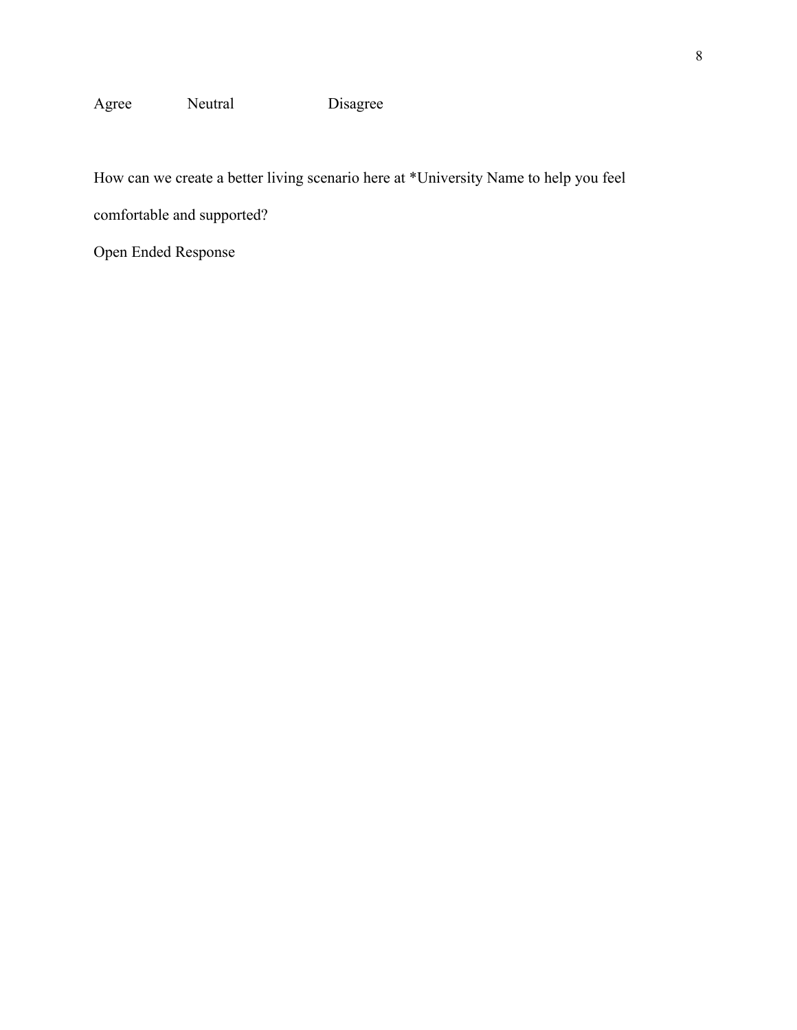Agree Neutral Disagree

How can we create a better living scenario here at *University Name to help you feel comfortable and supported?

Open Ended Response